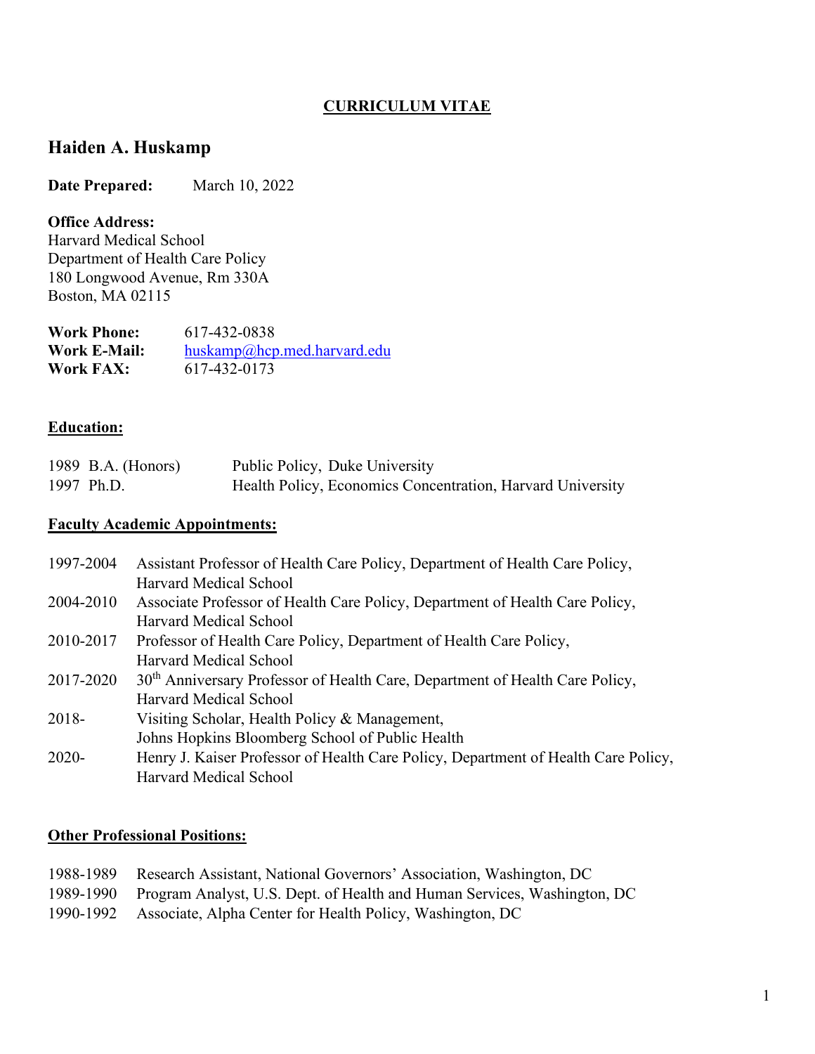**CURRICULUM VITAE**

# Haiden A. Huskamp

**Date Prepared:** March 10, 2022

**Office Address:**
Harvard Medical School
Department of Health Care Policy
180 Longwood Avenue, Rm 330A
Boston, MA 02115

**Work Phone:** 617-432-0838
**Work E-Mail:** huskamp@hcp.med.harvard.edu
**Work FAX:** 617-432-0173

## Education:

| | |
|---|---|
| 1989 B.A. (Honors) | Public Policy, Duke University |
| 1997 Ph.D. | Health Policy, Economics Concentration, Harvard University |

## Faculty Academic Appointments:

| | |
|---|---|
| 1997-2004 | Assistant Professor of Health Care Policy, Department of Health Care Policy, Harvard Medical School |
| 2004-2010 | Associate Professor of Health Care Policy, Department of Health Care Policy, Harvard Medical School |
| 2010-2017 | Professor of Health Care Policy, Department of Health Care Policy, Harvard Medical School |
| 2017-2020 | 30th Anniversary Professor of Health Care, Department of Health Care Policy, Harvard Medical School |
| 2018- | Visiting Scholar, Health Policy & Management, Johns Hopkins Bloomberg School of Public Health |
| 2020- | Henry J. Kaiser Professor of Health Care Policy, Department of Health Care Policy, Harvard Medical School |

## Other Professional Positions:

| | |
|---|---|
| 1988-1989 | Research Assistant, National Governors' Association, Washington, DC |
| 1989-1990 | Program Analyst, U.S. Dept. of Health and Human Services, Washington, DC |
| 1990-1992 | Associate, Alpha Center for Health Policy, Washington, DC |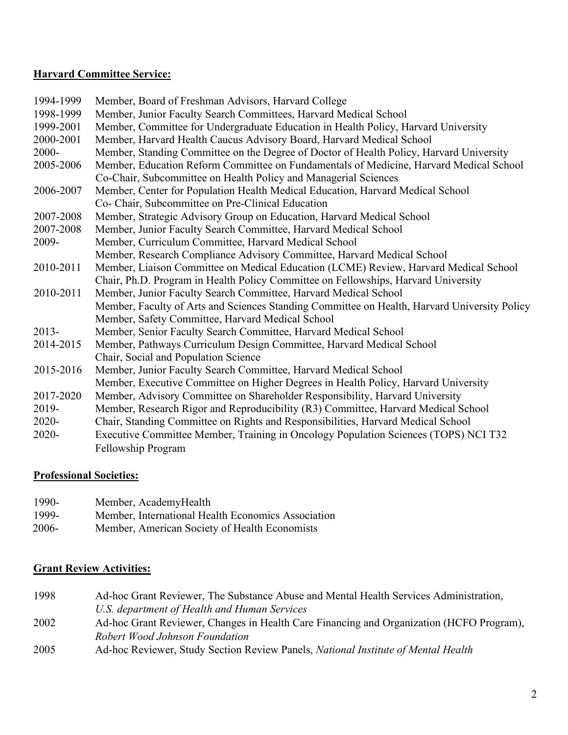**Harvard Committee Service:**

| | |
|---|---|
| 1994-1999 | Member, Board of Freshman Advisors, Harvard College |
| 1998-1999 | Member, Junior Faculty Search Committees, Harvard Medical School |
| 1999-2001 | Member, Committee for Undergraduate Education in Health Policy, Harvard University |
| 2000-2001 | Member, Harvard Health Caucus Advisory Board, Harvard Medical School |
| 2000- | Member, Standing Committee on the Degree of Doctor of Health Policy, Harvard University |
| 2005-2006 | Member, Education Reform Committee on Fundamentals of Medicine, Harvard Medical School<br>Co-Chair, Subcommittee on Health Policy and Managerial Sciences |
| 2006-2007 | Member, Center for Population Health Medical Education, Harvard Medical School<br>Co- Chair, Subcommittee on Pre-Clinical Education |
| 2007-2008 | Member, Strategic Advisory Group on Education, Harvard Medical School |
| 2007-2008 | Member, Junior Faculty Search Committee, Harvard Medical School |
| 2009- | Member, Curriculum Committee, Harvard Medical School<br>Member, Research Compliance Advisory Committee, Harvard Medical School |
| 2010-2011 | Member, Liaison Committee on Medical Education (LCME) Review, Harvard Medical School<br>Chair, Ph.D. Program in Health Policy Committee on Fellowships, Harvard University |
| 2010-2011 | Member, Junior Faculty Search Committee, Harvard Medical School<br>Member, Faculty of Arts and Sciences Standing Committee on Health, Harvard University Policy<br>Member, Safety Committee, Harvard Medical School |
| 2013- | Member, Senior Faculty Search Committee, Harvard Medical School |
| 2014-2015 | Member, Pathways Curriculum Design Committee, Harvard Medical School<br>Chair, Social and Population Science |
| 2015-2016 | Member, Junior Faculty Search Committee, Harvard Medical School<br>Member, Executive Committee on Higher Degrees in Health Policy, Harvard University |
| 2017-2020 | Member, Advisory Committee on Shareholder Responsibility, Harvard University |
| 2019- | Member, Research Rigor and Reproducibility (R3) Committee, Harvard Medical School |
| 2020- | Chair, Standing Committee on Rights and Responsibilities, Harvard Medical School |
| 2020- | Executive Committee Member, Training in Oncology Population Sciences (TOPS) NCI T32 Fellowship Program |

**Professional Societies:**

| | |
|---|---|
| 1990- | Member, AcademyHealth |
| 1999- | Member, International Health Economics Association |
| 2006- | Member, American Society of Health Economists |

**Grant Review Activities:**

| | |
|---|---|
| 1998 | Ad-hoc Grant Reviewer, The Substance Abuse and Mental Health Services Administration, *U.S. department of Health and Human Services* |
| 2002 | Ad-hoc Grant Reviewer, Changes in Health Care Financing and Organization (HCFO Program), *Robert Wood Johnson Foundation* |
| 2005 | Ad-hoc Reviewer, Study Section Review Panels, *National Institute of Mental Health* |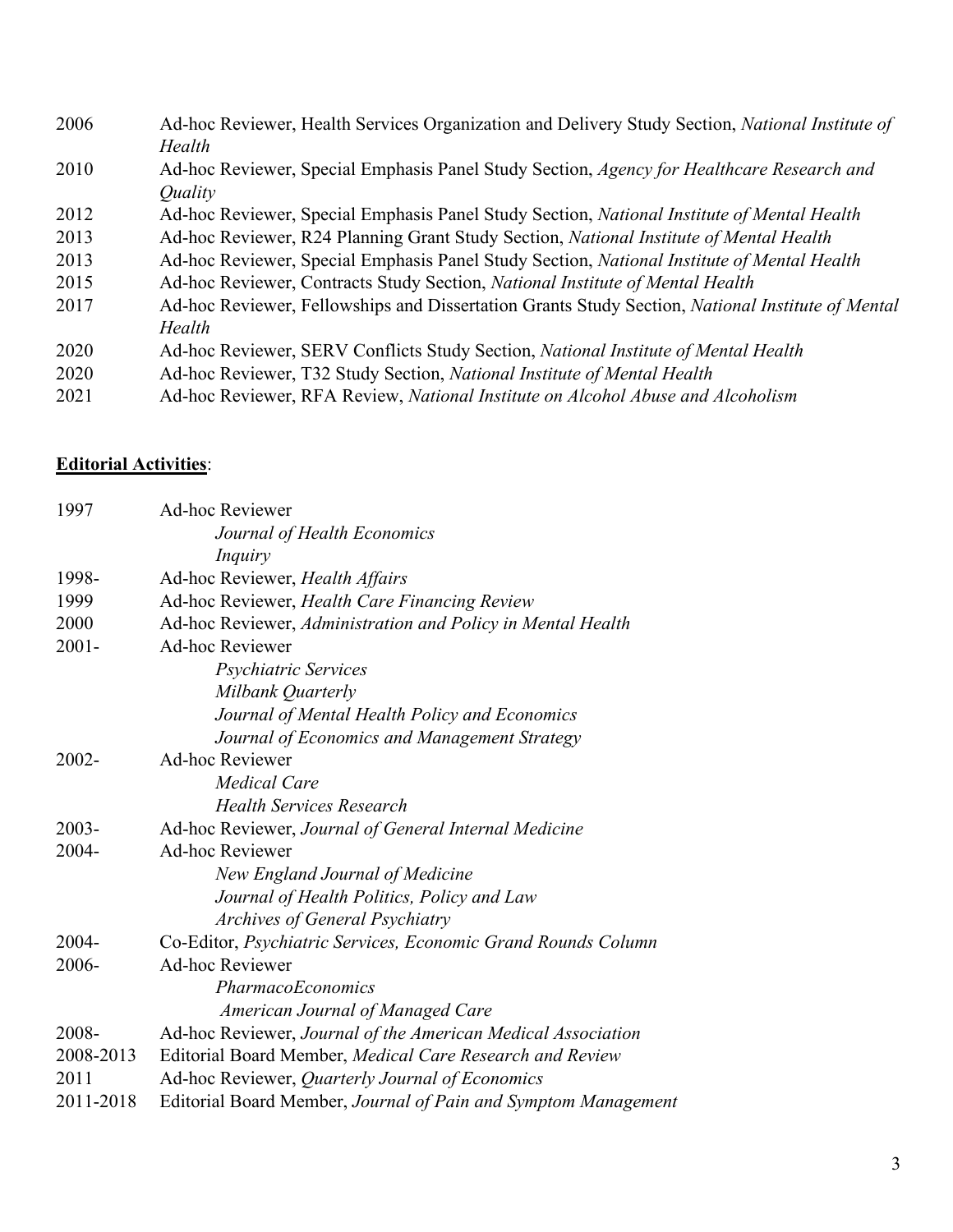2006 Ad-hoc Reviewer, Health Services Organization and Delivery Study Section, *National Institute of Health*

2010 Ad-hoc Reviewer, Special Emphasis Panel Study Section, *Agency for Healthcare Research and Quality*

2012 Ad-hoc Reviewer, Special Emphasis Panel Study Section, *National Institute of Mental Health*

2013 Ad-hoc Reviewer, R24 Planning Grant Study Section, *National Institute of Mental Health*

2013 Ad-hoc Reviewer, Special Emphasis Panel Study Section, *National Institute of Mental Health*

2015 Ad-hoc Reviewer, Contracts Study Section, *National Institute of Mental Health*

2017 Ad-hoc Reviewer, Fellowships and Dissertation Grants Study Section, *National Institute of Mental Health*

2020 Ad-hoc Reviewer, SERV Conflicts Study Section, *National Institute of Mental Health*

2020 Ad-hoc Reviewer, T32 Study Section, *National Institute of Mental Health*

2021 Ad-hoc Reviewer, RFA Review, *National Institute on Alcohol Abuse and Alcoholism*

**Editorial Activities**:

1997 Ad-hoc Reviewer
- *Journal of Health Economics*
- *Inquiry*

1998- Ad-hoc Reviewer, *Health Affairs*

1999 Ad-hoc Reviewer, *Health Care Financing Review*

2000 Ad-hoc Reviewer, *Administration and Policy in Mental Health*

2001- Ad-hoc Reviewer
- *Psychiatric Services*
- *Milbank Quarterly*
- *Journal of Mental Health Policy and Economics*
- *Journal of Economics and Management Strategy*

2002- Ad-hoc Reviewer
- *Medical Care*
- *Health Services Research*

2003- Ad-hoc Reviewer, *Journal of General Internal Medicine*

2004- Ad-hoc Reviewer
- *New England Journal of Medicine*
- *Journal of Health Politics, Policy and Law*
- *Archives of General Psychiatry*

2004- Co-Editor, *Psychiatric Services, Economic Grand Rounds Column*

2006- Ad-hoc Reviewer
- *PharmacoEconomics*
- *American Journal of Managed Care*

2008- Ad-hoc Reviewer, *Journal of the American Medical Association*

2008-2013 Editorial Board Member, *Medical Care Research and Review*

2011 Ad-hoc Reviewer, *Quarterly Journal of Economics*

2011-2018 Editorial Board Member, *Journal of Pain and Symptom Management*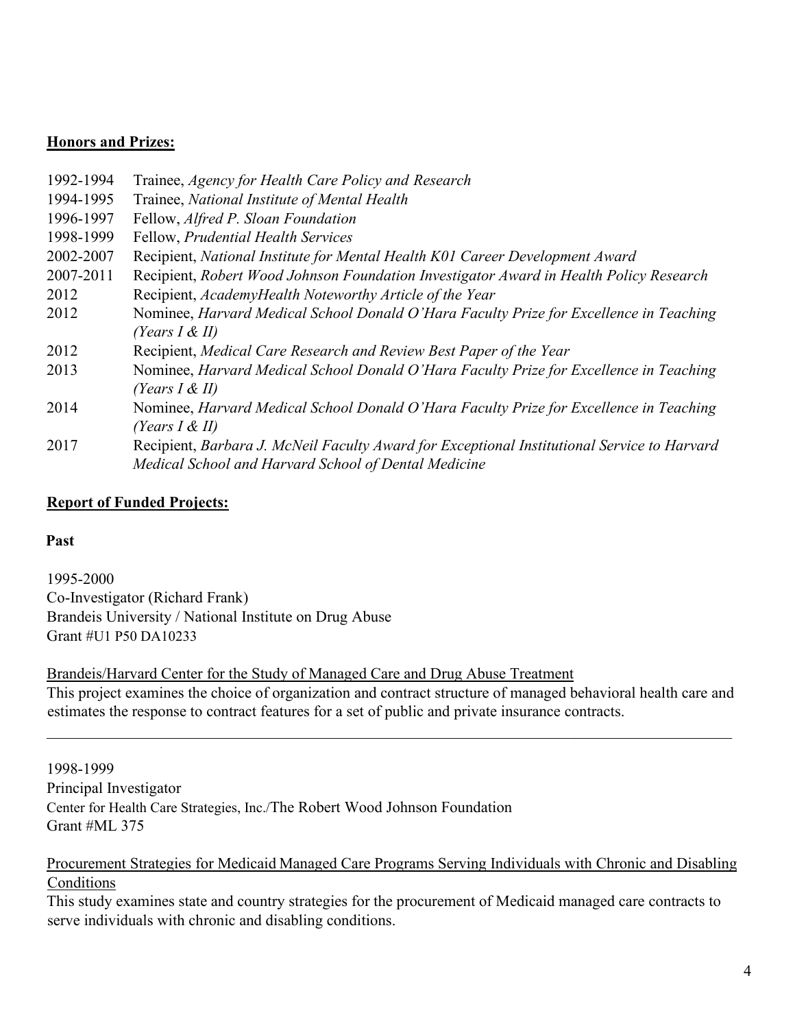## **Honors and Prizes:**

| | |
|---|---|
| 1992-1994 | Trainee, *Agency for Health Care Policy and Research* |
| 1994-1995 | Trainee, *National Institute of Mental Health* |
| 1996-1997 | Fellow, *Alfred P. Sloan Foundation* |
| 1998-1999 | Fellow, *Prudential Health Services* |
| 2002-2007 | Recipient, *National Institute for Mental Health K01 Career Development Award* |
| 2007-2011 | Recipient, *Robert Wood Johnson Foundation Investigator Award in Health Policy Research* |
| 2012 | Recipient, *AcademyHealth Noteworthy Article of the Year* |
| 2012 | Nominee, *Harvard Medical School Donald O'Hara Faculty Prize for Excellence in Teaching (Years I & II)* |
| 2012 | Recipient, *Medical Care Research and Review Best Paper of the Year* |
| 2013 | Nominee, *Harvard Medical School Donald O'Hara Faculty Prize for Excellence in Teaching (Years I & II)* |
| 2014 | Nominee, *Harvard Medical School Donald O'Hara Faculty Prize for Excellence in Teaching (Years I & II)* |
| 2017 | Recipient, *Barbara J. McNeil Faculty Award for Exceptional Institutional Service to Harvard Medical School and Harvard School of Dental Medicine* |

## **Report of Funded Projects:**

### **Past**

1995-2000
Co-Investigator (Richard Frank)
Brandeis University / National Institute on Drug Abuse
Grant #U1 P50 DA10233

Brandeis/Harvard Center for the Study of Managed Care and Drug Abuse Treatment
This project examines the choice of organization and contract structure of managed behavioral health care and estimates the response to contract features for a set of public and private insurance contracts.

---

1998-1999
Principal Investigator
Center for Health Care Strategies, Inc./The Robert Wood Johnson Foundation
Grant #ML 375

Procurement Strategies for Medicaid Managed Care Programs Serving Individuals with Chronic and Disabling Conditions
This study examines state and country strategies for the procurement of Medicaid managed care contracts to serve individuals with chronic and disabling conditions.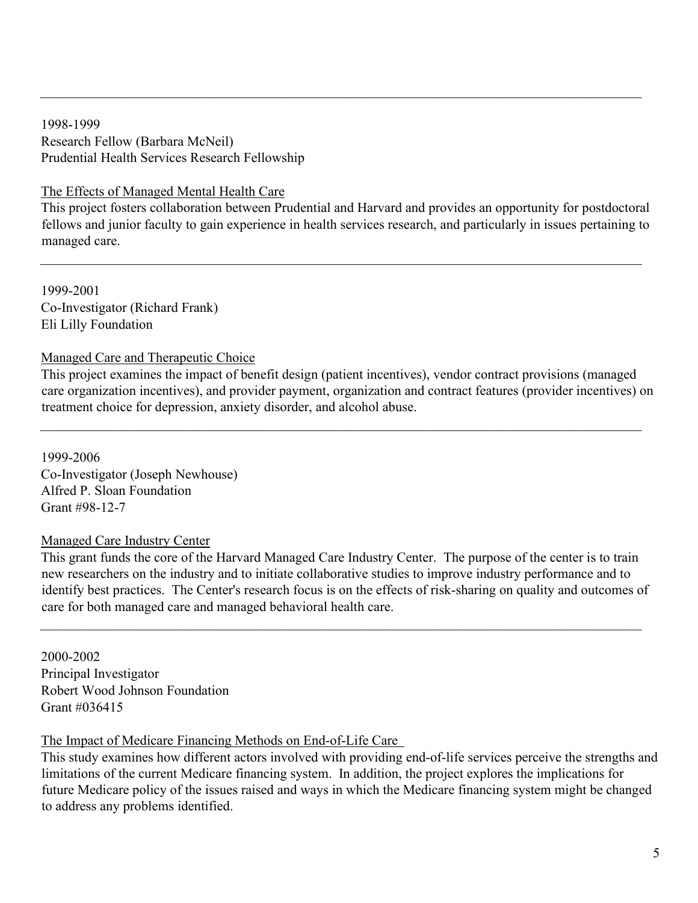---

1998-1999
Research Fellow (Barbara McNeil)
Prudential Health Services Research Fellowship

<u>The Effects of Managed Mental Health Care</u>
This project fosters collaboration between Prudential and Harvard and provides an opportunity for postdoctoral fellows and junior faculty to gain experience in health services research, and particularly in issues pertaining to managed care.

---

1999-2001
Co-Investigator (Richard Frank)
Eli Lilly Foundation

<u>Managed Care and Therapeutic Choice</u>
This project examines the impact of benefit design (patient incentives), vendor contract provisions (managed care organization incentives), and provider payment, organization and contract features (provider incentives) on treatment choice for depression, anxiety disorder, and alcohol abuse.

---

1999-2006
Co-Investigator (Joseph Newhouse)
Alfred P. Sloan Foundation
Grant #98-12-7

<u>Managed Care Industry Center</u>
This grant funds the core of the Harvard Managed Care Industry Center. The purpose of the center is to train new researchers on the industry and to initiate collaborative studies to improve industry performance and to identify best practices. The Center's research focus is on the effects of risk-sharing on quality and outcomes of care for both managed care and managed behavioral health care.

---

2000-2002
Principal Investigator
Robert Wood Johnson Foundation
Grant #036415

<u>The Impact of Medicare Financing Methods on End-of-Life Care</u>
This study examines how different actors involved with providing end-of-life services perceive the strengths and limitations of the current Medicare financing system. In addition, the project explores the implications for future Medicare policy of the issues raised and ways in which the Medicare financing system might be changed to address any problems identified.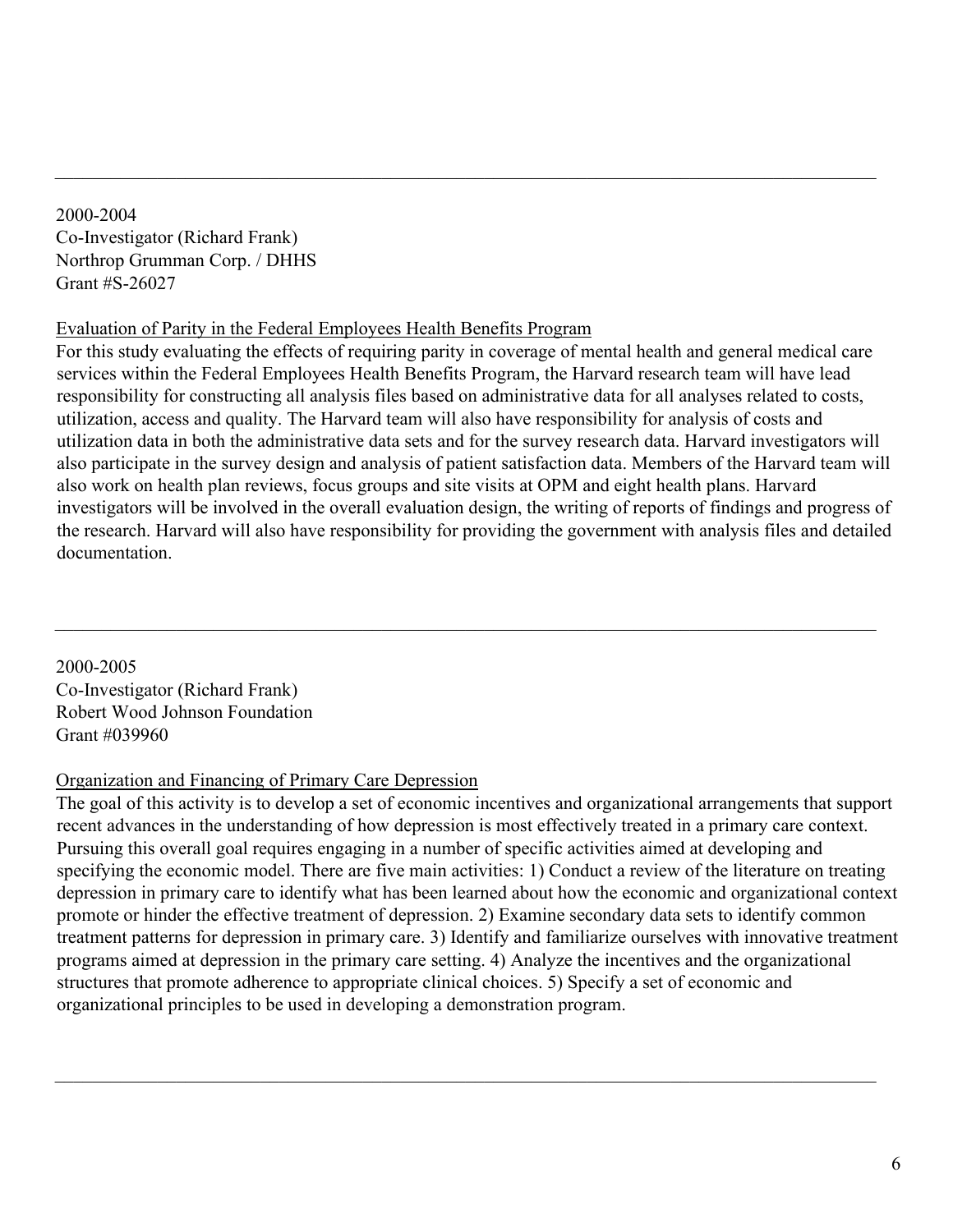---

2000-2004
Co-Investigator (Richard Frank)
Northrop Grumman Corp. / DHHS
Grant #S-26027

Evaluation of Parity in the Federal Employees Health Benefits Program

For this study evaluating the effects of requiring parity in coverage of mental health and general medical care services within the Federal Employees Health Benefits Program, the Harvard research team will have lead responsibility for constructing all analysis files based on administrative data for all analyses related to costs, utilization, access and quality. The Harvard team will also have responsibility for analysis of costs and utilization data in both the administrative data sets and for the survey research data. Harvard investigators will also participate in the survey design and analysis of patient satisfaction data. Members of the Harvard team will also work on health plan reviews, focus groups and site visits at OPM and eight health plans. Harvard investigators will be involved in the overall evaluation design, the writing of reports of findings and progress of the research. Harvard will also have responsibility for providing the government with analysis files and detailed documentation.

---

2000-2005
Co-Investigator (Richard Frank)
Robert Wood Johnson Foundation
Grant #039960

Organization and Financing of Primary Care Depression

The goal of this activity is to develop a set of economic incentives and organizational arrangements that support recent advances in the understanding of how depression is most effectively treated in a primary care context. Pursuing this overall goal requires engaging in a number of specific activities aimed at developing and specifying the economic model. There are five main activities: 1) Conduct a review of the literature on treating depression in primary care to identify what has been learned about how the economic and organizational context promote or hinder the effective treatment of depression. 2) Examine secondary data sets to identify common treatment patterns for depression in primary care. 3) Identify and familiarize ourselves with innovative treatment programs aimed at depression in the primary care setting. 4) Analyze the incentives and the organizational structures that promote adherence to appropriate clinical choices. 5) Specify a set of economic and organizational principles to be used in developing a demonstration program.

---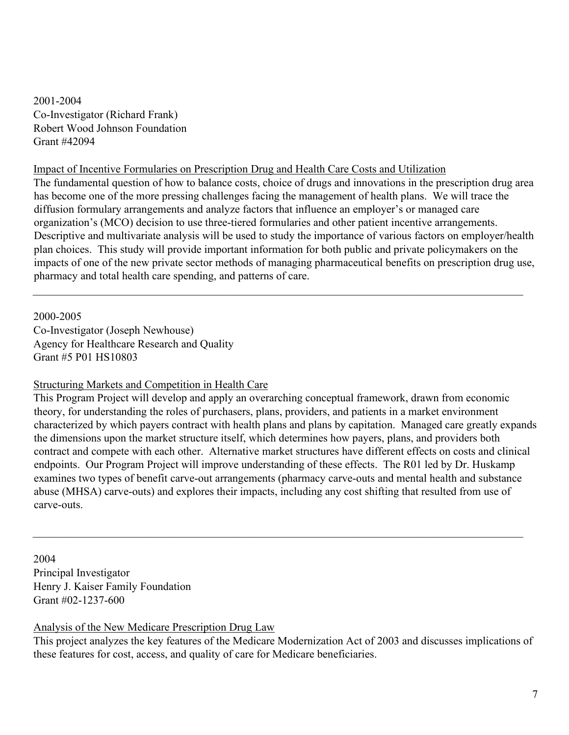2001-2004
Co-Investigator (Richard Frank)
Robert Wood Johnson Foundation
Grant #42094

<u>Impact of Incentive Formularies on Prescription Drug and Health Care Costs and Utilization</u>
The fundamental question of how to balance costs, choice of drugs and innovations in the prescription drug area has become one of the more pressing challenges facing the management of health plans. We will trace the diffusion formulary arrangements and analyze factors that influence an employer's or managed care organization's (MCO) decision to use three-tiered formularies and other patient incentive arrangements. Descriptive and multivariate analysis will be used to study the importance of various factors on employer/health plan choices. This study will provide important information for both public and private policymakers on the impacts of one of the new private sector methods of managing pharmaceutical benefits on prescription drug use, pharmacy and total health care spending, and patterns of care.

---

2000-2005
Co-Investigator (Joseph Newhouse)
Agency for Healthcare Research and Quality
Grant #5 P01 HS10803

<u>Structuring Markets and Competition in Health Care</u>
This Program Project will develop and apply an overarching conceptual framework, drawn from economic theory, for understanding the roles of purchasers, plans, providers, and patients in a market environment characterized by which payers contract with health plans and plans by capitation. Managed care greatly expands the dimensions upon the market structure itself, which determines how payers, plans, and providers both contract and compete with each other. Alternative market structures have different effects on costs and clinical endpoints. Our Program Project will improve understanding of these effects. The R01 led by Dr. Huskamp examines two types of benefit carve-out arrangements (pharmacy carve-outs and mental health and substance abuse (MHSA) carve-outs) and explores their impacts, including any cost shifting that resulted from use of carve-outs.

---

2004
Principal Investigator
Henry J. Kaiser Family Foundation
Grant #02-1237-600

<u>Analysis of the New Medicare Prescription Drug Law</u>
This project analyzes the key features of the Medicare Modernization Act of 2003 and discusses implications of these features for cost, access, and quality of care for Medicare beneficiaries.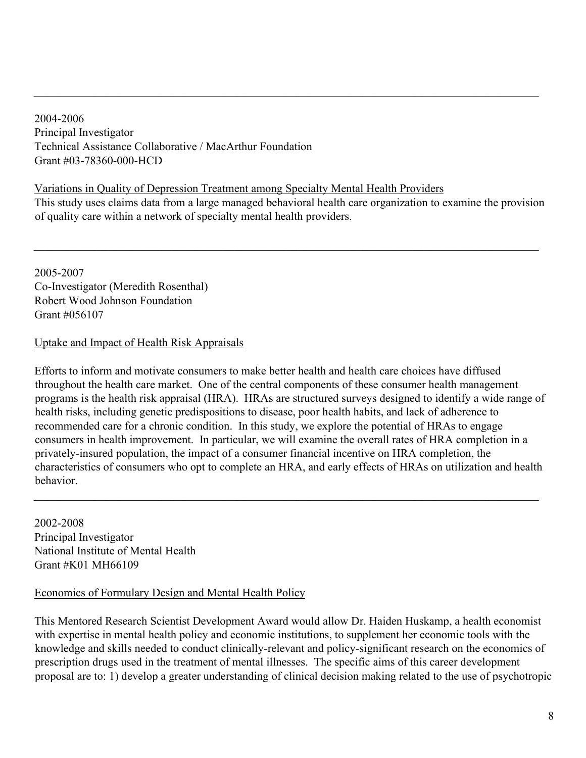---

2004-2006
Principal Investigator
Technical Assistance Collaborative / MacArthur Foundation
Grant #03-78360-000-HCD

Variations in Quality of Depression Treatment among Specialty Mental Health Providers
This study uses claims data from a large managed behavioral health care organization to examine the provision of quality care within a network of specialty mental health providers.

---

2005-2007
Co-Investigator (Meredith Rosenthal)
Robert Wood Johnson Foundation
Grant #056107

Uptake and Impact of Health Risk Appraisals

Efforts to inform and motivate consumers to make better health and health care choices have diffused throughout the health care market. One of the central components of these consumer health management programs is the health risk appraisal (HRA). HRAs are structured surveys designed to identify a wide range of health risks, including genetic predispositions to disease, poor health habits, and lack of adherence to recommended care for a chronic condition. In this study, we explore the potential of HRAs to engage consumers in health improvement. In particular, we will examine the overall rates of HRA completion in a privately-insured population, the impact of a consumer financial incentive on HRA completion, the characteristics of consumers who opt to complete an HRA, and early effects of HRAs on utilization and health behavior.

---

2002-2008
Principal Investigator
National Institute of Mental Health
Grant #K01 MH66109

Economics of Formulary Design and Mental Health Policy

This Mentored Research Scientist Development Award would allow Dr. Haiden Huskamp, a health economist with expertise in mental health policy and economic institutions, to supplement her economic tools with the knowledge and skills needed to conduct clinically-relevant and policy-significant research on the economics of prescription drugs used in the treatment of mental illnesses. The specific aims of this career development proposal are to: 1) develop a greater understanding of clinical decision making related to the use of psychotropic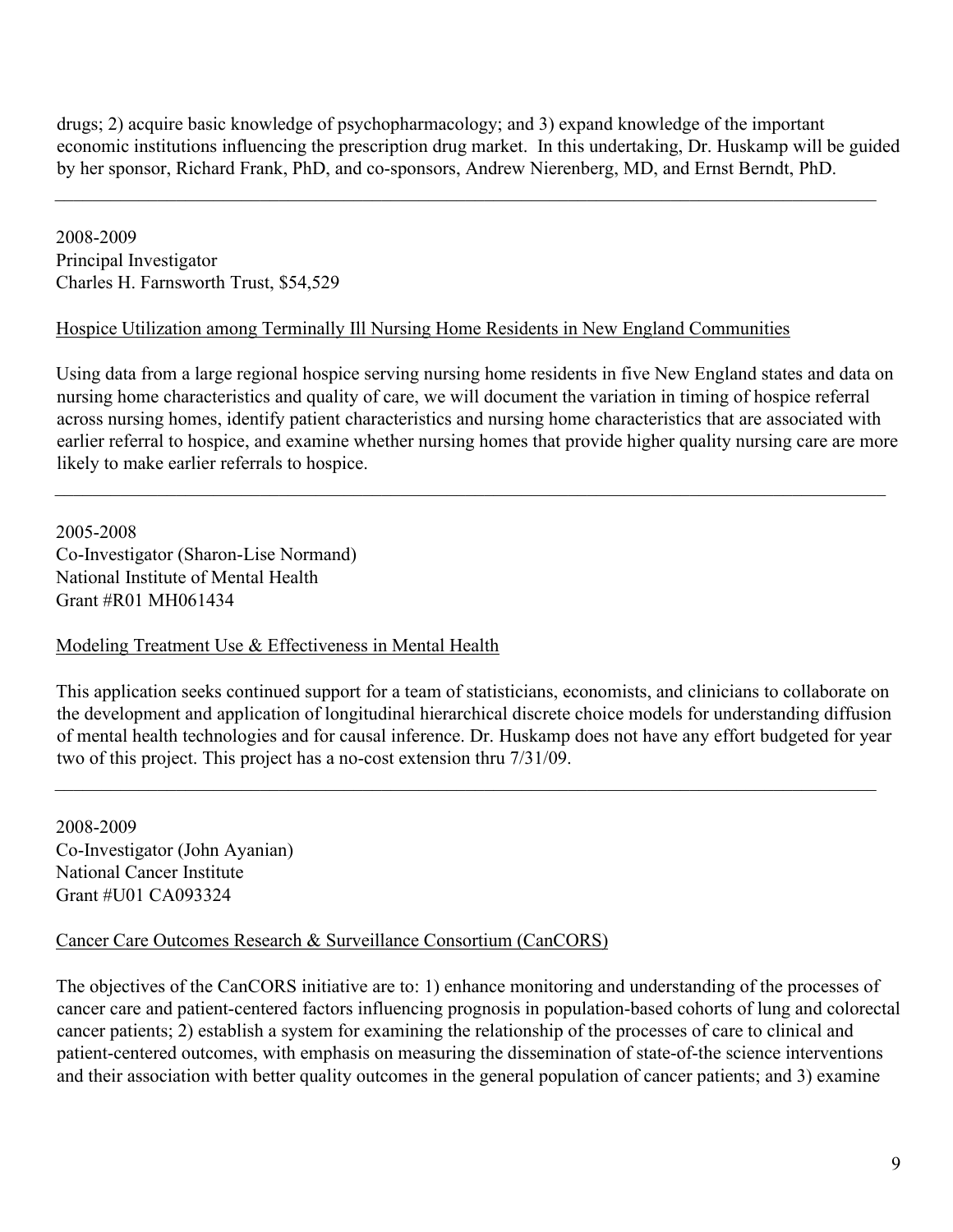drugs; 2) acquire basic knowledge of psychopharmacology; and 3) expand knowledge of the important economic institutions influencing the prescription drug market. In this undertaking, Dr. Huskamp will be guided by her sponsor, Richard Frank, PhD, and co-sponsors, Andrew Nierenberg, MD, and Ernst Berndt, PhD.

---

2008-2009
Principal Investigator
Charles H. Farnsworth Trust, $54,529

Hospice Utilization among Terminally Ill Nursing Home Residents in New England Communities

Using data from a large regional hospice serving nursing home residents in five New England states and data on nursing home characteristics and quality of care, we will document the variation in timing of hospice referral across nursing homes, identify patient characteristics and nursing home characteristics that are associated with earlier referral to hospice, and examine whether nursing homes that provide higher quality nursing care are more likely to make earlier referrals to hospice.

---

2005-2008
Co-Investigator (Sharon-Lise Normand)
National Institute of Mental Health
Grant #R01 MH061434

Modeling Treatment Use & Effectiveness in Mental Health

This application seeks continued support for a team of statisticians, economists, and clinicians to collaborate on the development and application of longitudinal hierarchical discrete choice models for understanding diffusion of mental health technologies and for causal inference. Dr. Huskamp does not have any effort budgeted for year two of this project. This project has a no-cost extension thru 7/31/09.

---

2008-2009
Co-Investigator (John Ayanian)
National Cancer Institute
Grant #U01 CA093324

Cancer Care Outcomes Research & Surveillance Consortium (CanCORS)

The objectives of the CanCORS initiative are to: 1) enhance monitoring and understanding of the processes of cancer care and patient-centered factors influencing prognosis in population-based cohorts of lung and colorectal cancer patients; 2) establish a system for examining the relationship of the processes of care to clinical and patient-centered outcomes, with emphasis on measuring the dissemination of state-of-the science interventions and their association with better quality outcomes in the general population of cancer patients; and 3) examine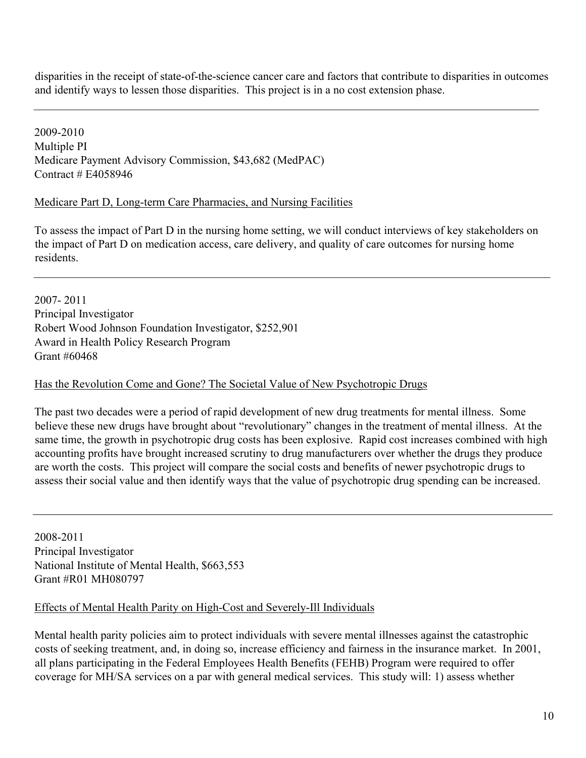disparities in the receipt of state-of-the-science cancer care and factors that contribute to disparities in outcomes and identify ways to lessen those disparities. This project is in a no cost extension phase.

---

2009-2010
Multiple PI
Medicare Payment Advisory Commission, $43,682 (MedPAC)
Contract # E4058946

Medicare Part D, Long-term Care Pharmacies, and Nursing Facilities

To assess the impact of Part D in the nursing home setting, we will conduct interviews of key stakeholders on the impact of Part D on medication access, care delivery, and quality of care outcomes for nursing home residents.

---

2007- 2011
Principal Investigator
Robert Wood Johnson Foundation Investigator, $252,901
Award in Health Policy Research Program
Grant #60468

Has the Revolution Come and Gone? The Societal Value of New Psychotropic Drugs

The past two decades were a period of rapid development of new drug treatments for mental illness. Some believe these new drugs have brought about "revolutionary" changes in the treatment of mental illness. At the same time, the growth in psychotropic drug costs has been explosive. Rapid cost increases combined with high accounting profits have brought increased scrutiny to drug manufacturers over whether the drugs they produce are worth the costs. This project will compare the social costs and benefits of newer psychotropic drugs to assess their social value and then identify ways that the value of psychotropic drug spending can be increased.

---

2008-2011
Principal Investigator
National Institute of Mental Health, $663,553
Grant #R01 MH080797

Effects of Mental Health Parity on High-Cost and Severely-Ill Individuals

Mental health parity policies aim to protect individuals with severe mental illnesses against the catastrophic costs of seeking treatment, and, in doing so, increase efficiency and fairness in the insurance market. In 2001, all plans participating in the Federal Employees Health Benefits (FEHB) Program were required to offer coverage for MH/SA services on a par with general medical services. This study will: 1) assess whether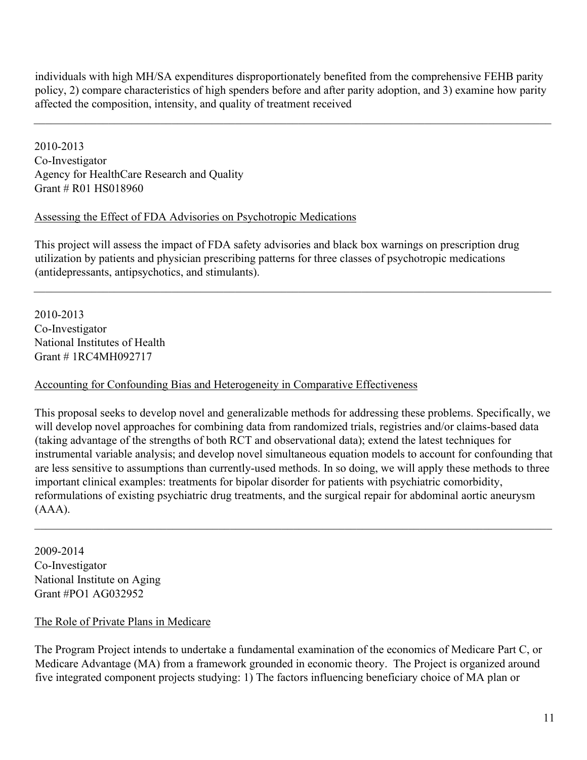individuals with high MH/SA expenditures disproportionately benefited from the comprehensive FEHB parity policy, 2) compare characteristics of high spenders before and after parity adoption, and 3) examine how parity affected the composition, intensity, and quality of treatment received

---

2010-2013
Co-Investigator
Agency for HealthCare Research and Quality
Grant # R01 HS018960

Assessing the Effect of FDA Advisories on Psychotropic Medications

This project will assess the impact of FDA safety advisories and black box warnings on prescription drug utilization by patients and physician prescribing patterns for three classes of psychotropic medications (antidepressants, antipsychotics, and stimulants).

---

2010-2013
Co-Investigator
National Institutes of Health
Grant # 1RC4MH092717

Accounting for Confounding Bias and Heterogeneity in Comparative Effectiveness

This proposal seeks to develop novel and generalizable methods for addressing these problems. Specifically, we will develop novel approaches for combining data from randomized trials, registries and/or claims-based data (taking advantage of the strengths of both RCT and observational data); extend the latest techniques for instrumental variable analysis; and develop novel simultaneous equation models to account for confounding that are less sensitive to assumptions than currently-used methods. In so doing, we will apply these methods to three important clinical examples: treatments for bipolar disorder for patients with psychiatric comorbidity, reformulations of existing psychiatric drug treatments, and the surgical repair for abdominal aortic aneurysm (AAA).

---

2009-2014
Co-Investigator
National Institute on Aging
Grant #PO1 AG032952

The Role of Private Plans in Medicare

The Program Project intends to undertake a fundamental examination of the economics of Medicare Part C, or Medicare Advantage (MA) from a framework grounded in economic theory. The Project is organized around five integrated component projects studying: 1) The factors influencing beneficiary choice of MA plan or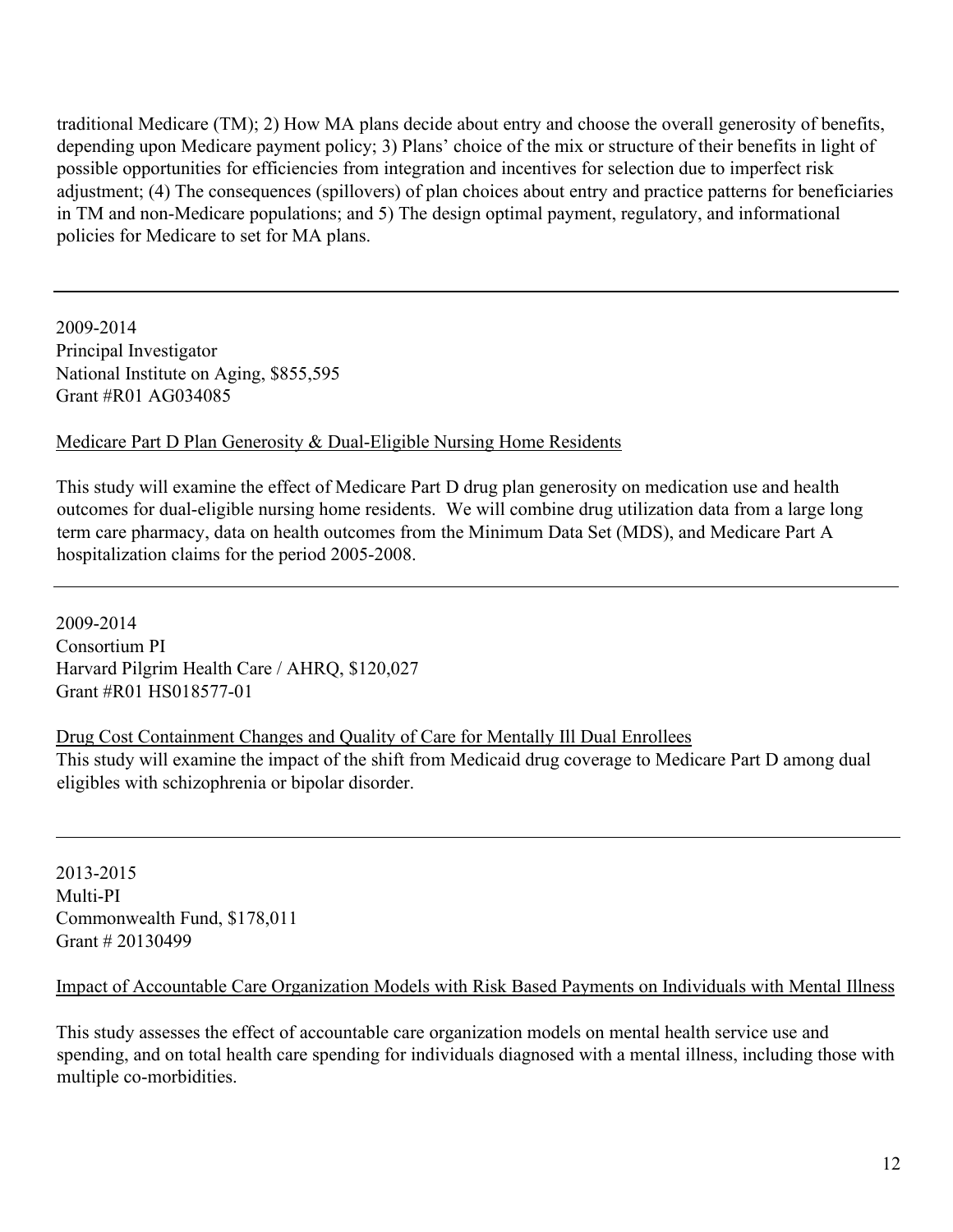traditional Medicare (TM); 2) How MA plans decide about entry and choose the overall generosity of benefits, depending upon Medicare payment policy; 3) Plans' choice of the mix or structure of their benefits in light of possible opportunities for efficiencies from integration and incentives for selection due to imperfect risk adjustment; (4) The consequences (spillovers) of plan choices about entry and practice patterns for beneficiaries in TM and non-Medicare populations; and 5) The design optimal payment, regulatory, and informational policies for Medicare to set for MA plans.

---

2009-2014
Principal Investigator
National Institute on Aging, $855,595
Grant #R01 AG034085

Medicare Part D Plan Generosity & Dual-Eligible Nursing Home Residents

This study will examine the effect of Medicare Part D drug plan generosity on medication use and health outcomes for dual-eligible nursing home residents. We will combine drug utilization data from a large long term care pharmacy, data on health outcomes from the Minimum Data Set (MDS), and Medicare Part A hospitalization claims for the period 2005-2008.

---

2009-2014
Consortium PI
Harvard Pilgrim Health Care / AHRQ, $120,027
Grant #R01 HS018577-01

Drug Cost Containment Changes and Quality of Care for Mentally Ill Dual Enrollees

This study will examine the impact of the shift from Medicaid drug coverage to Medicare Part D among dual eligibles with schizophrenia or bipolar disorder.

---

2013-2015
Multi-PI
Commonwealth Fund, $178,011
Grant # 20130499

Impact of Accountable Care Organization Models with Risk Based Payments on Individuals with Mental Illness

This study assesses the effect of accountable care organization models on mental health service use and spending, and on total health care spending for individuals diagnosed with a mental illness, including those with multiple co-morbidities.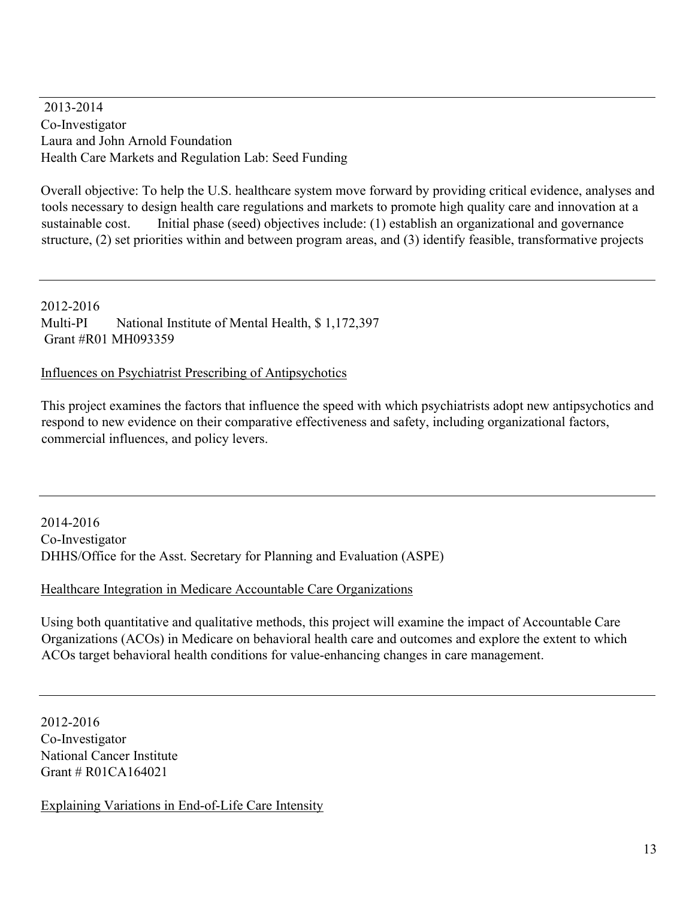---

2013-2014
Co-Investigator
Laura and John Arnold Foundation
Health Care Markets and Regulation Lab: Seed Funding

Overall objective: To help the U.S. healthcare system move forward by providing critical evidence, analyses and tools necessary to design health care regulations and markets to promote high quality care and innovation at a sustainable cost. Initial phase (seed) objectives include: (1) establish an organizational and governance structure, (2) set priorities within and between program areas, and (3) identify feasible, transformative projects

---

2012-2016
Multi-PI National Institute of Mental Health, $ 1,172,397
Grant #R01 MH093359

<u>Influences on Psychiatrist Prescribing of Antipsychotics</u>

This project examines the factors that influence the speed with which psychiatrists adopt new antipsychotics and respond to new evidence on their comparative effectiveness and safety, including organizational factors, commercial influences, and policy levers.

---

2014-2016
Co-Investigator
DHHS/Office for the Asst. Secretary for Planning and Evaluation (ASPE)

<u>Healthcare Integration in Medicare Accountable Care Organizations</u>

Using both quantitative and qualitative methods, this project will examine the impact of Accountable Care Organizations (ACOs) in Medicare on behavioral health care and outcomes and explore the extent to which ACOs target behavioral health conditions for value-enhancing changes in care management.

---

2012-2016
Co-Investigator
National Cancer Institute
Grant # R01CA164021

<u>Explaining Variations in End-of-Life Care Intensity</u>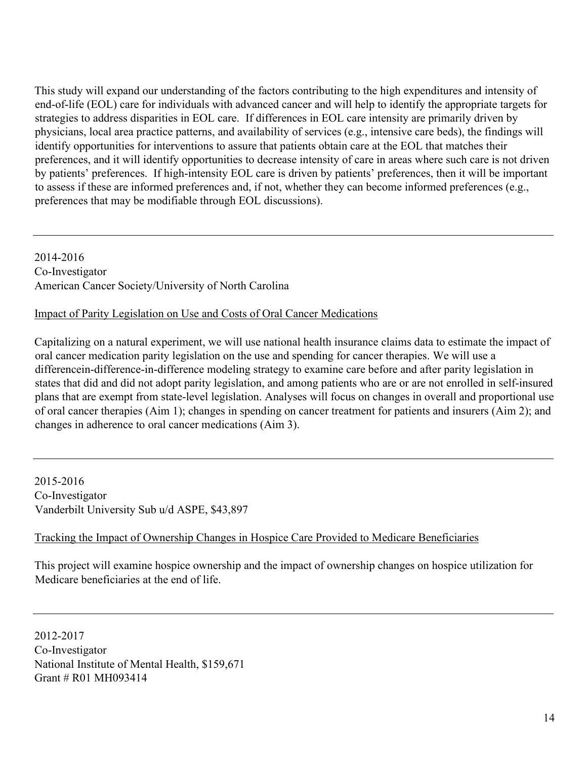This study will expand our understanding of the factors contributing to the high expenditures and intensity of end-of-life (EOL) care for individuals with advanced cancer and will help to identify the appropriate targets for strategies to address disparities in EOL care. If differences in EOL care intensity are primarily driven by physicians, local area practice patterns, and availability of services (e.g., intensive care beds), the findings will identify opportunities for interventions to assure that patients obtain care at the EOL that matches their preferences, and it will identify opportunities to decrease intensity of care in areas where such care is not driven by patients' preferences. If high-intensity EOL care is driven by patients' preferences, then it will be important to assess if these are informed preferences and, if not, whether they can become informed preferences (e.g., preferences that may be modifiable through EOL discussions).

---

2014-2016
Co-Investigator
American Cancer Society/University of North Carolina

Impact of Parity Legislation on Use and Costs of Oral Cancer Medications

Capitalizing on a natural experiment, we will use national health insurance claims data to estimate the impact of oral cancer medication parity legislation on the use and spending for cancer therapies. We will use a differencein-difference-in-difference modeling strategy to examine care before and after parity legislation in states that did and did not adopt parity legislation, and among patients who are or are not enrolled in self-insured plans that are exempt from state-level legislation. Analyses will focus on changes in overall and proportional use of oral cancer therapies (Aim 1); changes in spending on cancer treatment for patients and insurers (Aim 2); and changes in adherence to oral cancer medications (Aim 3).

---

2015-2016
Co-Investigator
Vanderbilt University Sub u/d ASPE, $43,897

Tracking the Impact of Ownership Changes in Hospice Care Provided to Medicare Beneficiaries

This project will examine hospice ownership and the impact of ownership changes on hospice utilization for Medicare beneficiaries at the end of life.

---

2012-2017
Co-Investigator
National Institute of Mental Health, $159,671
Grant # R01 MH093414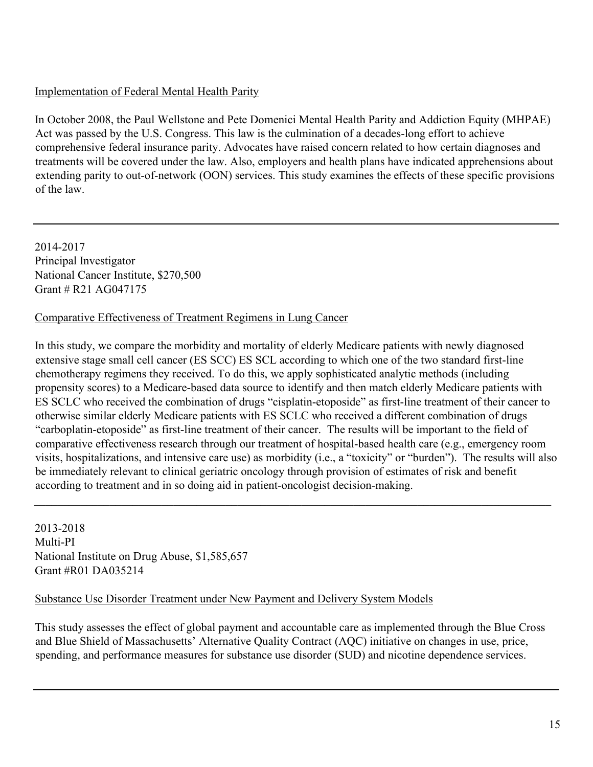Implementation of Federal Mental Health Parity

In October 2008, the Paul Wellstone and Pete Domenici Mental Health Parity and Addiction Equity (MHPAE) Act was passed by the U.S. Congress. This law is the culmination of a decades-long effort to achieve comprehensive federal insurance parity. Advocates have raised concern related to how certain diagnoses and treatments will be covered under the law. Also, employers and health plans have indicated apprehensions about extending parity to out-of-network (OON) services. This study examines the effects of these specific provisions of the law.

---

2014-2017
Principal Investigator
National Cancer Institute, $270,500
Grant # R21 AG047175

Comparative Effectiveness of Treatment Regimens in Lung Cancer

In this study, we compare the morbidity and mortality of elderly Medicare patients with newly diagnosed extensive stage small cell cancer (ES SCC) ES SCL according to which one of the two standard first-line chemotherapy regimens they received. To do this, we apply sophisticated analytic methods (including propensity scores) to a Medicare-based data source to identify and then match elderly Medicare patients with ES SCLC who received the combination of drugs "cisplatin-etoposide" as first-line treatment of their cancer to otherwise similar elderly Medicare patients with ES SCLC who received a different combination of drugs "carboplatin-etoposide" as first-line treatment of their cancer. The results will be important to the field of comparative effectiveness research through our treatment of hospital-based health care (e.g., emergency room visits, hospitalizations, and intensive care use) as morbidity (i.e., a "toxicity" or "burden"). The results will also be immediately relevant to clinical geriatric oncology through provision of estimates of risk and benefit according to treatment and in so doing aid in patient-oncologist decision-making.

---

2013-2018
Multi-PI
National Institute on Drug Abuse, $1,585,657
Grant #R01 DA035214

Substance Use Disorder Treatment under New Payment and Delivery System Models

This study assesses the effect of global payment and accountable care as implemented through the Blue Cross and Blue Shield of Massachusetts' Alternative Quality Contract (AQC) initiative on changes in use, price, spending, and performance measures for substance use disorder (SUD) and nicotine dependence services.

---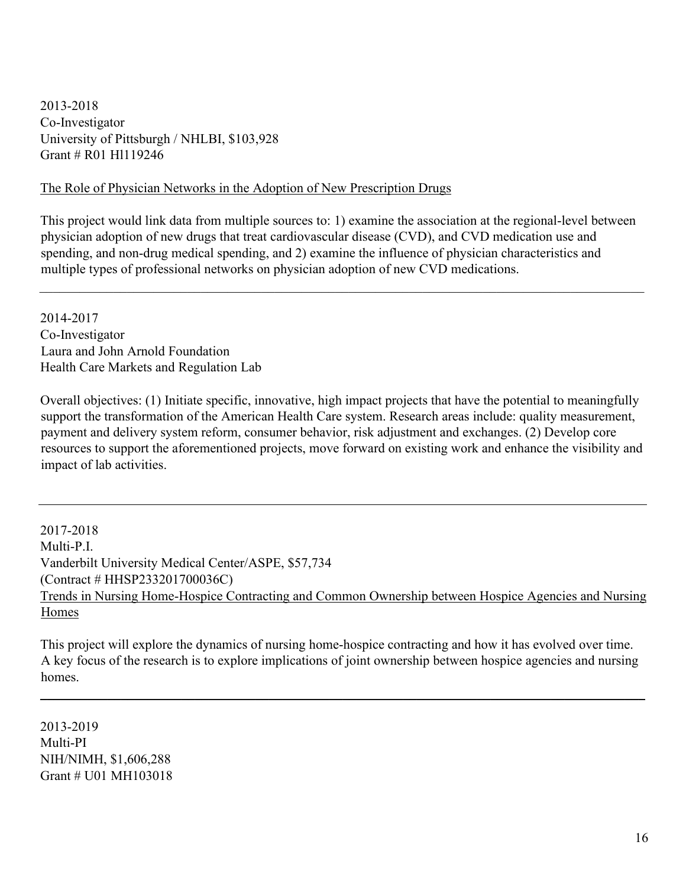2013-2018
Co-Investigator
University of Pittsburgh / NHLBI, $103,928
Grant # R01 Hl119246

<u>The Role of Physician Networks in the Adoption of New Prescription Drugs</u>

This project would link data from multiple sources to: 1) examine the association at the regional-level between physician adoption of new drugs that treat cardiovascular disease (CVD), and CVD medication use and spending, and non-drug medical spending, and 2) examine the influence of physician characteristics and multiple types of professional networks on physician adoption of new CVD medications.

---

2014-2017
Co-Investigator
Laura and John Arnold Foundation
Health Care Markets and Regulation Lab

Overall objectives: (1) Initiate specific, innovative, high impact projects that have the potential to meaningfully support the transformation of the American Health Care system. Research areas include: quality measurement, payment and delivery system reform, consumer behavior, risk adjustment and exchanges. (2) Develop core resources to support the aforementioned projects, move forward on existing work and enhance the visibility and impact of lab activities.

---

2017-2018
Multi-P.I.
Vanderbilt University Medical Center/ASPE, $57,734
(Contract # HHSP233201700036C)
<u>Trends in Nursing Home-Hospice Contracting and Common Ownership between Hospice Agencies and Nursing Homes</u>

This project will explore the dynamics of nursing home-hospice contracting and how it has evolved over time. A key focus of the research is to explore implications of joint ownership between hospice agencies and nursing homes.

---

2013-2019
Multi-PI
NIH/NIMH, $1,606,288
Grant # U01 MH103018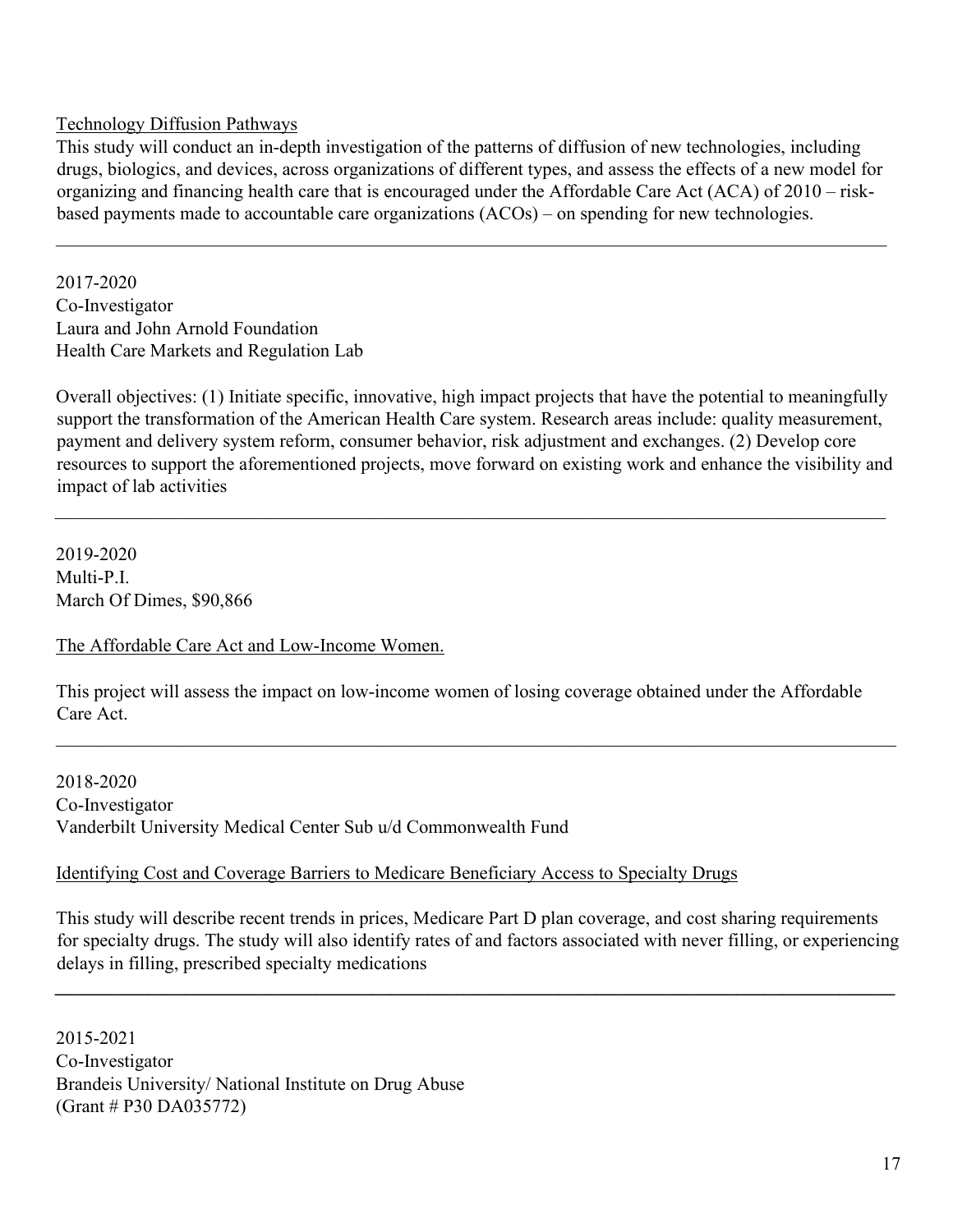Technology Diffusion Pathways

This study will conduct an in-depth investigation of the patterns of diffusion of new technologies, including drugs, biologics, and devices, across organizations of different types, and assess the effects of a new model for organizing and financing health care that is encouraged under the Affordable Care Act (ACA) of 2010 – risk-based payments made to accountable care organizations (ACOs) – on spending for new technologies.

---

2017-2020
Co-Investigator
Laura and John Arnold Foundation
Health Care Markets and Regulation Lab

Overall objectives: (1) Initiate specific, innovative, high impact projects that have the potential to meaningfully support the transformation of the American Health Care system. Research areas include: quality measurement, payment and delivery system reform, consumer behavior, risk adjustment and exchanges. (2) Develop core resources to support the aforementioned projects, move forward on existing work and enhance the visibility and impact of lab activities

---

2019-2020
Multi-P.I.
March Of Dimes, $90,866

The Affordable Care Act and Low-Income Women.

This project will assess the impact on low-income women of losing coverage obtained under the Affordable Care Act.

---

2018-2020
Co-Investigator
Vanderbilt University Medical Center Sub u/d Commonwealth Fund

Identifying Cost and Coverage Barriers to Medicare Beneficiary Access to Specialty Drugs

This study will describe recent trends in prices, Medicare Part D plan coverage, and cost sharing requirements for specialty drugs. The study will also identify rates of and factors associated with never filling, or experiencing delays in filling, prescribed specialty medications

---

2015-2021
Co-Investigator
Brandeis University/ National Institute on Drug Abuse
(Grant # P30 DA035772)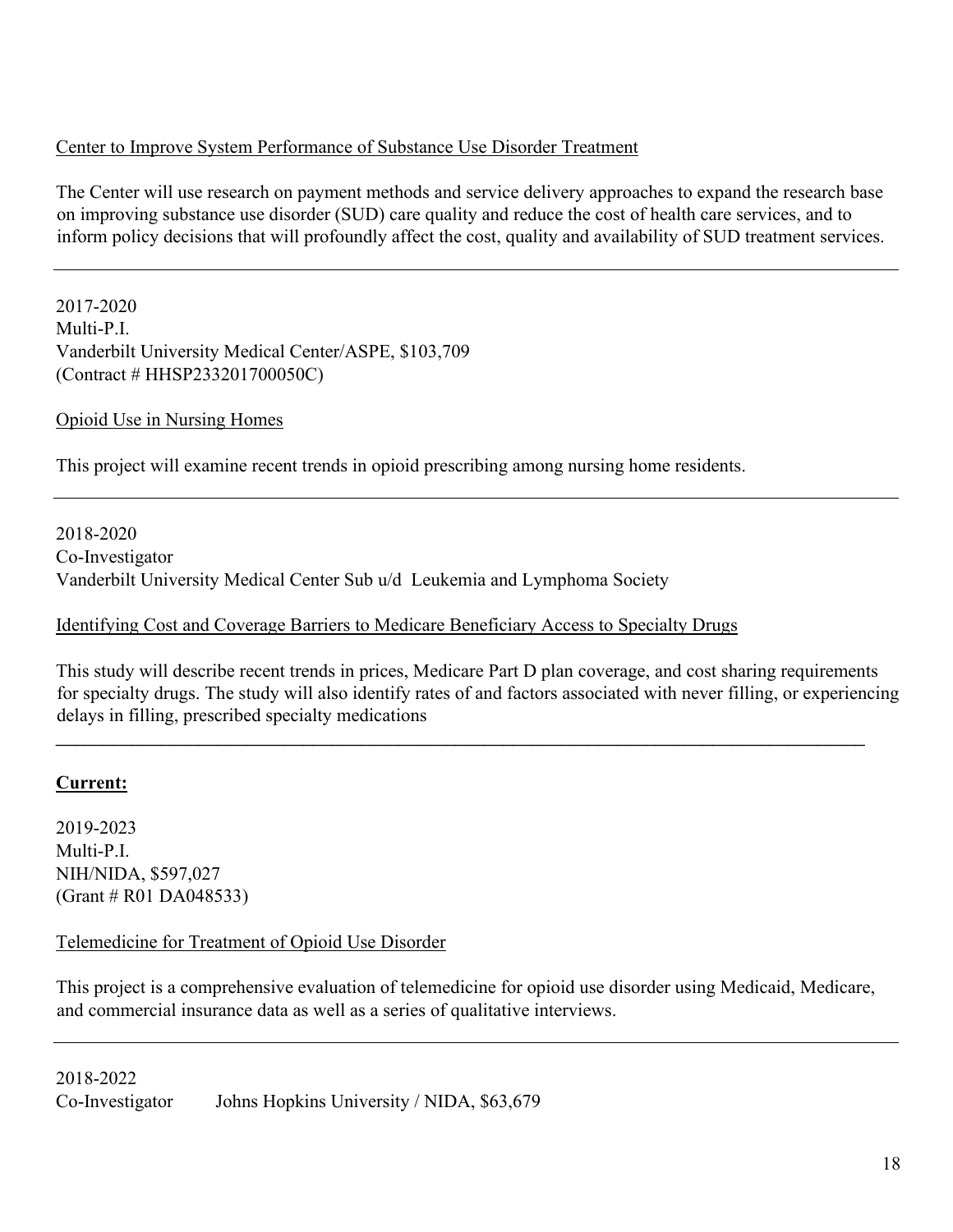<u>Center to Improve System Performance of Substance Use Disorder Treatment</u>

The Center will use research on payment methods and service delivery approaches to expand the research base on improving substance use disorder (SUD) care quality and reduce the cost of health care services, and to inform policy decisions that will profoundly affect the cost, quality and availability of SUD treatment services.

---

2017-2020
Multi-P.I.
Vanderbilt University Medical Center/ASPE, $103,709
(Contract # HHSP233201700050C)

<u>Opioid Use in Nursing Homes</u>

This project will examine recent trends in opioid prescribing among nursing home residents.

---

2018-2020
Co-Investigator
Vanderbilt University Medical Center Sub u/d Leukemia and Lymphoma Society

<u>Identifying Cost and Coverage Barriers to Medicare Beneficiary Access to Specialty Drugs</u>

This study will describe recent trends in prices, Medicare Part D plan coverage, and cost sharing requirements for specialty drugs. The study will also identify rates of and factors associated with never filling, or experiencing delays in filling, prescribed specialty medications

---

**<u>Current:</u>**

2019-2023
Multi-P.I.
NIH/NIDA, $597,027
(Grant # R01 DA048533)

<u>Telemedicine for Treatment of Opioid Use Disorder</u>

This project is a comprehensive evaluation of telemedicine for opioid use disorder using Medicaid, Medicare, and commercial insurance data as well as a series of qualitative interviews.

---

2018-2022
Co-Investigator Johns Hopkins University / NIDA, $63,679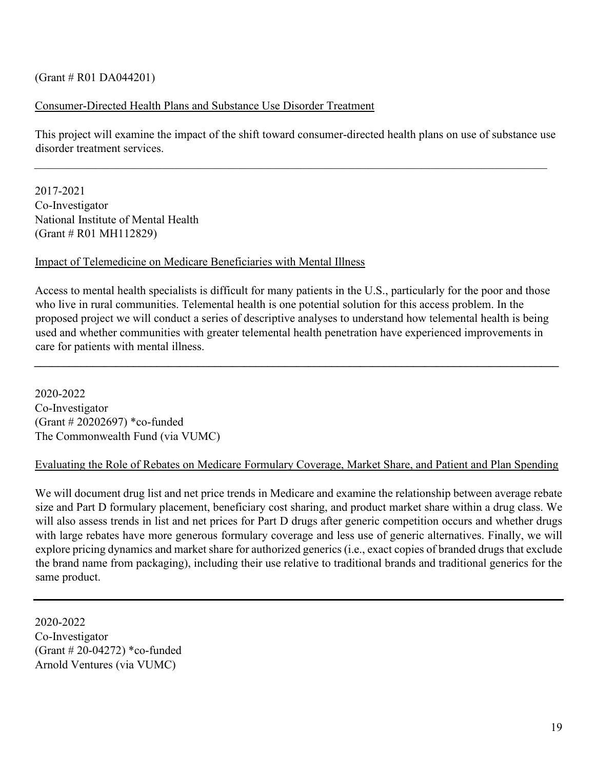(Grant # R01 DA044201)

Consumer-Directed Health Plans and Substance Use Disorder Treatment

This project will examine the impact of the shift toward consumer-directed health plans on use of substance use disorder treatment services.

---

2017-2021
Co-Investigator
National Institute of Mental Health
(Grant # R01 MH112829)

Impact of Telemedicine on Medicare Beneficiaries with Mental Illness

Access to mental health specialists is difficult for many patients in the U.S., particularly for the poor and those who live in rural communities. Telemental health is one potential solution for this access problem. In the proposed project we will conduct a series of descriptive analyses to understand how telemental health is being used and whether communities with greater telemental health penetration have experienced improvements in care for patients with mental illness.

---

2020-2022
Co-Investigator
(Grant # 20202697) *co-funded
The Commonwealth Fund (via VUMC)

Evaluating the Role of Rebates on Medicare Formulary Coverage, Market Share, and Patient and Plan Spending

We will document drug list and net price trends in Medicare and examine the relationship between average rebate size and Part D formulary placement, beneficiary cost sharing, and product market share within a drug class. We will also assess trends in list and net prices for Part D drugs after generic competition occurs and whether drugs with large rebates have more generous formulary coverage and less use of generic alternatives. Finally, we will explore pricing dynamics and market share for authorized generics (i.e., exact copies of branded drugs that exclude the brand name from packaging), including their use relative to traditional brands and traditional generics for the same product.

---

2020-2022
Co-Investigator
(Grant # 20-04272) *co-funded
Arnold Ventures (via VUMC)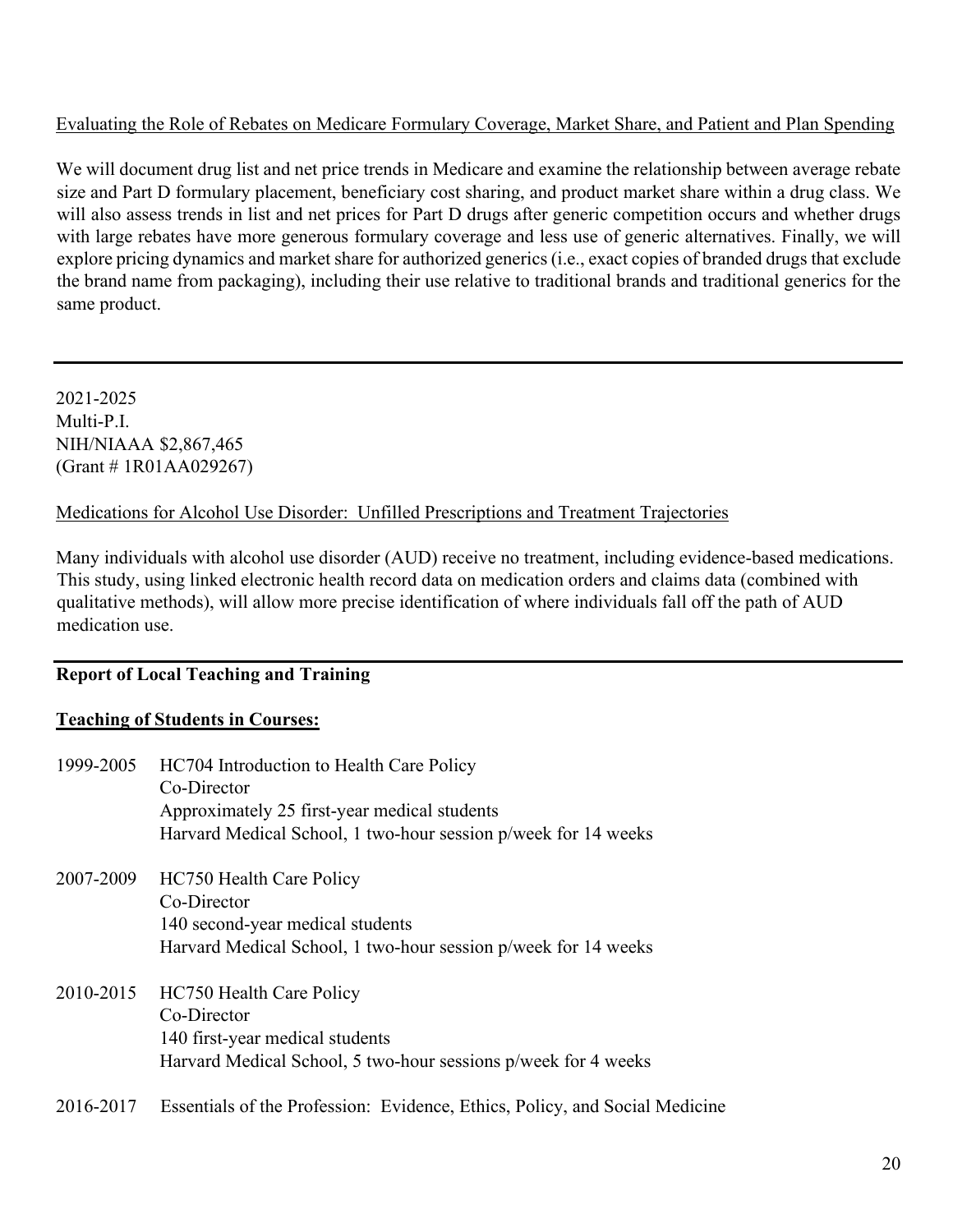Evaluating the Role of Rebates on Medicare Formulary Coverage, Market Share, and Patient and Plan Spending

We will document drug list and net price trends in Medicare and examine the relationship between average rebate size and Part D formulary placement, beneficiary cost sharing, and product market share within a drug class. We will also assess trends in list and net prices for Part D drugs after generic competition occurs and whether drugs with large rebates have more generous formulary coverage and less use of generic alternatives. Finally, we will explore pricing dynamics and market share for authorized generics (i.e., exact copies of branded drugs that exclude the brand name from packaging), including their use relative to traditional brands and traditional generics for the same product.

---

2021-2025
Multi-P.I.
NIH/NIAAA $2,867,465
(Grant # 1R01AA029267)

Medications for Alcohol Use Disorder: Unfilled Prescriptions and Treatment Trajectories

Many individuals with alcohol use disorder (AUD) receive no treatment, including evidence-based medications. This study, using linked electronic health record data on medication orders and claims data (combined with qualitative methods), will allow more precise identification of where individuals fall off the path of AUD medication use.

---

**Report of Local Teaching and Training**

**Teaching of Students in Courses:**

1999-2005 HC704 Introduction to Health Care Policy
Co-Director
Approximately 25 first-year medical students
Harvard Medical School, 1 two-hour session p/week for 14 weeks

2007-2009 HC750 Health Care Policy
Co-Director
140 second-year medical students
Harvard Medical School, 1 two-hour session p/week for 14 weeks

2010-2015 HC750 Health Care Policy
Co-Director
140 first-year medical students
Harvard Medical School, 5 two-hour sessions p/week for 4 weeks

2016-2017 Essentials of the Profession: Evidence, Ethics, Policy, and Social Medicine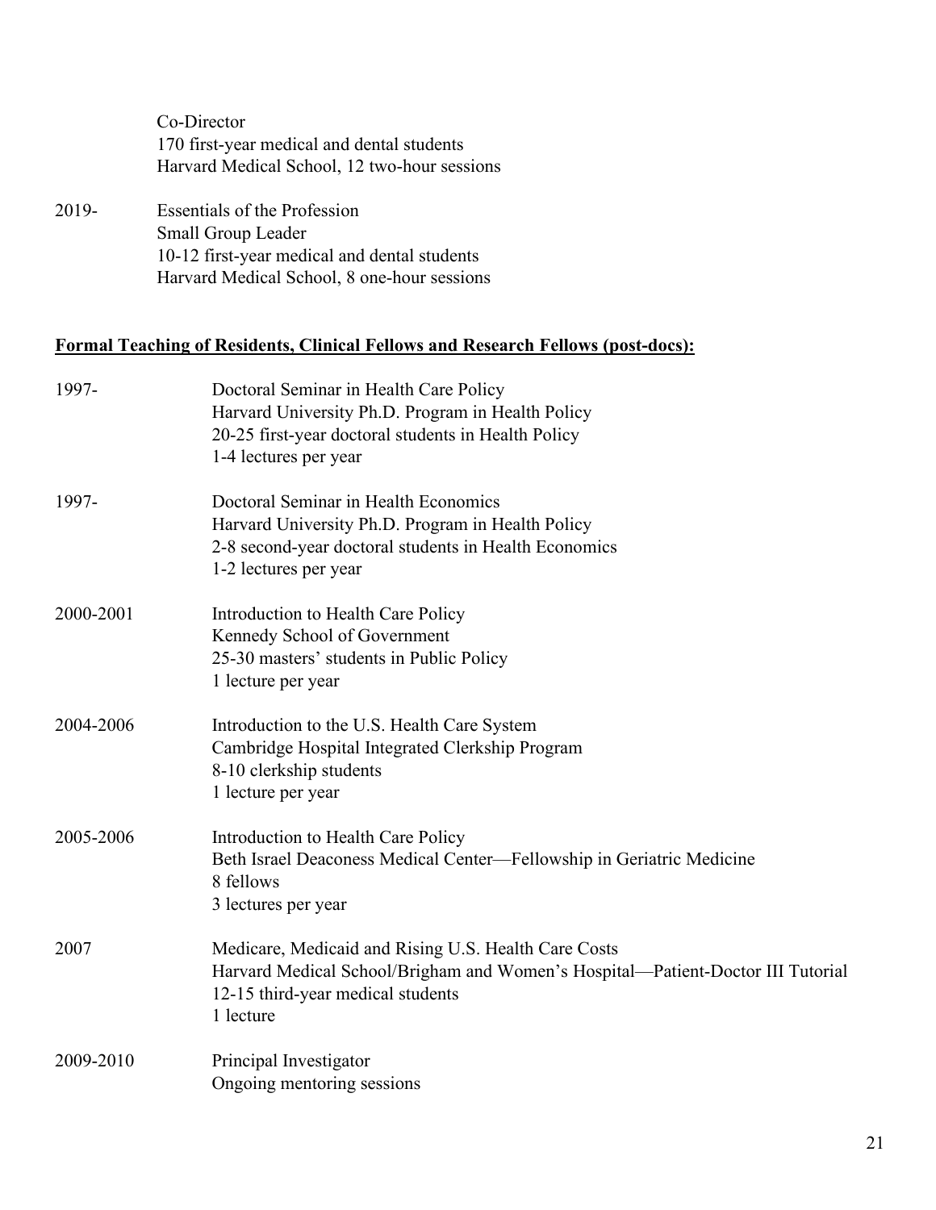Co-Director
170 first-year medical and dental students
Harvard Medical School, 12 two-hour sessions

2019- Essentials of the Profession
Small Group Leader
10-12 first-year medical and dental students
Harvard Medical School, 8 one-hour sessions

**Formal Teaching of Residents, Clinical Fellows and Research Fellows (post-docs):**

1997- Doctoral Seminar in Health Care Policy
Harvard University Ph.D. Program in Health Policy
20-25 first-year doctoral students in Health Policy
1-4 lectures per year

1997- Doctoral Seminar in Health Economics
Harvard University Ph.D. Program in Health Policy
2-8 second-year doctoral students in Health Economics
1-2 lectures per year

2000-2001 Introduction to Health Care Policy
Kennedy School of Government
25-30 masters' students in Public Policy
1 lecture per year

2004-2006 Introduction to the U.S. Health Care System
Cambridge Hospital Integrated Clerkship Program
8-10 clerkship students
1 lecture per year

2005-2006 Introduction to Health Care Policy
Beth Israel Deaconess Medical Center—Fellowship in Geriatric Medicine
8 fellows
3 lectures per year

2007 Medicare, Medicaid and Rising U.S. Health Care Costs
Harvard Medical School/Brigham and Women's Hospital—Patient-Doctor III Tutorial
12-15 third-year medical students
1 lecture

2009-2010 Principal Investigator
Ongoing mentoring sessions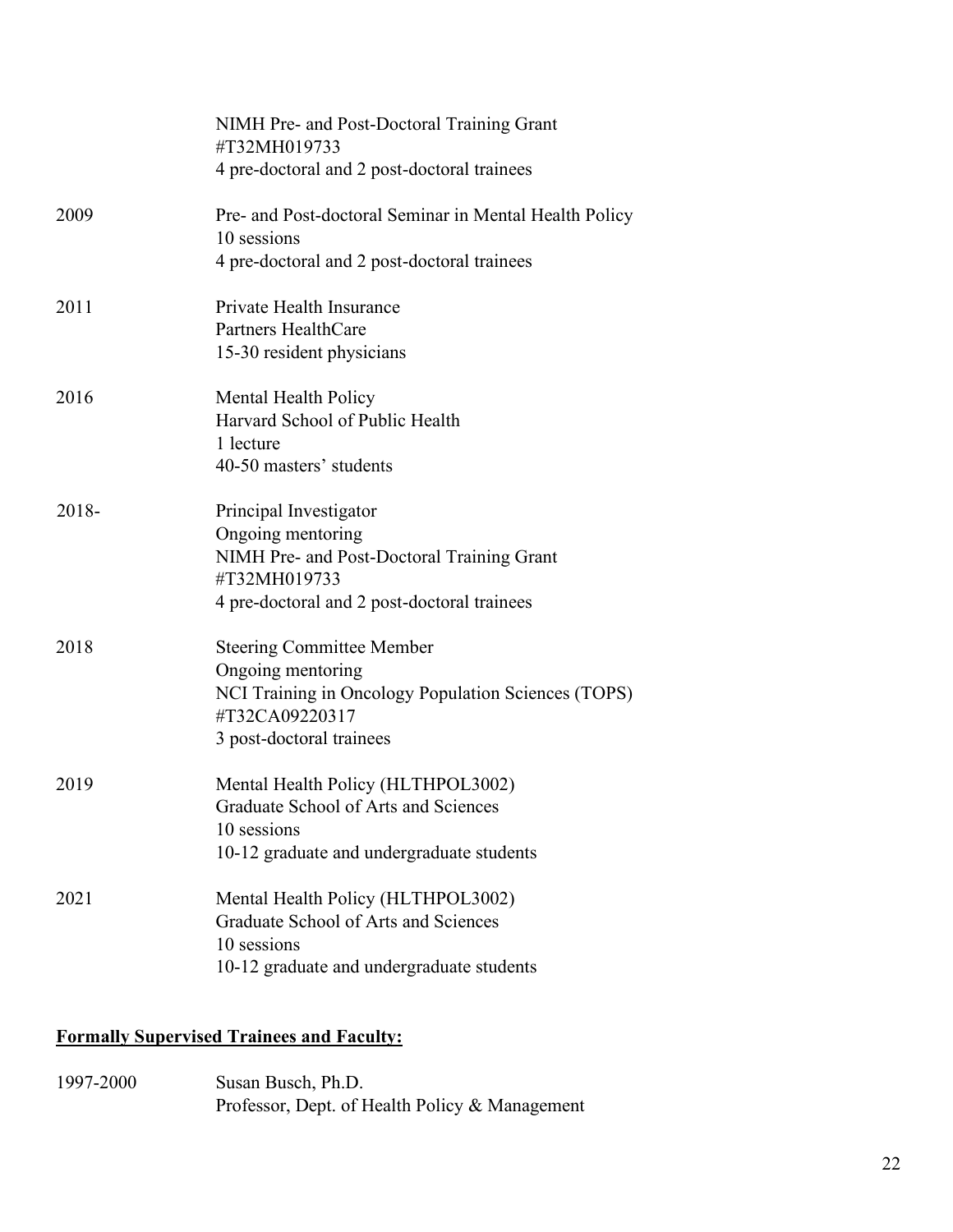| | |
|---|---|
| | NIMH Pre- and Post-Doctoral Training Grant<br>#T32MH019733<br>4 pre-doctoral and 2 post-doctoral trainees |
| 2009 | Pre- and Post-doctoral Seminar in Mental Health Policy<br>10 sessions<br>4 pre-doctoral and 2 post-doctoral trainees |
| 2011 | Private Health Insurance<br>Partners HealthCare<br>15-30 resident physicians |
| 2016 | Mental Health Policy<br>Harvard School of Public Health<br>1 lecture<br>40-50 masters' students |
| 2018- | Principal Investigator<br>Ongoing mentoring<br>NIMH Pre- and Post-Doctoral Training Grant<br>#T32MH019733<br>4 pre-doctoral and 2 post-doctoral trainees |
| 2018 | Steering Committee Member<br>Ongoing mentoring<br>NCI Training in Oncology Population Sciences (TOPS)<br>#T32CA09220317<br>3 post-doctoral trainees |
| 2019 | Mental Health Policy (HLTHPOL3002)<br>Graduate School of Arts and Sciences<br>10 sessions<br>10-12 graduate and undergraduate students |
| 2021 | Mental Health Policy (HLTHPOL3002)<br>Graduate School of Arts and Sciences<br>10 sessions<br>10-12 graduate and undergraduate students |

**Formally Supervised Trainees and Faculty:**

| | |
|---|---|
| 1997-2000 | Susan Busch, Ph.D.<br>Professor, Dept. of Health Policy & Management |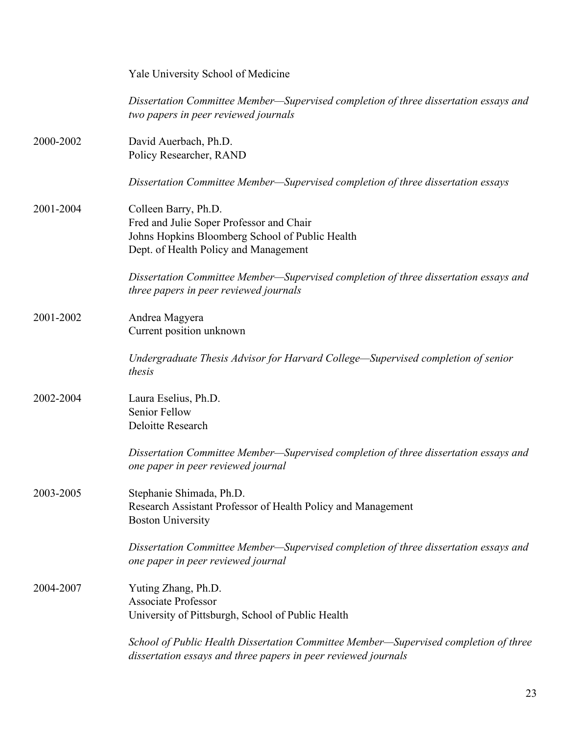Yale University School of Medicine

*Dissertation Committee Member—Supervised completion of three dissertation essays and two papers in peer reviewed journals*

2000-2002 David Auerbach, Ph.D.
Policy Researcher, RAND

*Dissertation Committee Member—Supervised completion of three dissertation essays*

2001-2004 Colleen Barry, Ph.D.
Fred and Julie Soper Professor and Chair
Johns Hopkins Bloomberg School of Public Health
Dept. of Health Policy and Management

*Dissertation Committee Member—Supervised completion of three dissertation essays and three papers in peer reviewed journals*

2001-2002 Andrea Magyera
Current position unknown

*Undergraduate Thesis Advisor for Harvard College—Supervised completion of senior thesis*

2002-2004 Laura Eselius, Ph.D.
Senior Fellow
Deloitte Research

*Dissertation Committee Member—Supervised completion of three dissertation essays and one paper in peer reviewed journal*

2003-2005 Stephanie Shimada, Ph.D.
Research Assistant Professor of Health Policy and Management
Boston University

*Dissertation Committee Member—Supervised completion of three dissertation essays and one paper in peer reviewed journal*

2004-2007 Yuting Zhang, Ph.D.
Associate Professor
University of Pittsburgh, School of Public Health

*School of Public Health Dissertation Committee Member—Supervised completion of three dissertation essays and three papers in peer reviewed journals*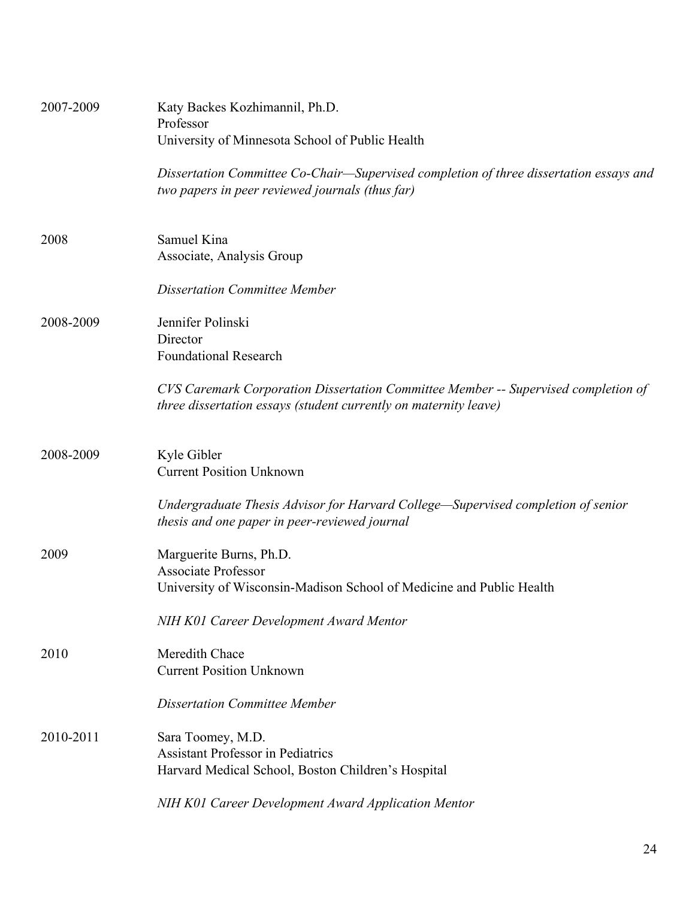2007-2009

Katy Backes Kozhimannil, Ph.D.
Professor
University of Minnesota School of Public Health

*Dissertation Committee Co-Chair—Supervised completion of three dissertation essays and two papers in peer reviewed journals (thus far)*

2008

Samuel Kina
Associate, Analysis Group

*Dissertation Committee Member*

2008-2009

Jennifer Polinski
Director
Foundational Research

*CVS Caremark Corporation Dissertation Committee Member -- Supervised completion of three dissertation essays (student currently on maternity leave)*

2008-2009

Kyle Gibler
Current Position Unknown

*Undergraduate Thesis Advisor for Harvard College—Supervised completion of senior thesis and one paper in peer-reviewed journal*

2009

Marguerite Burns, Ph.D.
Associate Professor
University of Wisconsin-Madison School of Medicine and Public Health

*NIH K01 Career Development Award Mentor*

2010

Meredith Chace
Current Position Unknown

*Dissertation Committee Member*

2010-2011

Sara Toomey, M.D.
Assistant Professor in Pediatrics
Harvard Medical School, Boston Children's Hospital

*NIH K01 Career Development Award Application Mentor*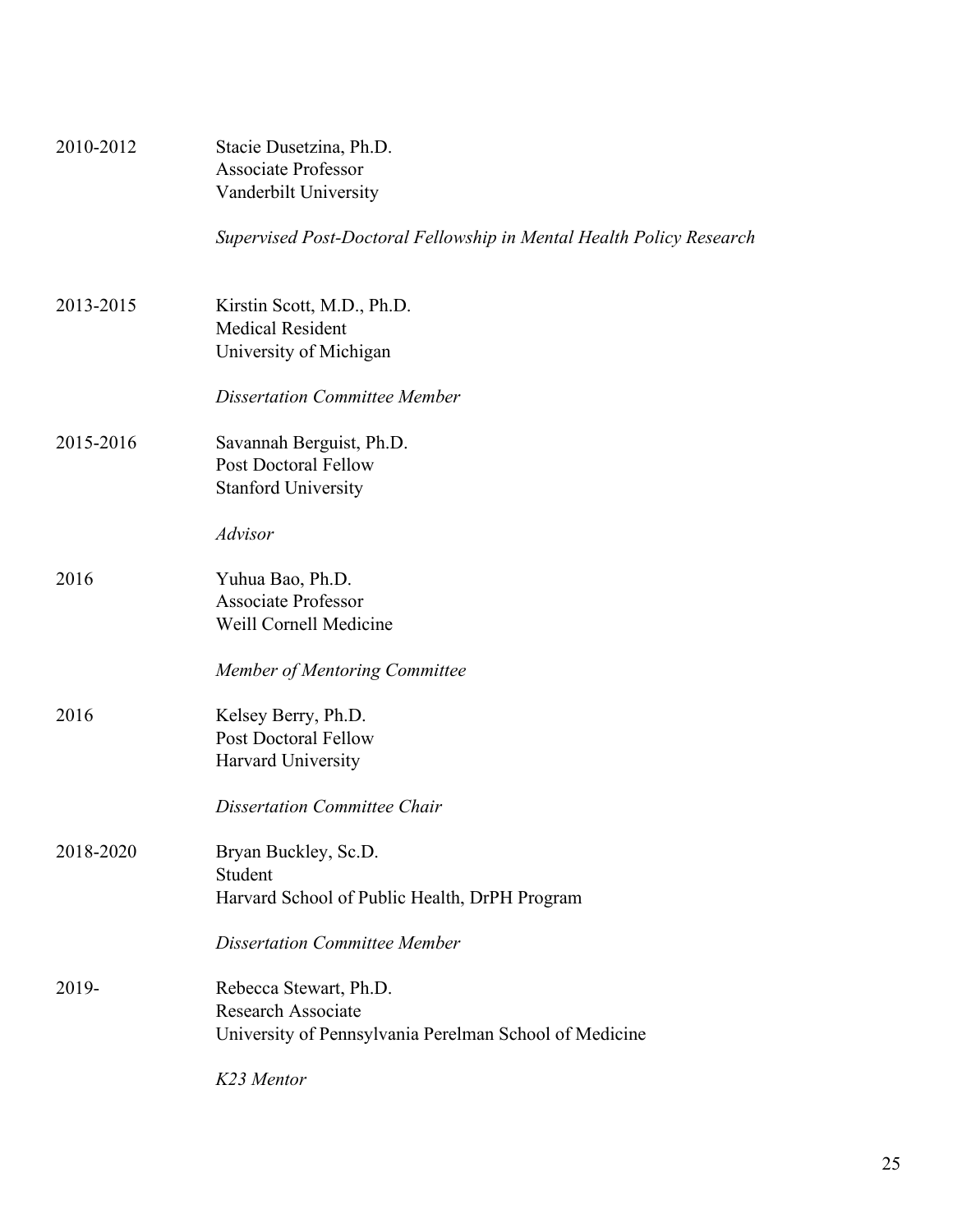2010-2012 Stacie Dusetzina, Ph.D.
Associate Professor
Vanderbilt University

*Supervised Post-Doctoral Fellowship in Mental Health Policy Research*

2013-2015 Kirstin Scott, M.D., Ph.D.
Medical Resident
University of Michigan

*Dissertation Committee Member*

2015-2016 Savannah Berguist, Ph.D.
Post Doctoral Fellow
Stanford University

*Advisor*

2016 Yuhua Bao, Ph.D.
Associate Professor
Weill Cornell Medicine

*Member of Mentoring Committee*

2016 Kelsey Berry, Ph.D.
Post Doctoral Fellow
Harvard University

*Dissertation Committee Chair*

2018-2020 Bryan Buckley, Sc.D.
Student
Harvard School of Public Health, DrPH Program

*Dissertation Committee Member*

2019- Rebecca Stewart, Ph.D.
Research Associate
University of Pennsylvania Perelman School of Medicine

*K23 Mentor*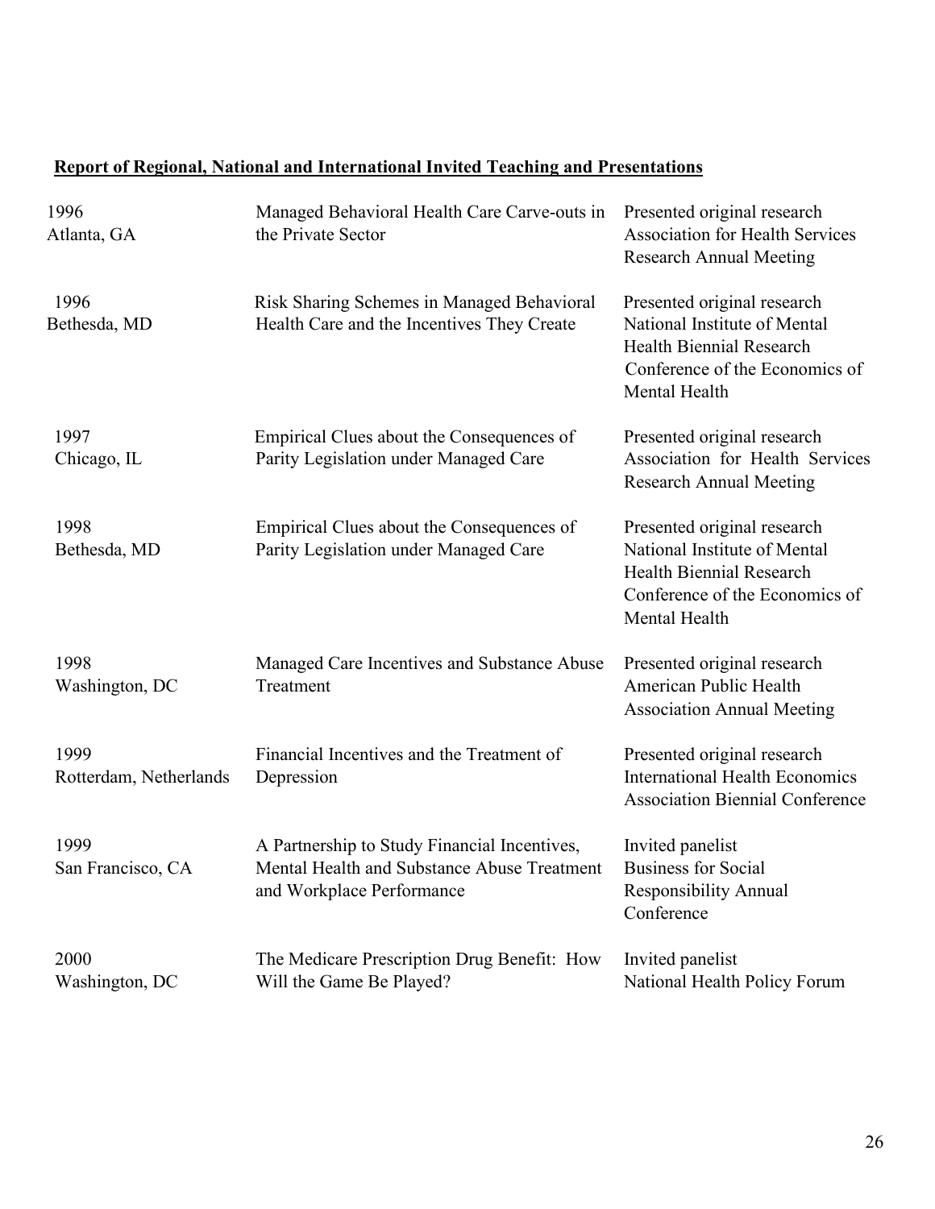**Report of Regional, National and International Invited Teaching and Presentations**

| | | |
|---|---|---|
| 1996<br>Atlanta, GA | Managed Behavioral Health Care Carve-outs in the Private Sector | Presented original research<br>Association for Health Services Research Annual Meeting |
| 1996<br>Bethesda, MD | Risk Sharing Schemes in Managed Behavioral Health Care and the Incentives They Create | Presented original research<br>National Institute of Mental Health Biennial Research Conference of the Economics of Mental Health |
| 1997<br>Chicago, IL | Empirical Clues about the Consequences of Parity Legislation under Managed Care | Presented original research<br>Association for Health Services Research Annual Meeting |
| 1998<br>Bethesda, MD | Empirical Clues about the Consequences of Parity Legislation under Managed Care | Presented original research<br>National Institute of Mental Health Biennial Research Conference of the Economics of Mental Health |
| 1998<br>Washington, DC | Managed Care Incentives and Substance Abuse Treatment | Presented original research<br>American Public Health Association Annual Meeting |
| 1999<br>Rotterdam, Netherlands | Financial Incentives and the Treatment of Depression | Presented original research<br>International Health Economics Association Biennial Conference |
| 1999<br>San Francisco, CA | A Partnership to Study Financial Incentives, Mental Health and Substance Abuse Treatment and Workplace Performance | Invited panelist<br>Business for Social Responsibility Annual Conference |
| 2000<br>Washington, DC | The Medicare Prescription Drug Benefit: How Will the Game Be Played? | Invited panelist<br>National Health Policy Forum |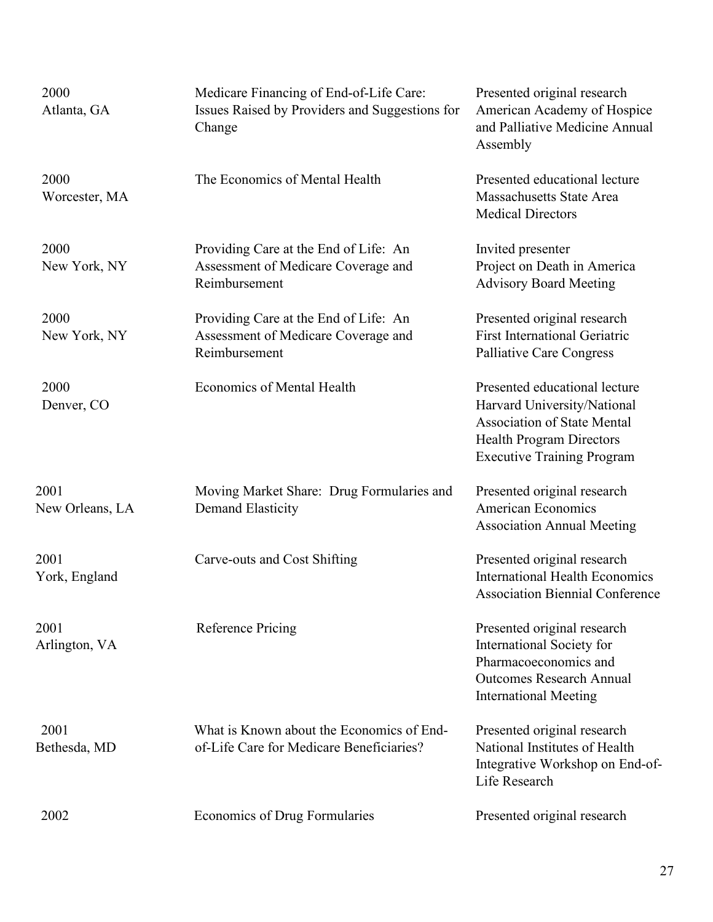| | | |
|---|---|---|
| 2000<br>Atlanta, GA | Medicare Financing of End-of-Life Care: Issues Raised by Providers and Suggestions for Change | Presented original research<br>American Academy of Hospice and Palliative Medicine Annual Assembly |
| 2000<br>Worcester, MA | The Economics of Mental Health | Presented educational lecture<br>Massachusetts State Area Medical Directors |
| 2000<br>New York, NY | Providing Care at the End of Life: An Assessment of Medicare Coverage and Reimbursement | Invited presenter<br>Project on Death in America Advisory Board Meeting |
| 2000<br>New York, NY | Providing Care at the End of Life: An Assessment of Medicare Coverage and Reimbursement | Presented original research<br>First International Geriatric Palliative Care Congress |
| 2000<br>Denver, CO | Economics of Mental Health | Presented educational lecture<br>Harvard University/National Association of State Mental Health Program Directors Executive Training Program |
| 2001<br>New Orleans, LA | Moving Market Share: Drug Formularies and Demand Elasticity | Presented original research<br>American Economics Association Annual Meeting |
| 2001<br>York, England | Carve-outs and Cost Shifting | Presented original research<br>International Health Economics Association Biennial Conference |
| 2001<br>Arlington, VA | Reference Pricing | Presented original research<br>International Society for Pharmacoeconomics and Outcomes Research Annual International Meeting |
| 2001<br>Bethesda, MD | What is Known about the Economics of End-of-Life Care for Medicare Beneficiaries? | Presented original research<br>National Institutes of Health Integrative Workshop on End-of-Life Research |
| 2002 | Economics of Drug Formularies | Presented original research |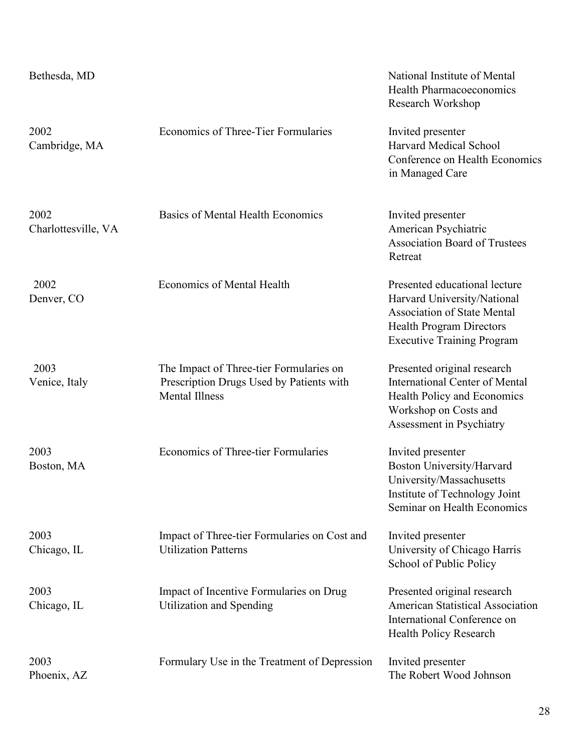| | | |
|---|---|---|
| Bethesda, MD | | National Institute of Mental Health Pharmacoeconomics Research Workshop |
| 2002<br>Cambridge, MA | Economics of Three-Tier Formularies | Invited presenter<br>Harvard Medical School Conference on Health Economics in Managed Care |
| 2002<br>Charlottesville, VA | Basics of Mental Health Economics | Invited presenter<br>American Psychiatric Association Board of Trustees Retreat |
| 2002<br>Denver, CO | Economics of Mental Health | Presented educational lecture<br>Harvard University/National Association of State Mental Health Program Directors Executive Training Program |
| 2003<br>Venice, Italy | The Impact of Three-tier Formularies on Prescription Drugs Used by Patients with Mental Illness | Presented original research<br>International Center of Mental Health Policy and Economics Workshop on Costs and Assessment in Psychiatry |
| 2003<br>Boston, MA | Economics of Three-tier Formularies | Invited presenter<br>Boston University/Harvard University/Massachusetts Institute of Technology Joint Seminar on Health Economics |
| 2003<br>Chicago, IL | Impact of Three-tier Formularies on Cost and Utilization Patterns | Invited presenter<br>University of Chicago Harris School of Public Policy |
| 2003<br>Chicago, IL | Impact of Incentive Formularies on Drug Utilization and Spending | Presented original research<br>American Statistical Association International Conference on Health Policy Research |
| 2003<br>Phoenix, AZ | Formulary Use in the Treatment of Depression | Invited presenter<br>The Robert Wood Johnson |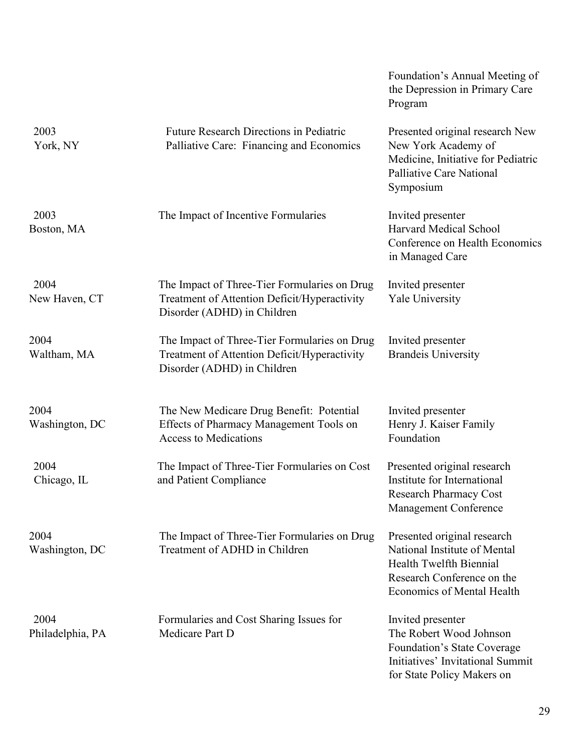| | | |
|---|---|---|
| | | Foundation's Annual Meeting of the Depression in Primary Care Program |
| 2003<br>York, NY | Future Research Directions in Pediatric Palliative Care: Financing and Economics | Presented original research New New York Academy of Medicine, Initiative for Pediatric Palliative Care National Symposium |
| 2003<br>Boston, MA | The Impact of Incentive Formularies | Invited presenter<br>Harvard Medical School Conference on Health Economics in Managed Care |
| 2004<br>New Haven, CT | The Impact of Three-Tier Formularies on Drug Treatment of Attention Deficit/Hyperactivity Disorder (ADHD) in Children | Invited presenter<br>Yale University |
| 2004<br>Waltham, MA | The Impact of Three-Tier Formularies on Drug Treatment of Attention Deficit/Hyperactivity Disorder (ADHD) in Children | Invited presenter<br>Brandeis University |
| 2004<br>Washington, DC | The New Medicare Drug Benefit: Potential Effects of Pharmacy Management Tools on Access to Medications | Invited presenter<br>Henry J. Kaiser Family Foundation |
| 2004<br>Chicago, IL | The Impact of Three-Tier Formularies on Cost and Patient Compliance | Presented original research<br>Institute for International Research Pharmacy Cost Management Conference |
| 2004<br>Washington, DC | The Impact of Three-Tier Formularies on Drug Treatment of ADHD in Children | Presented original research<br>National Institute of Mental Health Twelfth Biennial Research Conference on the Economics of Mental Health |
| 2004<br>Philadelphia, PA | Formularies and Cost Sharing Issues for Medicare Part D | Invited presenter<br>The Robert Wood Johnson Foundation's State Coverage Initiatives' Invitational Summit for State Policy Makers on |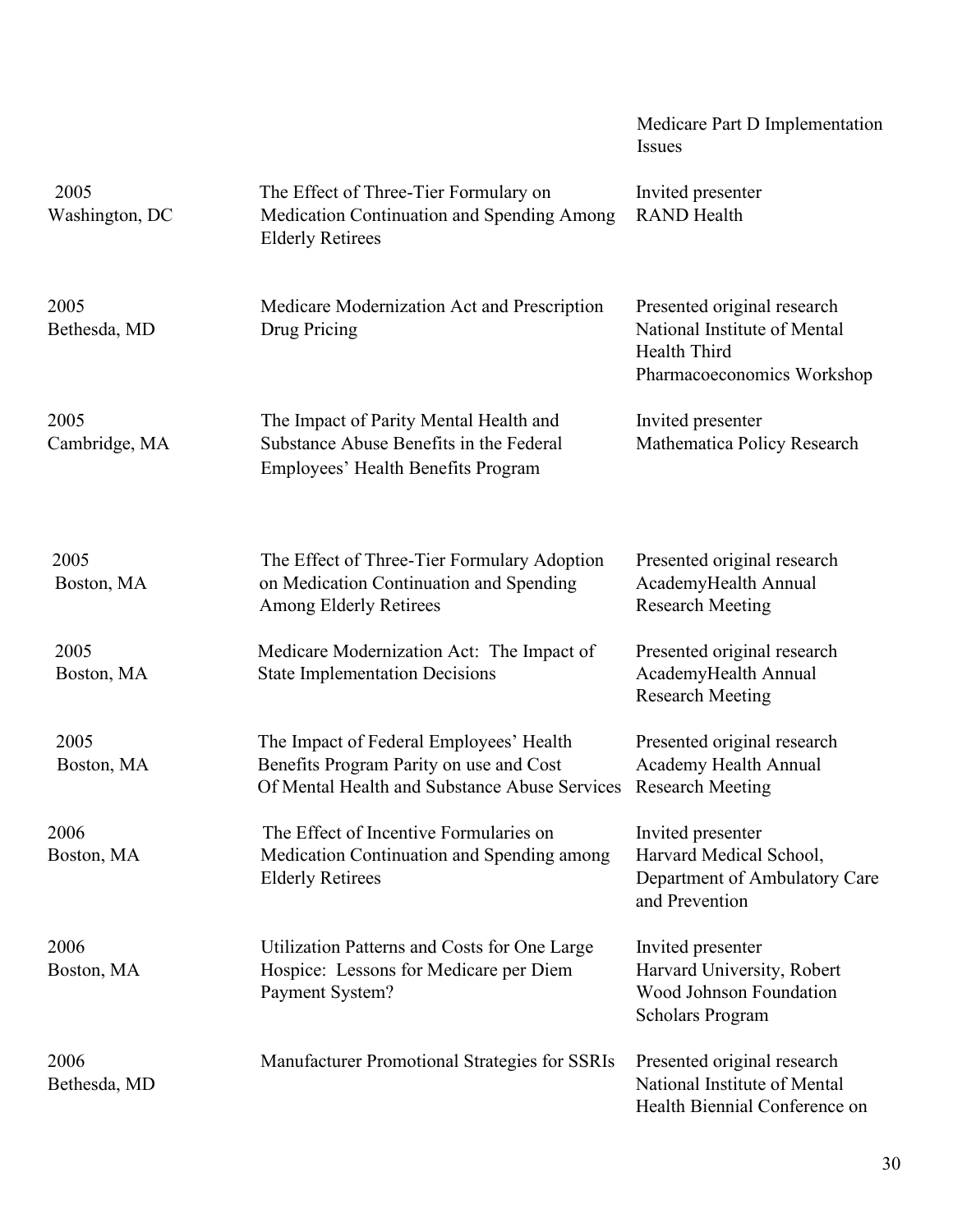| | | |
|---|---|---|
| | | Medicare Part D Implementation Issues |
| 2005<br>Washington, DC | The Effect of Three-Tier Formulary on Medication Continuation and Spending Among Elderly Retirees | Invited presenter<br>RAND Health |
| 2005<br>Bethesda, MD | Medicare Modernization Act and Prescription Drug Pricing | Presented original research<br>National Institute of Mental Health Third Pharmacoeconomics Workshop |
| 2005<br>Cambridge, MA | The Impact of Parity Mental Health and Substance Abuse Benefits in the Federal Employees' Health Benefits Program | Invited presenter<br>Mathematica Policy Research |
| 2005<br>Boston, MA | The Effect of Three-Tier Formulary Adoption on Medication Continuation and Spending Among Elderly Retirees | Presented original research<br>AcademyHealth Annual Research Meeting |
| 2005<br>Boston, MA | Medicare Modernization Act: The Impact of State Implementation Decisions | Presented original research<br>AcademyHealth Annual Research Meeting |
| 2005<br>Boston, MA | The Impact of Federal Employees' Health Benefits Program Parity on use and Cost Of Mental Health and Substance Abuse Services | Presented original research<br>Academy Health Annual Research Meeting |
| 2006<br>Boston, MA | The Effect of Incentive Formularies on Medication Continuation and Spending among Elderly Retirees | Invited presenter<br>Harvard Medical School, Department of Ambulatory Care and Prevention |
| 2006<br>Boston, MA | Utilization Patterns and Costs for One Large Hospice: Lessons for Medicare per Diem Payment System? | Invited presenter<br>Harvard University, Robert Wood Johnson Foundation Scholars Program |
| 2006<br>Bethesda, MD | Manufacturer Promotional Strategies for SSRIs | Presented original research<br>National Institute of Mental Health Biennial Conference on |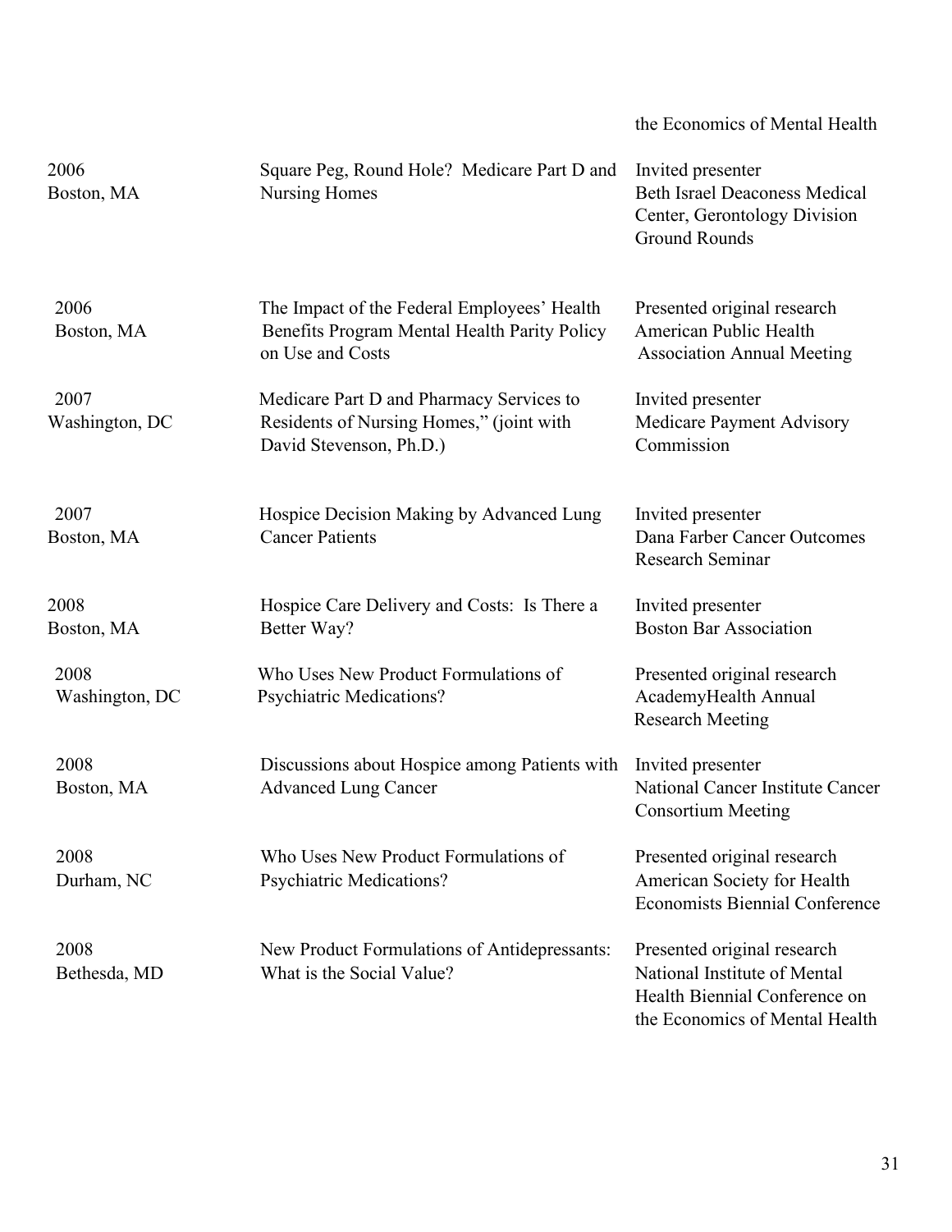| | | the Economics of Mental Health |
|---|---|---|
| 2006<br>Boston, MA | Square Peg, Round Hole? Medicare Part D and Nursing Homes | Invited presenter<br>Beth Israel Deaconess Medical Center, Gerontology Division Ground Rounds |
| 2006<br>Boston, MA | The Impact of the Federal Employees' Health Benefits Program Mental Health Parity Policy on Use and Costs | Presented original research<br>American Public Health Association Annual Meeting |
| 2007<br>Washington, DC | Medicare Part D and Pharmacy Services to Residents of Nursing Homes," (joint with David Stevenson, Ph.D.) | Invited presenter<br>Medicare Payment Advisory Commission |
| 2007<br>Boston, MA | Hospice Decision Making by Advanced Lung Cancer Patients | Invited presenter<br>Dana Farber Cancer Outcomes Research Seminar |
| 2008<br>Boston, MA | Hospice Care Delivery and Costs: Is There a Better Way? | Invited presenter<br>Boston Bar Association |
| 2008<br>Washington, DC | Who Uses New Product Formulations of Psychiatric Medications? | Presented original research<br>AcademyHealth Annual Research Meeting |
| 2008<br>Boston, MA | Discussions about Hospice among Patients with Advanced Lung Cancer | Invited presenter<br>National Cancer Institute Cancer Consortium Meeting |
| 2008<br>Durham, NC | Who Uses New Product Formulations of Psychiatric Medications? | Presented original research<br>American Society for Health Economists Biennial Conference |
| 2008<br>Bethesda, MD | New Product Formulations of Antidepressants: What is the Social Value? | Presented original research<br>National Institute of Mental Health Biennial Conference on the Economics of Mental Health |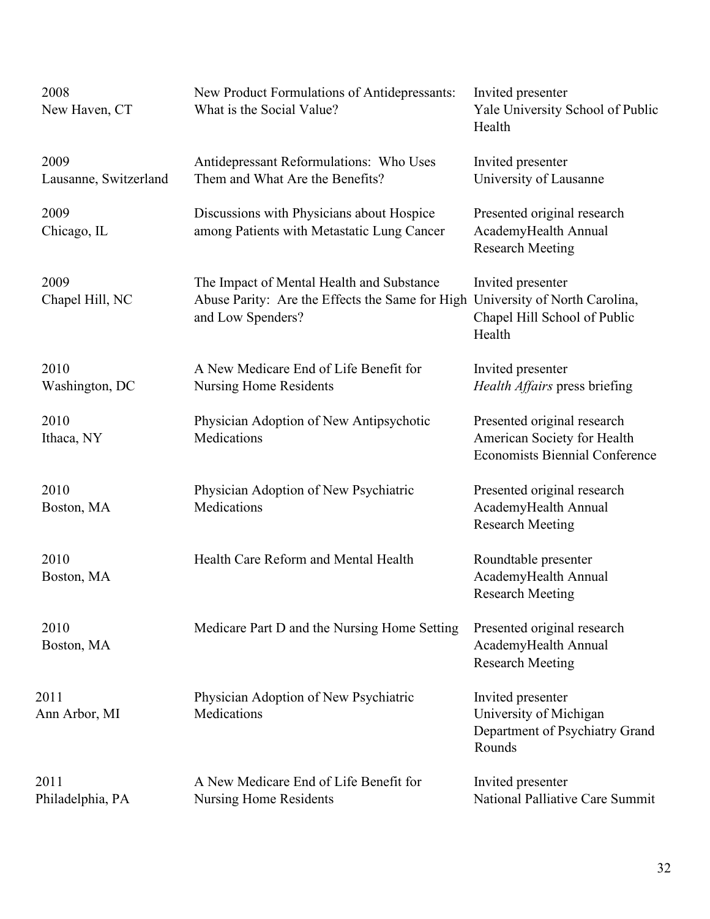| | | |
|---|---|---|
| 2008<br>New Haven, CT | New Product Formulations of Antidepressants: What is the Social Value? | Invited presenter<br>Yale University School of Public Health |
| 2009<br>Lausanne, Switzerland | Antidepressant Reformulations: Who Uses Them and What Are the Benefits? | Invited presenter<br>University of Lausanne |
| 2009<br>Chicago, IL | Discussions with Physicians about Hospice among Patients with Metastatic Lung Cancer | Presented original research<br>AcademyHealth Annual Research Meeting |
| 2009<br>Chapel Hill, NC | The Impact of Mental Health and Substance Abuse Parity: Are the Effects the Same for High and Low Spenders? | Invited presenter<br>University of North Carolina, Chapel Hill School of Public Health |
| 2010<br>Washington, DC | A New Medicare End of Life Benefit for Nursing Home Residents | Invited presenter<br>*Health Affairs* press briefing |
| 2010<br>Ithaca, NY | Physician Adoption of New Antipsychotic Medications | Presented original research<br>American Society for Health Economists Biennial Conference |
| 2010<br>Boston, MA | Physician Adoption of New Psychiatric Medications | Presented original research<br>AcademyHealth Annual Research Meeting |
| 2010<br>Boston, MA | Health Care Reform and Mental Health | Roundtable presenter<br>AcademyHealth Annual Research Meeting |
| 2010<br>Boston, MA | Medicare Part D and the Nursing Home Setting | Presented original research<br>AcademyHealth Annual Research Meeting |
| 2011<br>Ann Arbor, MI | Physician Adoption of New Psychiatric Medications | Invited presenter<br>University of Michigan Department of Psychiatry Grand Rounds |
| 2011<br>Philadelphia, PA | A New Medicare End of Life Benefit for Nursing Home Residents | Invited presenter<br>National Palliative Care Summit |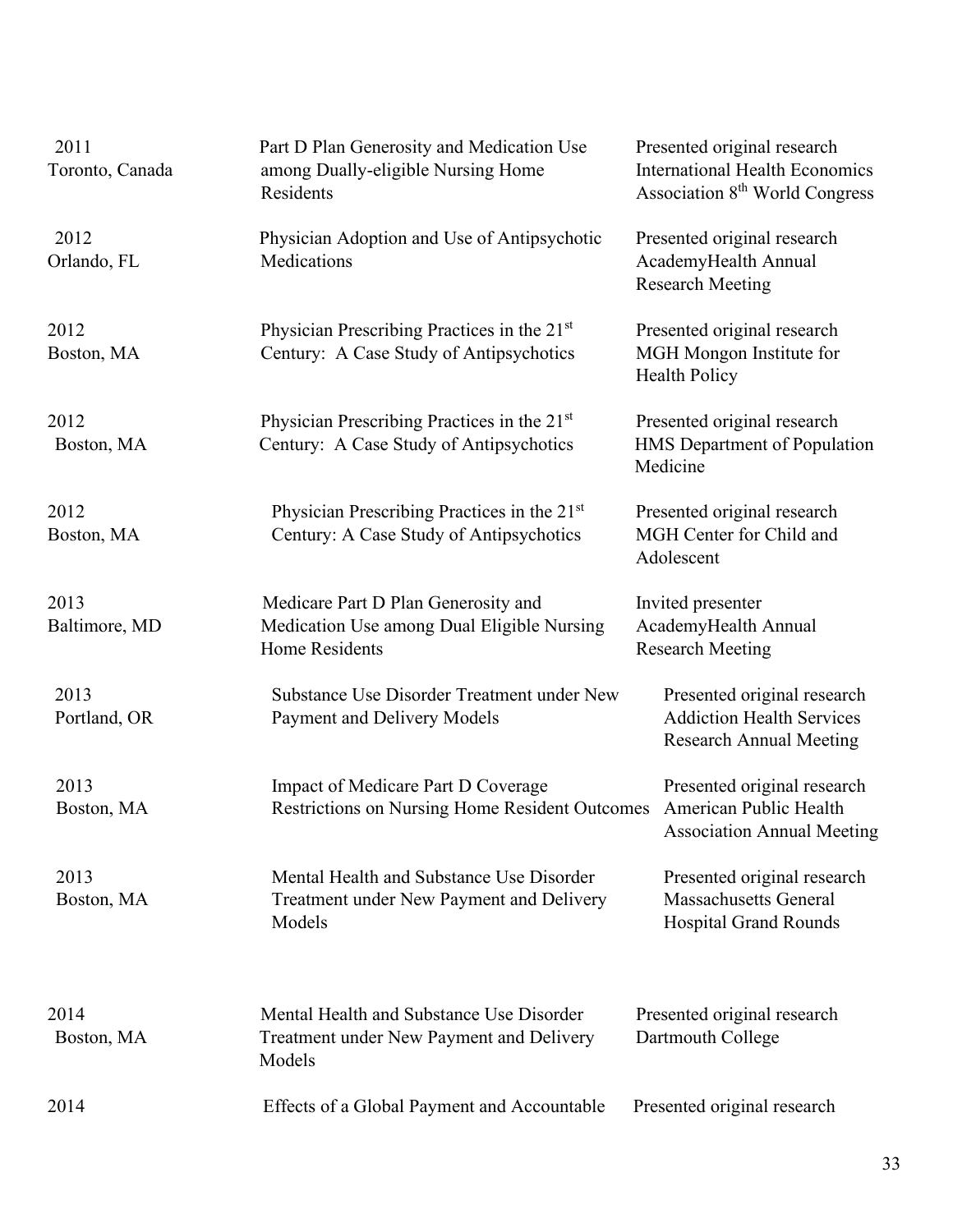| | | |
|---|---|---|
| 2011<br>Toronto, Canada | Part D Plan Generosity and Medication Use among Dually-eligible Nursing Home Residents | Presented original research<br>International Health Economics Association 8th World Congress |
| 2012<br>Orlando, FL | Physician Adoption and Use of Antipsychotic Medications | Presented original research<br>AcademyHealth Annual Research Meeting |
| 2012<br>Boston, MA | Physician Prescribing Practices in the 21st Century: A Case Study of Antipsychotics | Presented original research<br>MGH Mongon Institute for Health Policy |
| 2012<br>Boston, MA | Physician Prescribing Practices in the 21st Century: A Case Study of Antipsychotics | Presented original research<br>HMS Department of Population Medicine |
| 2012<br>Boston, MA | Physician Prescribing Practices in the 21st Century: A Case Study of Antipsychotics | Presented original research<br>MGH Center for Child and Adolescent |
| 2013<br>Baltimore, MD | Medicare Part D Plan Generosity and Medication Use among Dual Eligible Nursing Home Residents | Invited presenter<br>AcademyHealth Annual Research Meeting |
| 2013<br>Portland, OR | Substance Use Disorder Treatment under New Payment and Delivery Models | Presented original research<br>Addiction Health Services Research Annual Meeting |
| 2013<br>Boston, MA | Impact of Medicare Part D Coverage Restrictions on Nursing Home Resident Outcomes | Presented original research<br>American Public Health Association Annual Meeting |
| 2013<br>Boston, MA | Mental Health and Substance Use Disorder Treatment under New Payment and Delivery Models | Presented original research<br>Massachusetts General Hospital Grand Rounds |
| 2014<br>Boston, MA | Mental Health and Substance Use Disorder Treatment under New Payment and Delivery Models | Presented original research<br>Dartmouth College |
| 2014 | Effects of a Global Payment and Accountable | Presented original research |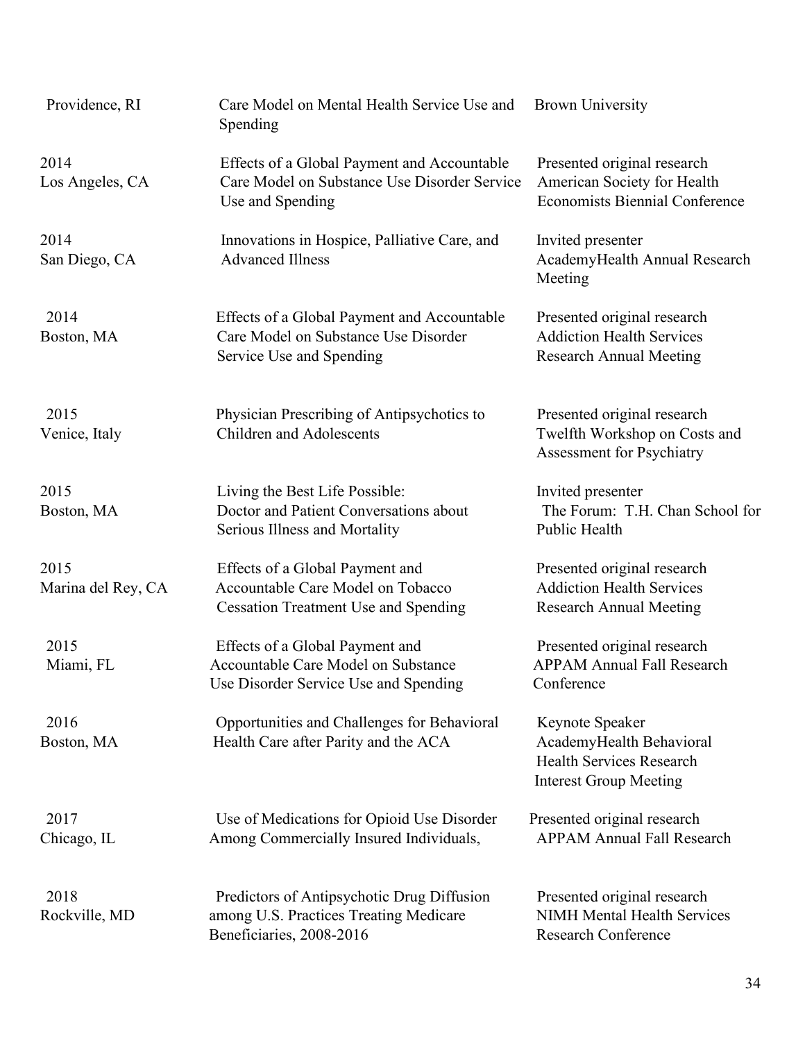| | | |
|---|---|---|
| Providence, RI | Care Model on Mental Health Service Use and Spending | Brown University |
| 2014<br>Los Angeles, CA | Effects of a Global Payment and Accountable Care Model on Substance Use Disorder Service Use and Spending | Presented original research<br>American Society for Health Economists Biennial Conference |
| 2014<br>San Diego, CA | Innovations in Hospice, Palliative Care, and Advanced Illness | Invited presenter<br>AcademyHealth Annual Research Meeting |
| 2014<br>Boston, MA | Effects of a Global Payment and Accountable Care Model on Substance Use Disorder Service Use and Spending | Presented original research<br>Addiction Health Services Research Annual Meeting |
| 2015<br>Venice, Italy | Physician Prescribing of Antipsychotics to Children and Adolescents | Presented original research<br>Twelfth Workshop on Costs and Assessment for Psychiatry |
| 2015<br>Boston, MA | Living the Best Life Possible: Doctor and Patient Conversations about Serious Illness and Mortality | Invited presenter<br>The Forum: T.H. Chan School for Public Health |
| 2015<br>Marina del Rey, CA | Effects of a Global Payment and Accountable Care Model on Tobacco Cessation Treatment Use and Spending | Presented original research<br>Addiction Health Services Research Annual Meeting |
| 2015<br>Miami, FL | Effects of a Global Payment and Accountable Care Model on Substance Use Disorder Service Use and Spending | Presented original research<br>APPAM Annual Fall Research Conference |
| 2016<br>Boston, MA | Opportunities and Challenges for Behavioral Health Care after Parity and the ACA | Keynote Speaker<br>AcademyHealth Behavioral Health Services Research Interest Group Meeting |
| 2017<br>Chicago, IL | Use of Medications for Opioid Use Disorder Among Commercially Insured Individuals, | Presented original research<br>APPAM Annual Fall Research |
| 2018<br>Rockville, MD | Predictors of Antipsychotic Drug Diffusion among U.S. Practices Treating Medicare Beneficiaries, 2008-2016 | Presented original research<br>NIMH Mental Health Services Research Conference |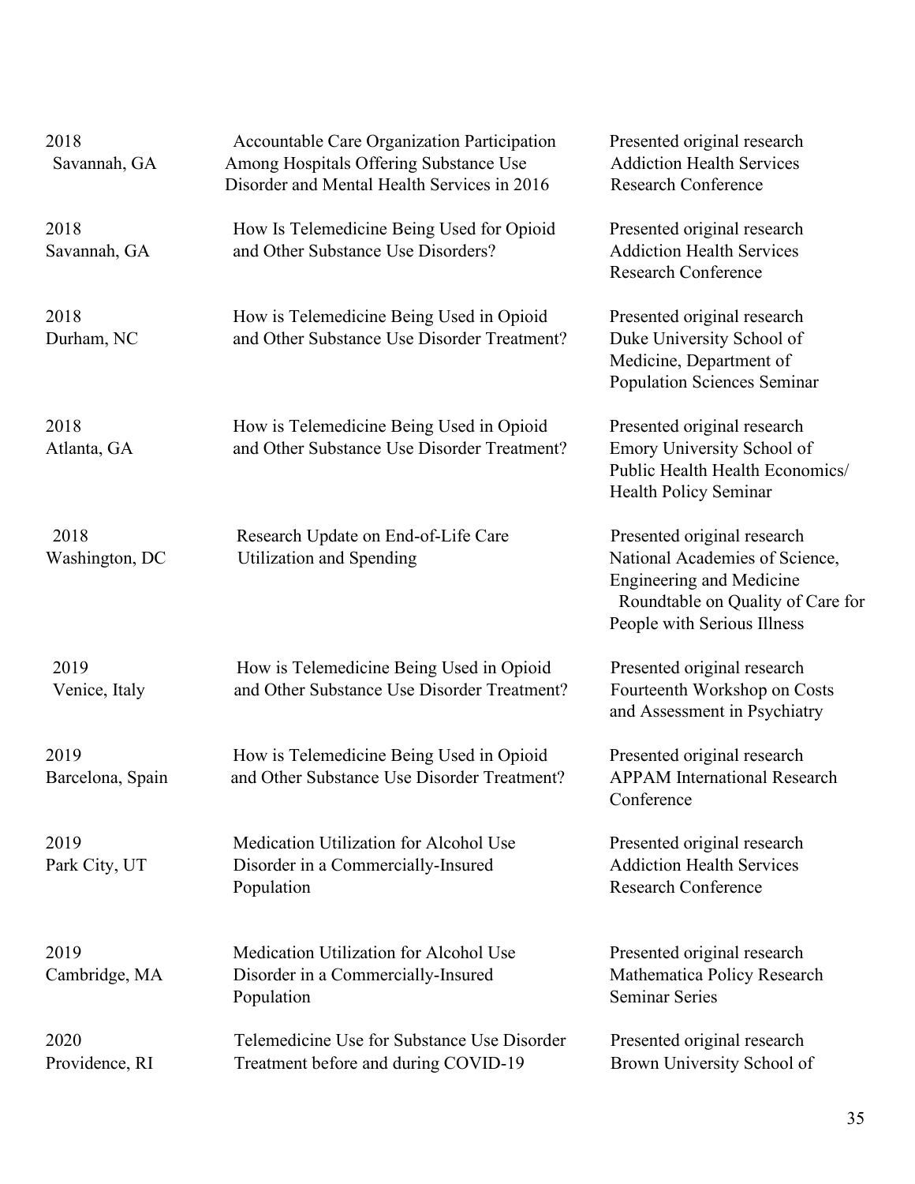| | | |
|---|---|---|
| 2018<br>Savannah, GA | Accountable Care Organization Participation Among Hospitals Offering Substance Use Disorder and Mental Health Services in 2016 | Presented original research<br>Addiction Health Services Research Conference |
| 2018<br>Savannah, GA | How Is Telemedicine Being Used for Opioid and Other Substance Use Disorders? | Presented original research<br>Addiction Health Services Research Conference |
| 2018<br>Durham, NC | How is Telemedicine Being Used in Opioid and Other Substance Use Disorder Treatment? | Presented original research<br>Duke University School of Medicine, Department of Population Sciences Seminar |
| 2018<br>Atlanta, GA | How is Telemedicine Being Used in Opioid and Other Substance Use Disorder Treatment? | Presented original research<br>Emory University School of Public Health Health Economics/ Health Policy Seminar |
| 2018<br>Washington, DC | Research Update on End-of-Life Care Utilization and Spending | Presented original research<br>National Academies of Science, Engineering and Medicine Roundtable on Quality of Care for People with Serious Illness |
| 2019<br>Venice, Italy | How is Telemedicine Being Used in Opioid and Other Substance Use Disorder Treatment? | Presented original research<br>Fourteenth Workshop on Costs and Assessment in Psychiatry |
| 2019<br>Barcelona, Spain | How is Telemedicine Being Used in Opioid and Other Substance Use Disorder Treatment? | Presented original research<br>APPAM International Research Conference |
| 2019<br>Park City, UT | Medication Utilization for Alcohol Use Disorder in a Commercially-Insured Population | Presented original research<br>Addiction Health Services Research Conference |
| 2019<br>Cambridge, MA | Medication Utilization for Alcohol Use Disorder in a Commercially-Insured Population | Presented original research<br>Mathematica Policy Research Seminar Series |
| 2020<br>Providence, RI | Telemedicine Use for Substance Use Disorder Treatment before and during COVID-19 | Presented original research<br>Brown University School of |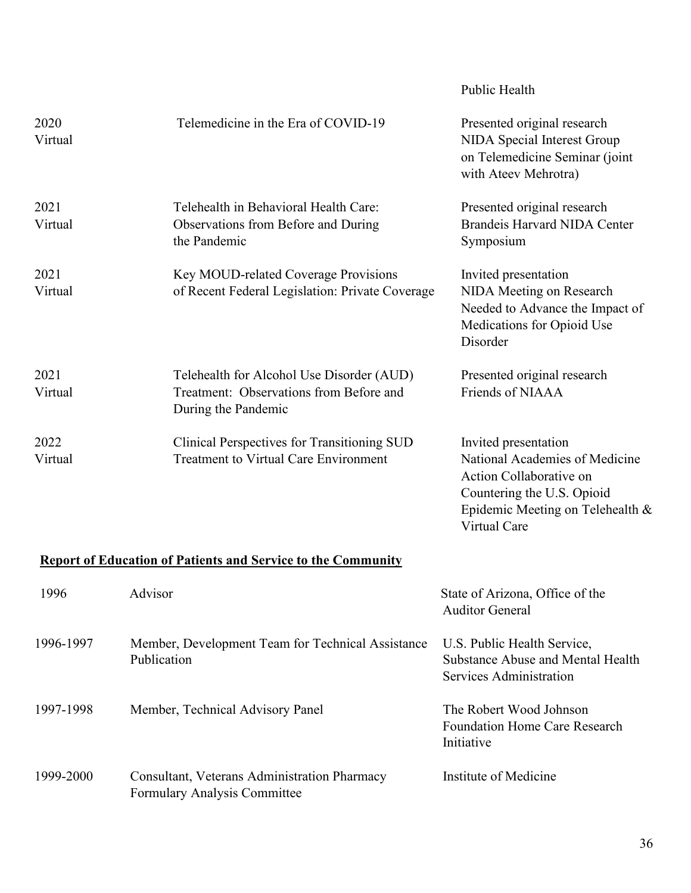| | | Public Health |
|---|---|---|
| 2020<br>Virtual | Telemedicine in the Era of COVID-19 | Presented original research<br>NIDA Special Interest Group on Telemedicine Seminar (joint with Ateev Mehrotra) |
| 2021<br>Virtual | Telehealth in Behavioral Health Care: Observations from Before and During the Pandemic | Presented original research<br>Brandeis Harvard NIDA Center Symposium |
| 2021<br>Virtual | Key MOUD-related Coverage Provisions of Recent Federal Legislation: Private Coverage | Invited presentation<br>NIDA Meeting on Research Needed to Advance the Impact of Medications for Opioid Use Disorder |
| 2021<br>Virtual | Telehealth for Alcohol Use Disorder (AUD) Treatment: Observations from Before and During the Pandemic | Presented original research<br>Friends of NIAAA |
| 2022<br>Virtual | Clinical Perspectives for Transitioning SUD Treatment to Virtual Care Environment | Invited presentation<br>National Academies of Medicine Action Collaborative on Countering the U.S. Opioid Epidemic Meeting on Telehealth & Virtual Care |

**Report of Education of Patients and Service to the Community**

| | | |
|---|---|---|
| 1996 | Advisor | State of Arizona, Office of the Auditor General |
| 1996-1997 | Member, Development Team for Technical Assistance Publication | U.S. Public Health Service, Substance Abuse and Mental Health Services Administration |
| 1997-1998 | Member, Technical Advisory Panel | The Robert Wood Johnson Foundation Home Care Research Initiative |
| 1999-2000 | Consultant, Veterans Administration Pharmacy Formulary Analysis Committee | Institute of Medicine |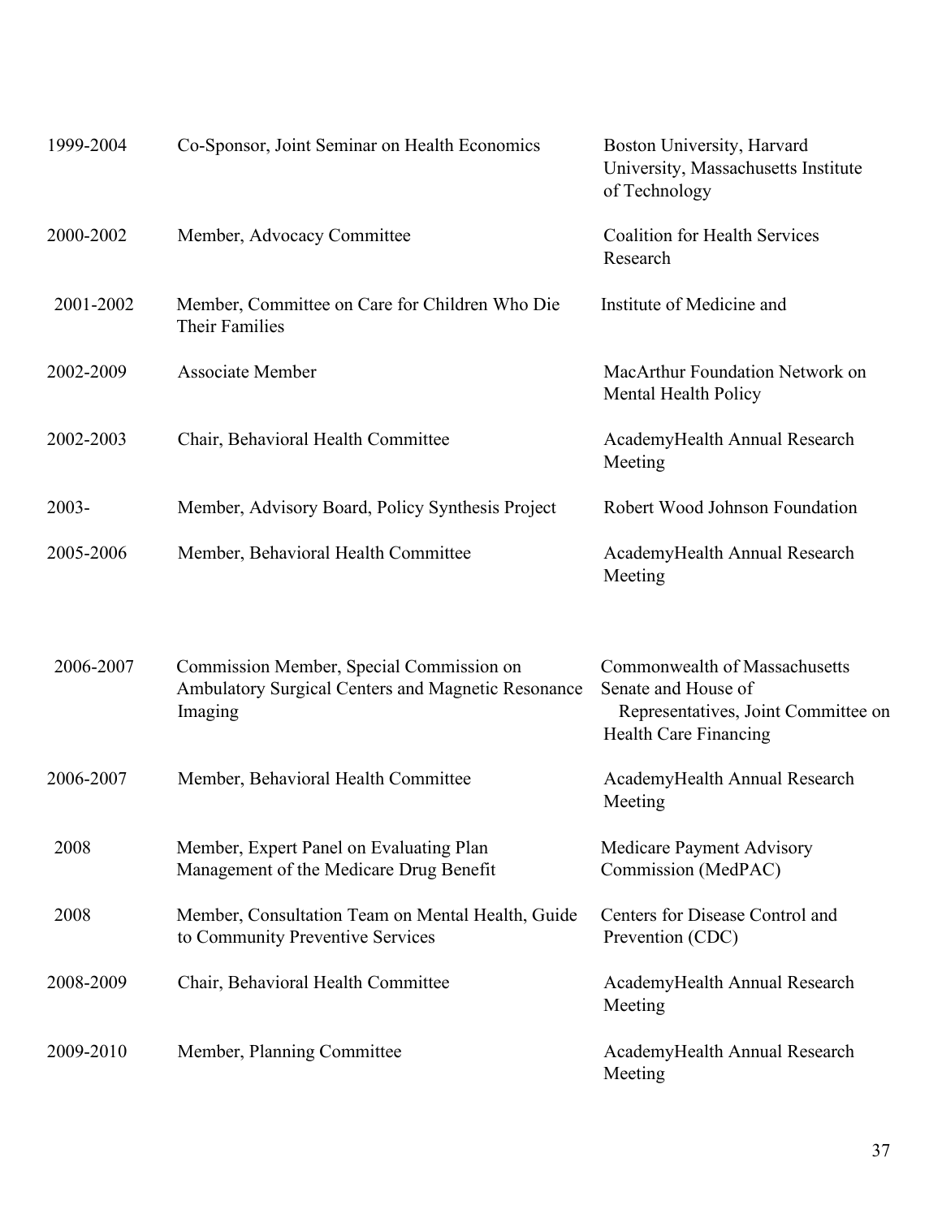| | | |
|---|---|---|
| 1999-2004 | Co-Sponsor, Joint Seminar on Health Economics | Boston University, Harvard University, Massachusetts Institute of Technology |
| 2000-2002 | Member, Advocacy Committee | Coalition for Health Services Research |
| 2001-2002 | Member, Committee on Care for Children Who Die Their Families | Institute of Medicine and |
| 2002-2009 | Associate Member | MacArthur Foundation Network on Mental Health Policy |
| 2002-2003 | Chair, Behavioral Health Committee | AcademyHealth Annual Research Meeting |
| 2003- | Member, Advisory Board, Policy Synthesis Project | Robert Wood Johnson Foundation |
| 2005-2006 | Member, Behavioral Health Committee | AcademyHealth Annual Research Meeting |
| 2006-2007 | Commission Member, Special Commission on Ambulatory Surgical Centers and Magnetic Resonance Imaging | Commonwealth of Massachusetts Senate and House of Representatives, Joint Committee on Health Care Financing |
| 2006-2007 | Member, Behavioral Health Committee | AcademyHealth Annual Research Meeting |
| 2008 | Member, Expert Panel on Evaluating Plan Management of the Medicare Drug Benefit | Medicare Payment Advisory Commission (MedPAC) |
| 2008 | Member, Consultation Team on Mental Health, Guide to Community Preventive Services | Centers for Disease Control and Prevention (CDC) |
| 2008-2009 | Chair, Behavioral Health Committee | AcademyHealth Annual Research Meeting |
| 2009-2010 | Member, Planning Committee | AcademyHealth Annual Research Meeting |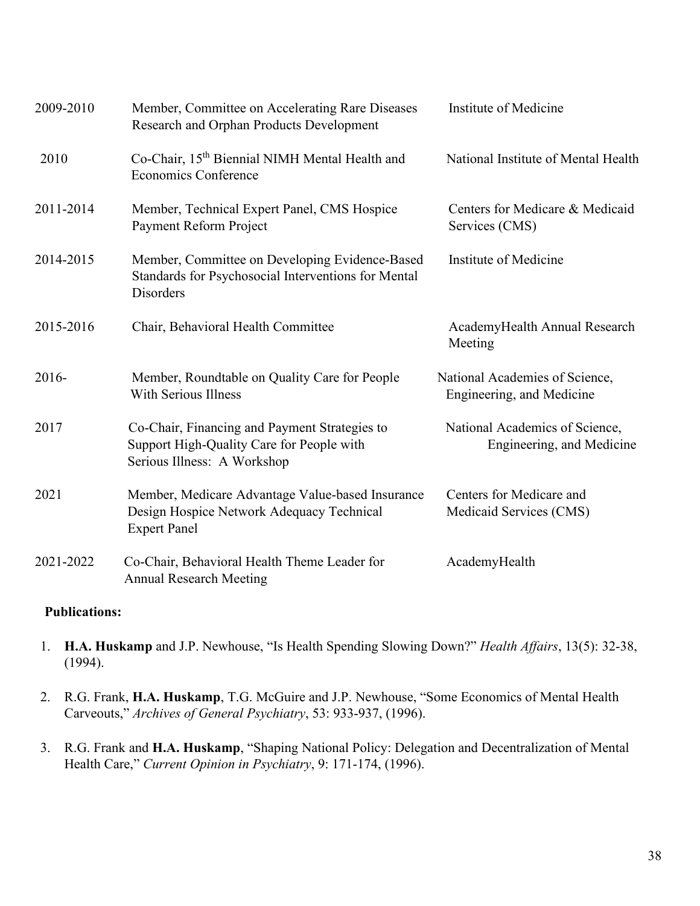| | | |
|---|---|---|
| 2009-2010 | Member, Committee on Accelerating Rare Diseases Research and Orphan Products Development | Institute of Medicine |
| 2010 | Co-Chair, 15th Biennial NIMH Mental Health and Economics Conference | National Institute of Mental Health |
| 2011-2014 | Member, Technical Expert Panel, CMS Hospice Payment Reform Project | Centers for Medicare & Medicaid Services (CMS) |
| 2014-2015 | Member, Committee on Developing Evidence-Based Standards for Psychosocial Interventions for Mental Disorders | Institute of Medicine |
| 2015-2016 | Chair, Behavioral Health Committee | AcademyHealth Annual Research Meeting |
| 2016- | Member, Roundtable on Quality Care for People With Serious Illness | National Academies of Science, Engineering, and Medicine |
| 2017 | Co-Chair, Financing and Payment Strategies to Support High-Quality Care for People with Serious Illness: A Workshop | National Academics of Science, Engineering, and Medicine |
| 2021 | Member, Medicare Advantage Value-based Insurance Design Hospice Network Adequacy Technical Expert Panel | Centers for Medicare and Medicaid Services (CMS) |
| 2021-2022 | Co-Chair, Behavioral Health Theme Leader for Annual Research Meeting | AcademyHealth |

**Publications:**

1. **H.A. Huskamp** and J.P. Newhouse, "Is Health Spending Slowing Down?" *Health Affairs*, 13(5): 32-38, (1994).

2. R.G. Frank, **H.A. Huskamp**, T.G. McGuire and J.P. Newhouse, "Some Economics of Mental Health Carveouts," *Archives of General Psychiatry*, 53: 933-937, (1996).

3. R.G. Frank and **H.A. Huskamp**, "Shaping National Policy: Delegation and Decentralization of Mental Health Care," *Current Opinion in Psychiatry*, 9: 171-174, (1996).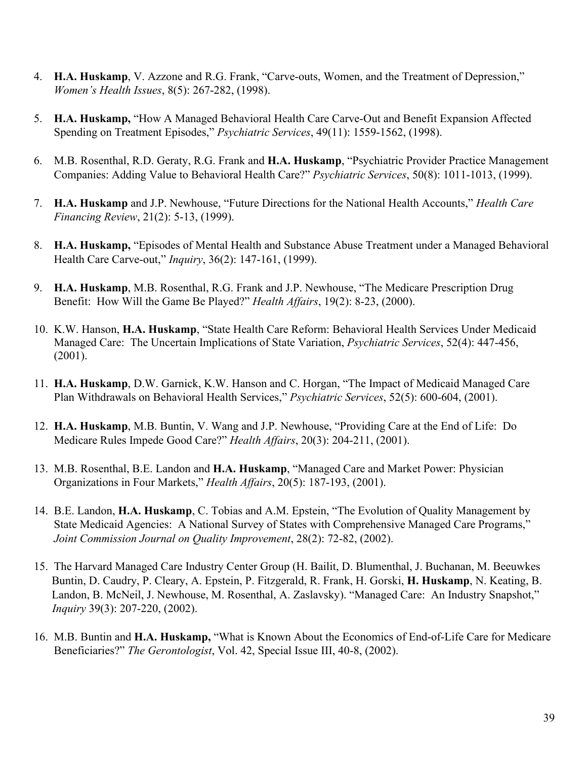4. **H.A. Huskamp**, V. Azzone and R.G. Frank, "Carve-outs, Women, and the Treatment of Depression," *Women's Health Issues*, 8(5): 267-282, (1998).

5. **H.A. Huskamp,** "How A Managed Behavioral Health Care Carve-Out and Benefit Expansion Affected Spending on Treatment Episodes," *Psychiatric Services*, 49(11): 1559-1562, (1998).

6. M.B. Rosenthal, R.D. Geraty, R.G. Frank and **H.A. Huskamp**, "Psychiatric Provider Practice Management Companies: Adding Value to Behavioral Health Care?" *Psychiatric Services*, 50(8): 1011-1013, (1999).

7. **H.A. Huskamp** and J.P. Newhouse, "Future Directions for the National Health Accounts," *Health Care Financing Review*, 21(2): 5-13, (1999).

8. **H.A. Huskamp,** "Episodes of Mental Health and Substance Abuse Treatment under a Managed Behavioral Health Care Carve-out," *Inquiry*, 36(2): 147-161, (1999).

9. **H.A. Huskamp**, M.B. Rosenthal, R.G. Frank and J.P. Newhouse, "The Medicare Prescription Drug Benefit: How Will the Game Be Played?" *Health Affairs*, 19(2): 8-23, (2000).

10. K.W. Hanson, **H.A. Huskamp**, "State Health Care Reform: Behavioral Health Services Under Medicaid Managed Care: The Uncertain Implications of State Variation, *Psychiatric Services*, 52(4): 447-456, (2001).

11. **H.A. Huskamp**, D.W. Garnick, K.W. Hanson and C. Horgan, "The Impact of Medicaid Managed Care Plan Withdrawals on Behavioral Health Services," *Psychiatric Services*, 52(5): 600-604, (2001).

12. **H.A. Huskamp**, M.B. Buntin, V. Wang and J.P. Newhouse, "Providing Care at the End of Life: Do Medicare Rules Impede Good Care?" *Health Affairs*, 20(3): 204-211, (2001).

13. M.B. Rosenthal, B.E. Landon and **H.A. Huskamp**, "Managed Care and Market Power: Physician Organizations in Four Markets," *Health Affairs*, 20(5): 187-193, (2001).

14. B.E. Landon, **H.A. Huskamp**, C. Tobias and A.M. Epstein, "The Evolution of Quality Management by State Medicaid Agencies: A National Survey of States with Comprehensive Managed Care Programs," *Joint Commission Journal on Quality Improvement*, 28(2): 72-82, (2002).

15. The Harvard Managed Care Industry Center Group (H. Bailit, D. Blumenthal, J. Buchanan, M. Beeuwkes Buntin, D. Caudry, P. Cleary, A. Epstein, P. Fitzgerald, R. Frank, H. Gorski, **H. Huskamp**, N. Keating, B. Landon, B. McNeil, J. Newhouse, M. Rosenthal, A. Zaslavsky). "Managed Care: An Industry Snapshot," *Inquiry* 39(3): 207-220, (2002).

16. M.B. Buntin and **H.A. Huskamp,** "What is Known About the Economics of End-of-Life Care for Medicare Beneficiaries?" *The Gerontologist*, Vol. 42, Special Issue III, 40-8, (2002).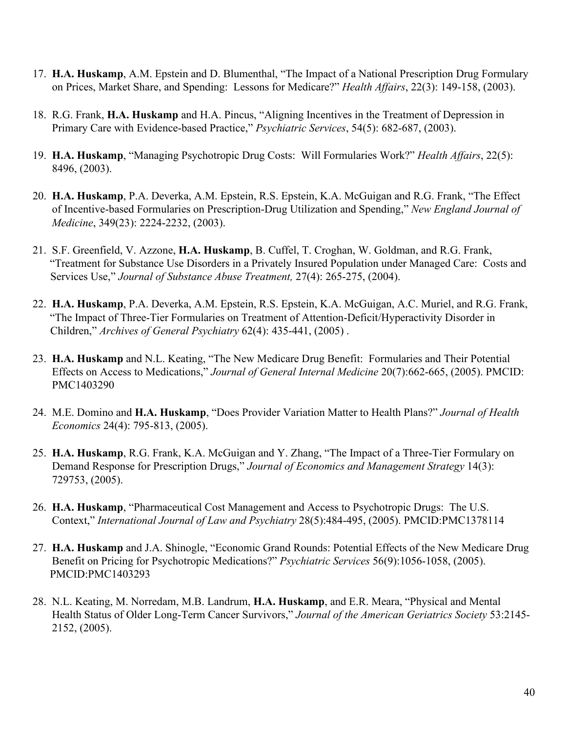17. **H.A. Huskamp**, A.M. Epstein and D. Blumenthal, "The Impact of a National Prescription Drug Formulary on Prices, Market Share, and Spending: Lessons for Medicare?" *Health Affairs*, 22(3): 149-158, (2003).

18. R.G. Frank, **H.A. Huskamp** and H.A. Pincus, "Aligning Incentives in the Treatment of Depression in Primary Care with Evidence-based Practice," *Psychiatric Services*, 54(5): 682-687, (2003).

19. **H.A. Huskamp**, "Managing Psychotropic Drug Costs: Will Formularies Work?" *Health Affairs*, 22(5): 8496, (2003).

20. **H.A. Huskamp**, P.A. Deverka, A.M. Epstein, R.S. Epstein, K.A. McGuigan and R.G. Frank, "The Effect of Incentive-based Formularies on Prescription-Drug Utilization and Spending," *New England Journal of Medicine*, 349(23): 2224-2232, (2003).

21. S.F. Greenfield, V. Azzone, **H.A. Huskamp**, B. Cuffel, T. Croghan, W. Goldman, and R.G. Frank, "Treatment for Substance Use Disorders in a Privately Insured Population under Managed Care: Costs and Services Use," *Journal of Substance Abuse Treatment,* 27(4): 265-275, (2004).

22. **H.A. Huskamp**, P.A. Deverka, A.M. Epstein, R.S. Epstein, K.A. McGuigan, A.C. Muriel, and R.G. Frank, "The Impact of Three-Tier Formularies on Treatment of Attention-Deficit/Hyperactivity Disorder in Children," *Archives of General Psychiatry* 62(4): 435-441, (2005) .

23. **H.A. Huskamp** and N.L. Keating, "The New Medicare Drug Benefit: Formularies and Their Potential Effects on Access to Medications," *Journal of General Internal Medicine* 20(7):662-665, (2005). PMCID: PMC1403290

24. M.E. Domino and **H.A. Huskamp**, "Does Provider Variation Matter to Health Plans?" *Journal of Health Economics* 24(4): 795-813, (2005).

25. **H.A. Huskamp**, R.G. Frank, K.A. McGuigan and Y. Zhang, "The Impact of a Three-Tier Formulary on Demand Response for Prescription Drugs," *Journal of Economics and Management Strategy* 14(3): 729753, (2005).

26. **H.A. Huskamp**, "Pharmaceutical Cost Management and Access to Psychotropic Drugs: The U.S. Context," *International Journal of Law and Psychiatry* 28(5):484-495, (2005). PMCID:PMC1378114

27. **H.A. Huskamp** and J.A. Shinogle, "Economic Grand Rounds: Potential Effects of the New Medicare Drug Benefit on Pricing for Psychotropic Medications?" *Psychiatric Services* 56(9):1056-1058, (2005). PMCID:PMC1403293

28. N.L. Keating, M. Norredam, M.B. Landrum, **H.A. Huskamp**, and E.R. Meara, "Physical and Mental Health Status of Older Long-Term Cancer Survivors," *Journal of the American Geriatrics Society* 53:2145-2152, (2005).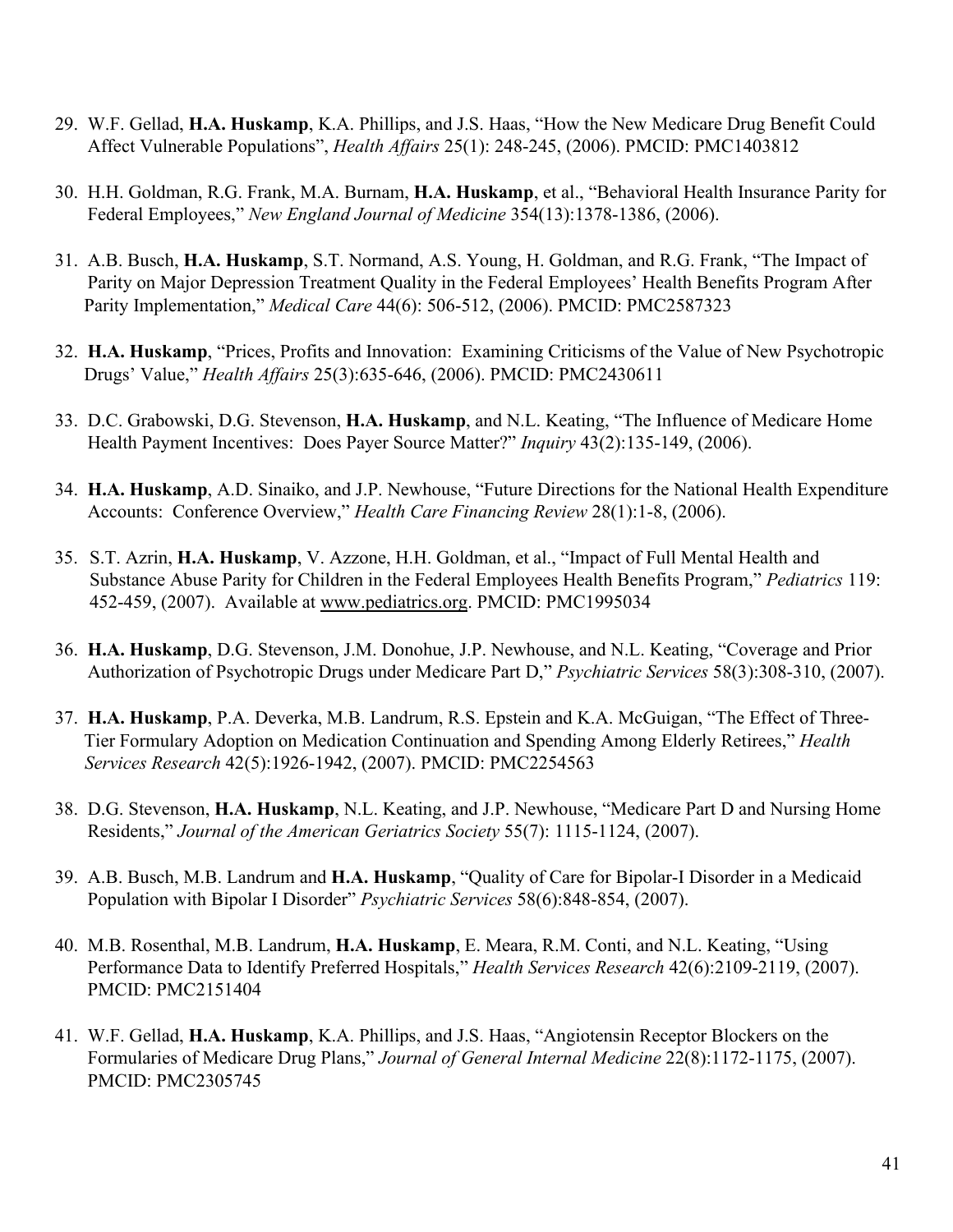29. W.F. Gellad, **H.A. Huskamp**, K.A. Phillips, and J.S. Haas, "How the New Medicare Drug Benefit Could Affect Vulnerable Populations", *Health Affairs* 25(1): 248-245, (2006). PMCID: PMC1403812

30. H.H. Goldman, R.G. Frank, M.A. Burnam, **H.A. Huskamp**, et al., "Behavioral Health Insurance Parity for Federal Employees," *New England Journal of Medicine* 354(13):1378-1386, (2006).

31. A.B. Busch, **H.A. Huskamp**, S.T. Normand, A.S. Young, H. Goldman, and R.G. Frank, "The Impact of Parity on Major Depression Treatment Quality in the Federal Employees' Health Benefits Program After Parity Implementation," *Medical Care* 44(6): 506-512, (2006). PMCID: PMC2587323

32. **H.A. Huskamp**, "Prices, Profits and Innovation: Examining Criticisms of the Value of New Psychotropic Drugs' Value," *Health Affairs* 25(3):635-646, (2006). PMCID: PMC2430611

33. D.C. Grabowski, D.G. Stevenson, **H.A. Huskamp**, and N.L. Keating, "The Influence of Medicare Home Health Payment Incentives: Does Payer Source Matter?" *Inquiry* 43(2):135-149, (2006).

34. **H.A. Huskamp**, A.D. Sinaiko, and J.P. Newhouse, "Future Directions for the National Health Expenditure Accounts: Conference Overview," *Health Care Financing Review* 28(1):1-8, (2006).

35. S.T. Azrin, **H.A. Huskamp**, V. Azzone, H.H. Goldman, et al., "Impact of Full Mental Health and Substance Abuse Parity for Children in the Federal Employees Health Benefits Program," *Pediatrics* 119: 452-459, (2007). Available at www.pediatrics.org. PMCID: PMC1995034

36. **H.A. Huskamp**, D.G. Stevenson, J.M. Donohue, J.P. Newhouse, and N.L. Keating, "Coverage and Prior Authorization of Psychotropic Drugs under Medicare Part D," *Psychiatric Services* 58(3):308-310, (2007).

37. **H.A. Huskamp**, P.A. Deverka, M.B. Landrum, R.S. Epstein and K.A. McGuigan, "The Effect of Three-Tier Formulary Adoption on Medication Continuation and Spending Among Elderly Retirees," *Health Services Research* 42(5):1926-1942, (2007). PMCID: PMC2254563

38. D.G. Stevenson, **H.A. Huskamp**, N.L. Keating, and J.P. Newhouse, "Medicare Part D and Nursing Home Residents," *Journal of the American Geriatrics Society* 55(7): 1115-1124, (2007).

39. A.B. Busch, M.B. Landrum and **H.A. Huskamp**, "Quality of Care for Bipolar-I Disorder in a Medicaid Population with Bipolar I Disorder" *Psychiatric Services* 58(6):848-854, (2007).

40. M.B. Rosenthal, M.B. Landrum, **H.A. Huskamp**, E. Meara, R.M. Conti, and N.L. Keating, "Using Performance Data to Identify Preferred Hospitals," *Health Services Research* 42(6):2109-2119, (2007). PMCID: PMC2151404

41. W.F. Gellad, **H.A. Huskamp**, K.A. Phillips, and J.S. Haas, "Angiotensin Receptor Blockers on the Formularies of Medicare Drug Plans," *Journal of General Internal Medicine* 22(8):1172-1175, (2007). PMCID: PMC2305745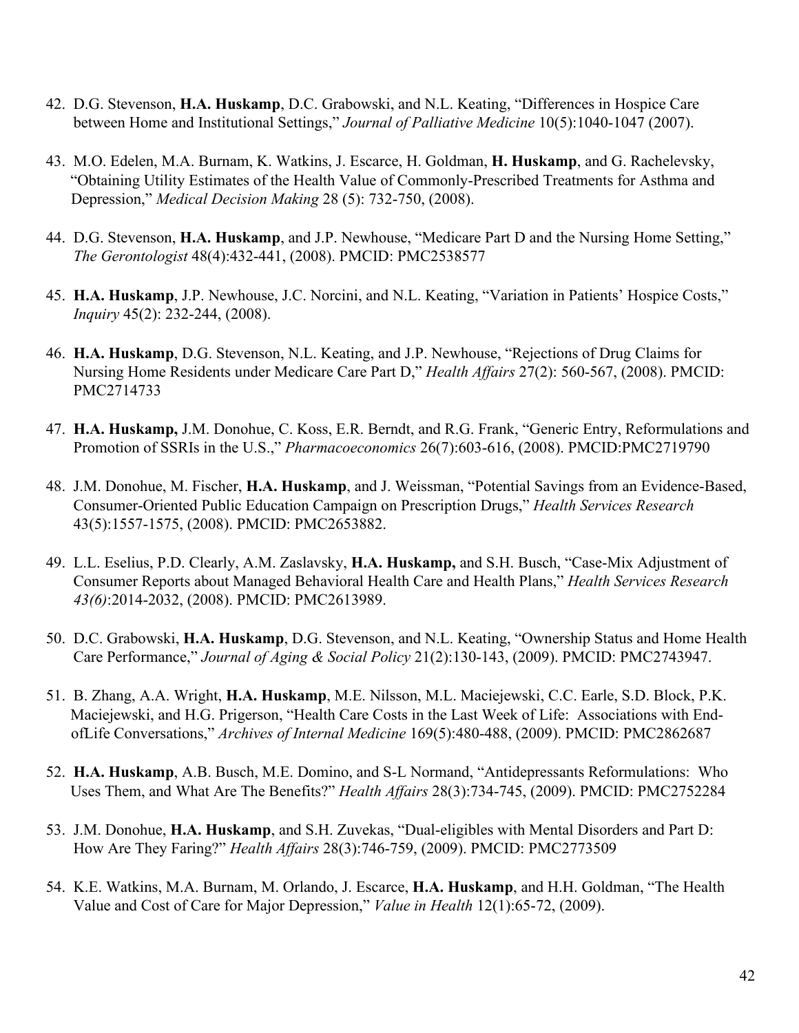42. D.G. Stevenson, **H.A. Huskamp**, D.C. Grabowski, and N.L. Keating, "Differences in Hospice Care between Home and Institutional Settings," *Journal of Palliative Medicine* 10(5):1040-1047 (2007).

43. M.O. Edelen, M.A. Burnam, K. Watkins, J. Escarce, H. Goldman, **H. Huskamp**, and G. Rachelevsky, "Obtaining Utility Estimates of the Health Value of Commonly-Prescribed Treatments for Asthma and Depression," *Medical Decision Making* 28 (5): 732-750, (2008).

44. D.G. Stevenson, **H.A. Huskamp**, and J.P. Newhouse, "Medicare Part D and the Nursing Home Setting," *The Gerontologist* 48(4):432-441, (2008). PMCID: PMC2538577

45. **H.A. Huskamp**, J.P. Newhouse, J.C. Norcini, and N.L. Keating, "Variation in Patients' Hospice Costs," *Inquiry* 45(2): 232-244, (2008).

46. **H.A. Huskamp**, D.G. Stevenson, N.L. Keating, and J.P. Newhouse, "Rejections of Drug Claims for Nursing Home Residents under Medicare Care Part D," *Health Affairs* 27(2): 560-567, (2008). PMCID: PMC2714733

47. **H.A. Huskamp,** J.M. Donohue, C. Koss, E.R. Berndt, and R.G. Frank, "Generic Entry, Reformulations and Promotion of SSRIs in the U.S.," *Pharmacoeconomics* 26(7):603-616, (2008). PMCID:PMC2719790

48. J.M. Donohue, M. Fischer, **H.A. Huskamp**, and J. Weissman, "Potential Savings from an Evidence-Based, Consumer-Oriented Public Education Campaign on Prescription Drugs," *Health Services Research* 43(5):1557-1575, (2008). PMCID: PMC2653882.

49. L.L. Eselius, P.D. Clearly, A.M. Zaslavsky, **H.A. Huskamp,** and S.H. Busch, "Case-Mix Adjustment of Consumer Reports about Managed Behavioral Health Care and Health Plans," *Health Services Research 43(6)*:2014-2032, (2008). PMCID: PMC2613989.

50. D.C. Grabowski, **H.A. Huskamp**, D.G. Stevenson, and N.L. Keating, "Ownership Status and Home Health Care Performance," *Journal of Aging & Social Policy* 21(2):130-143, (2009). PMCID: PMC2743947.

51. B. Zhang, A.A. Wright, **H.A. Huskamp**, M.E. Nilsson, M.L. Maciejewski, C.C. Earle, S.D. Block, P.K. Maciejewski, and H.G. Prigerson, "Health Care Costs in the Last Week of Life: Associations with End-ofLife Conversations," *Archives of Internal Medicine* 169(5):480-488, (2009). PMCID: PMC2862687

52. **H.A. Huskamp**, A.B. Busch, M.E. Domino, and S-L Normand, "Antidepressants Reformulations: Who Uses Them, and What Are The Benefits?" *Health Affairs* 28(3):734-745, (2009). PMCID: PMC2752284

53. J.M. Donohue, **H.A. Huskamp**, and S.H. Zuvekas, "Dual-eligibles with Mental Disorders and Part D: How Are They Faring?" *Health Affairs* 28(3):746-759, (2009). PMCID: PMC2773509

54. K.E. Watkins, M.A. Burnam, M. Orlando, J. Escarce, **H.A. Huskamp**, and H.H. Goldman, "The Health Value and Cost of Care for Major Depression," *Value in Health* 12(1):65-72, (2009).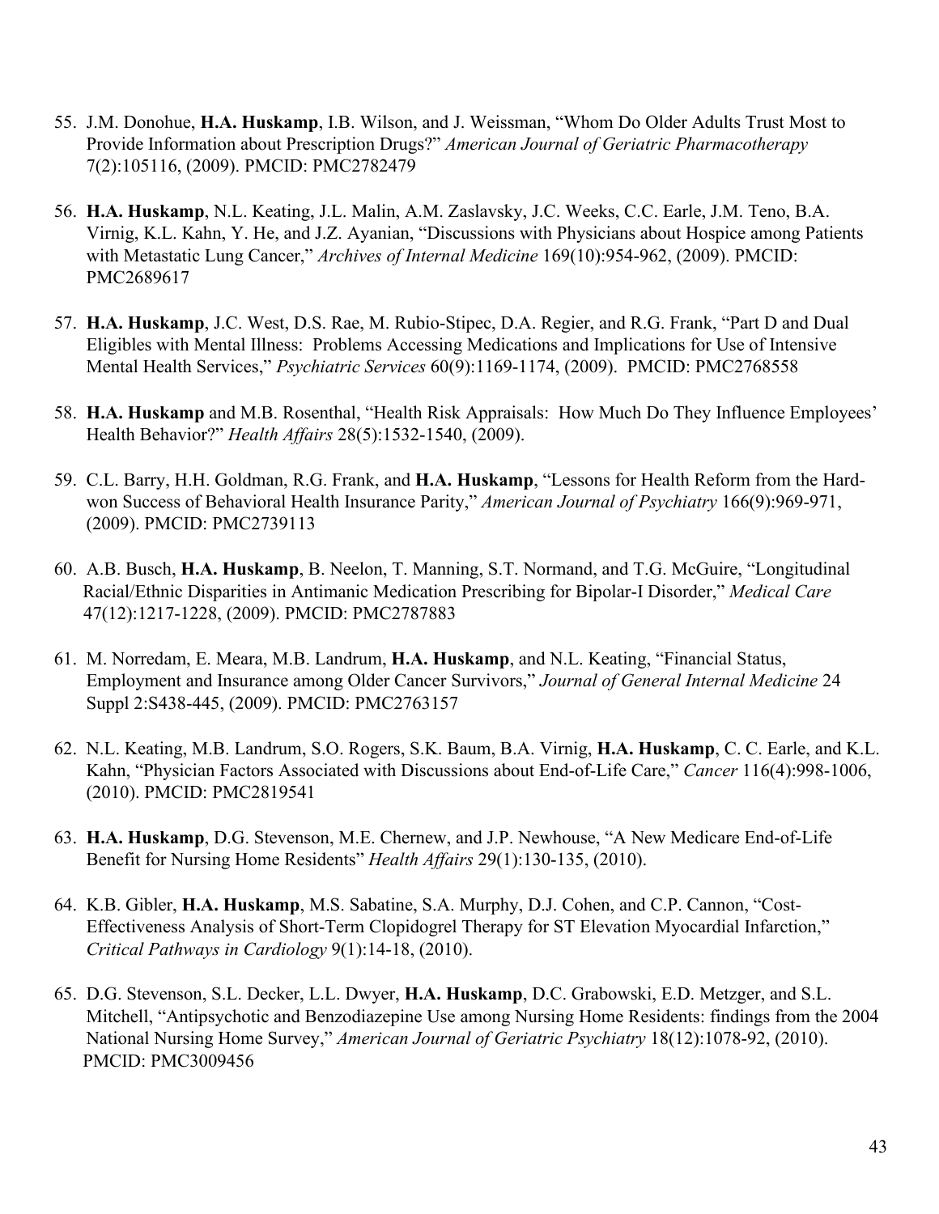55. J.M. Donohue, **H.A. Huskamp**, I.B. Wilson, and J. Weissman, "Whom Do Older Adults Trust Most to Provide Information about Prescription Drugs?" *American Journal of Geriatric Pharmacotherapy* 7(2):105116, (2009). PMCID: PMC2782479

56. **H.A. Huskamp**, N.L. Keating, J.L. Malin, A.M. Zaslavsky, J.C. Weeks, C.C. Earle, J.M. Teno, B.A. Virnig, K.L. Kahn, Y. He, and J.Z. Ayanian, "Discussions with Physicians about Hospice among Patients with Metastatic Lung Cancer," *Archives of Internal Medicine* 169(10):954-962, (2009). PMCID: PMC2689617

57. **H.A. Huskamp**, J.C. West, D.S. Rae, M. Rubio-Stipec, D.A. Regier, and R.G. Frank, "Part D and Dual Eligibles with Mental Illness: Problems Accessing Medications and Implications for Use of Intensive Mental Health Services," *Psychiatric Services* 60(9):1169-1174, (2009). PMCID: PMC2768558

58. **H.A. Huskamp** and M.B. Rosenthal, "Health Risk Appraisals: How Much Do They Influence Employees' Health Behavior?" *Health Affairs* 28(5):1532-1540, (2009).

59. C.L. Barry, H.H. Goldman, R.G. Frank, and **H.A. Huskamp**, "Lessons for Health Reform from the Hard-won Success of Behavioral Health Insurance Parity," *American Journal of Psychiatry* 166(9):969-971, (2009). PMCID: PMC2739113

60. A.B. Busch, **H.A. Huskamp**, B. Neelon, T. Manning, S.T. Normand, and T.G. McGuire, "Longitudinal Racial/Ethnic Disparities in Antimanic Medication Prescribing for Bipolar-I Disorder," *Medical Care* 47(12):1217-1228, (2009). PMCID: PMC2787883

61. M. Norredam, E. Meara, M.B. Landrum, **H.A. Huskamp**, and N.L. Keating, "Financial Status, Employment and Insurance among Older Cancer Survivors," *Journal of General Internal Medicine* 24 Suppl 2:S438-445, (2009). PMCID: PMC2763157

62. N.L. Keating, M.B. Landrum, S.O. Rogers, S.K. Baum, B.A. Virnig, **H.A. Huskamp**, C. C. Earle, and K.L. Kahn, "Physician Factors Associated with Discussions about End-of-Life Care," *Cancer* 116(4):998-1006, (2010). PMCID: PMC2819541

63. **H.A. Huskamp**, D.G. Stevenson, M.E. Chernew, and J.P. Newhouse, "A New Medicare End-of-Life Benefit for Nursing Home Residents" *Health Affairs* 29(1):130-135, (2010).

64. K.B. Gibler, **H.A. Huskamp**, M.S. Sabatine, S.A. Murphy, D.J. Cohen, and C.P. Cannon, "Cost-Effectiveness Analysis of Short-Term Clopidogrel Therapy for ST Elevation Myocardial Infarction," *Critical Pathways in Cardiology* 9(1):14-18, (2010).

65. D.G. Stevenson, S.L. Decker, L.L. Dwyer, **H.A. Huskamp**, D.C. Grabowski, E.D. Metzger, and S.L. Mitchell, "Antipsychotic and Benzodiazepine Use among Nursing Home Residents: findings from the 2004 National Nursing Home Survey," *American Journal of Geriatric Psychiatry* 18(12):1078-92, (2010). PMCID: PMC3009456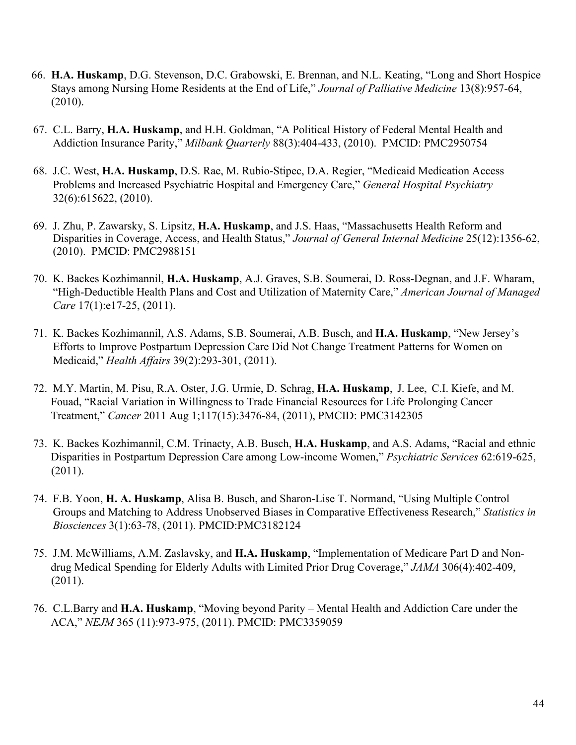66. **H.A. Huskamp**, D.G. Stevenson, D.C. Grabowski, E. Brennan, and N.L. Keating, "Long and Short Hospice Stays among Nursing Home Residents at the End of Life," *Journal of Palliative Medicine* 13(8):957-64, (2010).

67. C.L. Barry, **H.A. Huskamp**, and H.H. Goldman, "A Political History of Federal Mental Health and Addiction Insurance Parity," *Milbank Quarterly* 88(3):404-433, (2010). PMCID: PMC2950754

68. J.C. West, **H.A. Huskamp**, D.S. Rae, M. Rubio-Stipec, D.A. Regier, "Medicaid Medication Access Problems and Increased Psychiatric Hospital and Emergency Care," *General Hospital Psychiatry* 32(6):615622, (2010).

69. J. Zhu, P. Zawarsky, S. Lipsitz, **H.A. Huskamp**, and J.S. Haas, "Massachusetts Health Reform and Disparities in Coverage, Access, and Health Status," *Journal of General Internal Medicine* 25(12):1356-62, (2010). PMCID: PMC2988151

70. K. Backes Kozhimannil, **H.A. Huskamp**, A.J. Graves, S.B. Soumerai, D. Ross-Degnan, and J.F. Wharam, "High-Deductible Health Plans and Cost and Utilization of Maternity Care," *American Journal of Managed Care* 17(1):e17-25, (2011).

71. K. Backes Kozhimannil, A.S. Adams, S.B. Soumerai, A.B. Busch, and **H.A. Huskamp**, "New Jersey's Efforts to Improve Postpartum Depression Care Did Not Change Treatment Patterns for Women on Medicaid," *Health Affairs* 39(2):293-301, (2011).

72. M.Y. Martin, M. Pisu, R.A. Oster, J.G. Urmie, D. Schrag, **H.A. Huskamp**, J. Lee, C.I. Kiefe, and M. Fouad, "Racial Variation in Willingness to Trade Financial Resources for Life Prolonging Cancer Treatment," *Cancer* 2011 Aug 1;117(15):3476-84, (2011), PMCID: PMC3142305

73. K. Backes Kozhimannil, C.M. Trinacty, A.B. Busch, **H.A. Huskamp**, and A.S. Adams, "Racial and ethnic Disparities in Postpartum Depression Care among Low-income Women," *Psychiatric Services* 62:619-625, (2011).

74. F.B. Yoon, **H. A. Huskamp**, Alisa B. Busch, and Sharon-Lise T. Normand, "Using Multiple Control Groups and Matching to Address Unobserved Biases in Comparative Effectiveness Research," *Statistics in Biosciences* 3(1):63-78, (2011). PMCID:PMC3182124

75. J.M. McWilliams, A.M. Zaslavsky, and **H.A. Huskamp**, "Implementation of Medicare Part D and Non-drug Medical Spending for Elderly Adults with Limited Prior Drug Coverage," *JAMA* 306(4):402-409, (2011).

76. C.L.Barry and **H.A. Huskamp**, "Moving beyond Parity – Mental Health and Addiction Care under the ACA," *NEJM* 365 (11):973-975, (2011). PMCID: PMC3359059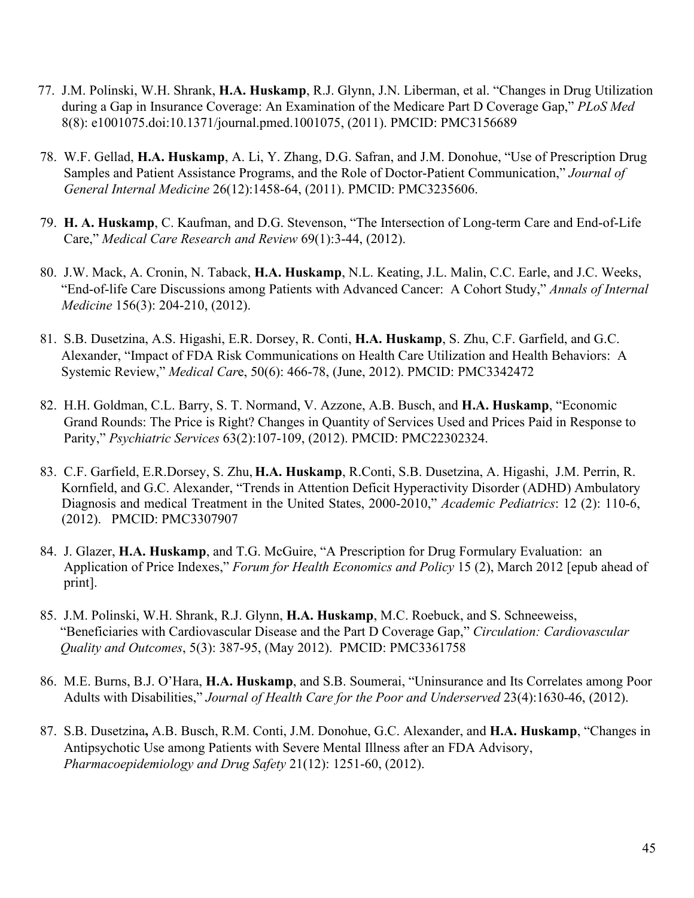77. J.M. Polinski, W.H. Shrank, **H.A. Huskamp**, R.J. Glynn, J.N. Liberman, et al. "Changes in Drug Utilization during a Gap in Insurance Coverage: An Examination of the Medicare Part D Coverage Gap," *PLoS Med* 8(8): e1001075.doi:10.1371/journal.pmed.1001075, (2011). PMCID: PMC3156689

78. W.F. Gellad, **H.A. Huskamp**, A. Li, Y. Zhang, D.G. Safran, and J.M. Donohue, "Use of Prescription Drug Samples and Patient Assistance Programs, and the Role of Doctor-Patient Communication," *Journal of General Internal Medicine* 26(12):1458-64, (2011). PMCID: PMC3235606.

79. **H. A. Huskamp**, C. Kaufman, and D.G. Stevenson, "The Intersection of Long-term Care and End-of-Life Care," *Medical Care Research and Review* 69(1):3-44, (2012).

80. J.W. Mack, A. Cronin, N. Taback, **H.A. Huskamp**, N.L. Keating, J.L. Malin, C.C. Earle, and J.C. Weeks, "End-of-life Care Discussions among Patients with Advanced Cancer: A Cohort Study," *Annals of Internal Medicine* 156(3): 204-210, (2012).

81. S.B. Dusetzina, A.S. Higashi, E.R. Dorsey, R. Conti, **H.A. Huskamp**, S. Zhu, C.F. Garfield, and G.C. Alexander, "Impact of FDA Risk Communications on Health Care Utilization and Health Behaviors: A Systemic Review," *Medical Car*e, 50(6): 466-78, (June, 2012). PMCID: PMC3342472

82. H.H. Goldman, C.L. Barry, S. T. Normand, V. Azzone, A.B. Busch, and **H.A. Huskamp**, "Economic Grand Rounds: The Price is Right? Changes in Quantity of Services Used and Prices Paid in Response to Parity," *Psychiatric Services* 63(2):107-109, (2012). PMCID: PMC22302324.

83. C.F. Garfield, E.R.Dorsey, S. Zhu, **H.A. Huskamp**, R.Conti, S.B. Dusetzina, A. Higashi, J.M. Perrin, R. Kornfield, and G.C. Alexander, "Trends in Attention Deficit Hyperactivity Disorder (ADHD) Ambulatory Diagnosis and medical Treatment in the United States, 2000-2010," *Academic Pediatrics*: 12 (2): 110-6, (2012). PMCID: PMC3307907

84. J. Glazer, **H.A. Huskamp**, and T.G. McGuire, "A Prescription for Drug Formulary Evaluation: an Application of Price Indexes," *Forum for Health Economics and Policy* 15 (2), March 2012 [epub ahead of print].

85. J.M. Polinski, W.H. Shrank, R.J. Glynn, **H.A. Huskamp**, M.C. Roebuck, and S. Schneeweiss, "Beneficiaries with Cardiovascular Disease and the Part D Coverage Gap," *Circulation: Cardiovascular Quality and Outcomes*, 5(3): 387-95, (May 2012). PMCID: PMC3361758

86. M.E. Burns, B.J. O'Hara, **H.A. Huskamp**, and S.B. Soumerai, "Uninsurance and Its Correlates among Poor Adults with Disabilities," *Journal of Health Care for the Poor and Underserved* 23(4):1630-46, (2012).

87. S.B. Dusetzina**,** A.B. Busch, R.M. Conti, J.M. Donohue, G.C. Alexander, and **H.A. Huskamp**, "Changes in Antipsychotic Use among Patients with Severe Mental Illness after an FDA Advisory, *Pharmacoepidemiology and Drug Safety* 21(12): 1251-60, (2012).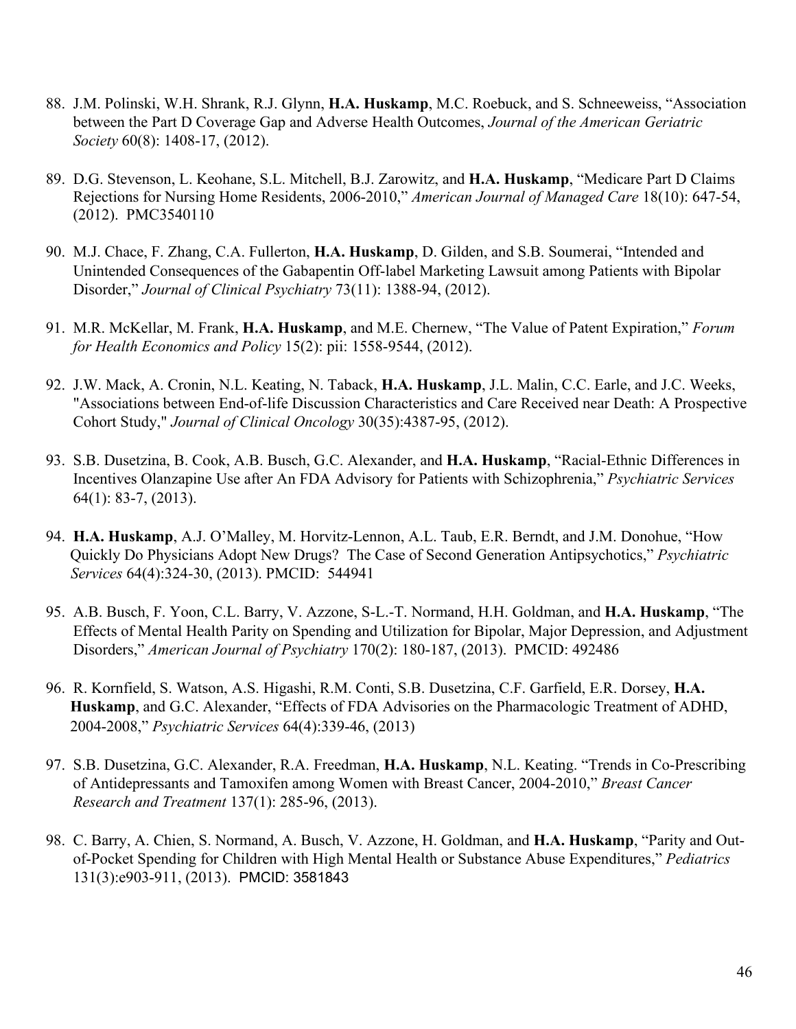88. J.M. Polinski, W.H. Shrank, R.J. Glynn, **H.A. Huskamp**, M.C. Roebuck, and S. Schneeweiss, "Association between the Part D Coverage Gap and Adverse Health Outcomes, *Journal of the American Geriatric Society* 60(8): 1408-17, (2012).

89. D.G. Stevenson, L. Keohane, S.L. Mitchell, B.J. Zarowitz, and **H.A. Huskamp**, "Medicare Part D Claims Rejections for Nursing Home Residents, 2006-2010," *American Journal of Managed Care* 18(10): 647-54, (2012). PMC3540110

90. M.J. Chace, F. Zhang, C.A. Fullerton, **H.A. Huskamp**, D. Gilden, and S.B. Soumerai, "Intended and Unintended Consequences of the Gabapentin Off-label Marketing Lawsuit among Patients with Bipolar Disorder," *Journal of Clinical Psychiatry* 73(11): 1388-94, (2012).

91. M.R. McKellar, M. Frank, **H.A. Huskamp**, and M.E. Chernew, "The Value of Patent Expiration," *Forum for Health Economics and Policy* 15(2): pii: 1558-9544, (2012).

92. J.W. Mack, A. Cronin, N.L. Keating, N. Taback, **H.A. Huskamp**, J.L. Malin, C.C. Earle, and J.C. Weeks, "Associations between End-of-life Discussion Characteristics and Care Received near Death: A Prospective Cohort Study," *Journal of Clinical Oncology* 30(35):4387-95, (2012).

93. S.B. Dusetzina, B. Cook, A.B. Busch, G.C. Alexander, and **H.A. Huskamp**, "Racial-Ethnic Differences in Incentives Olanzapine Use after An FDA Advisory for Patients with Schizophrenia," *Psychiatric Services* 64(1): 83-7, (2013).

94. **H.A. Huskamp**, A.J. O'Malley, M. Horvitz-Lennon, A.L. Taub, E.R. Berndt, and J.M. Donohue, "How Quickly Do Physicians Adopt New Drugs? The Case of Second Generation Antipsychotics," *Psychiatric Services* 64(4):324-30, (2013). PMCID: 544941

95. A.B. Busch, F. Yoon, C.L. Barry, V. Azzone, S-L.-T. Normand, H.H. Goldman, and **H.A. Huskamp**, "The Effects of Mental Health Parity on Spending and Utilization for Bipolar, Major Depression, and Adjustment Disorders," *American Journal of Psychiatry* 170(2): 180-187, (2013). PMCID: 492486

96. R. Kornfield, S. Watson, A.S. Higashi, R.M. Conti, S.B. Dusetzina, C.F. Garfield, E.R. Dorsey, **H.A. Huskamp**, and G.C. Alexander, "Effects of FDA Advisories on the Pharmacologic Treatment of ADHD, 2004-2008," *Psychiatric Services* 64(4):339-46, (2013)

97. S.B. Dusetzina, G.C. Alexander, R.A. Freedman, **H.A. Huskamp**, N.L. Keating. "Trends in Co-Prescribing of Antidepressants and Tamoxifen among Women with Breast Cancer, 2004-2010," *Breast Cancer Research and Treatment* 137(1): 285-96, (2013).

98. C. Barry, A. Chien, S. Normand, A. Busch, V. Azzone, H. Goldman, and **H.A. Huskamp**, "Parity and Out-of-Pocket Spending for Children with High Mental Health or Substance Abuse Expenditures," *Pediatrics* 131(3):e903-911, (2013). PMCID: 3581843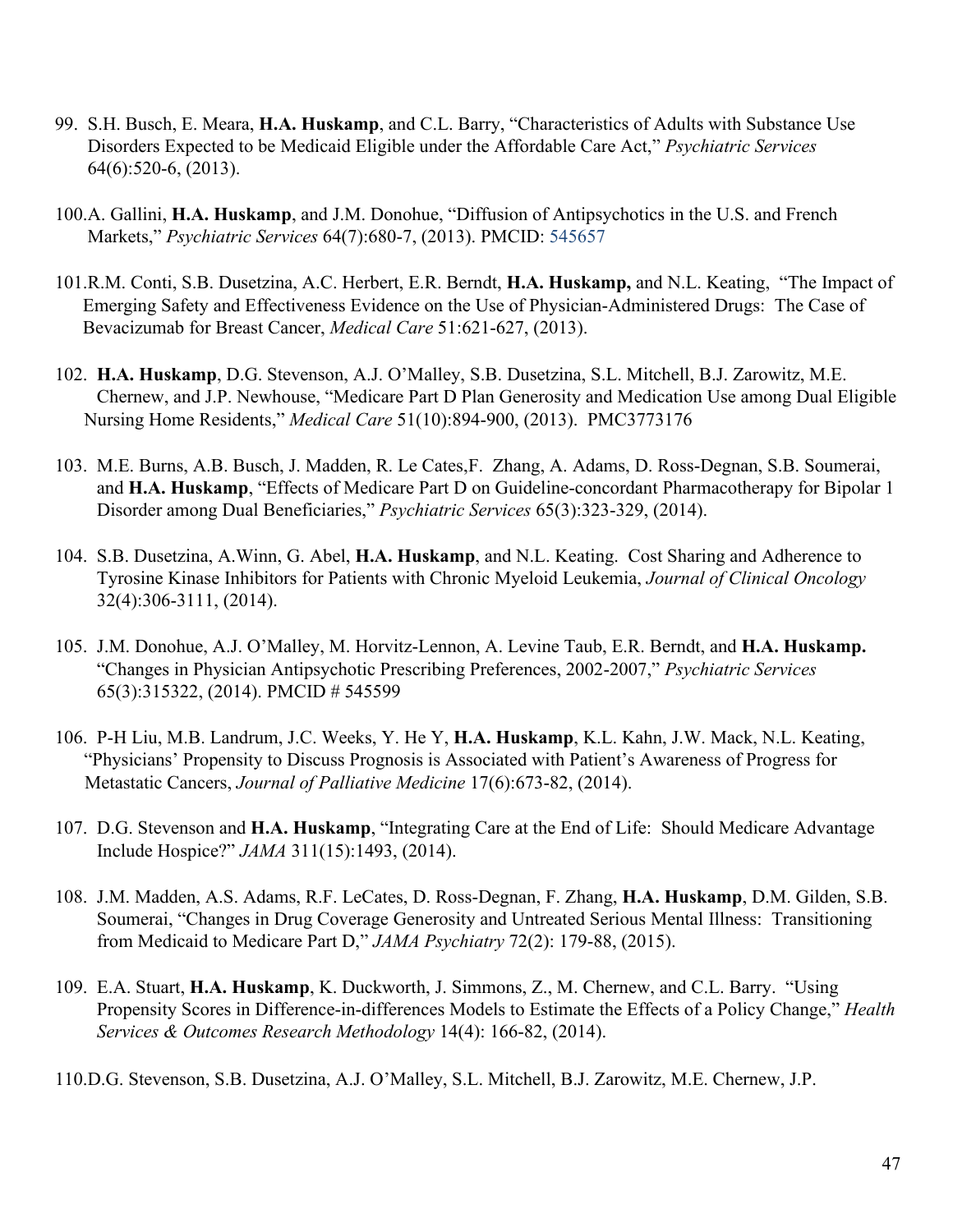99. S.H. Busch, E. Meara, **H.A. Huskamp**, and C.L. Barry, "Characteristics of Adults with Substance Use Disorders Expected to be Medicaid Eligible under the Affordable Care Act," *Psychiatric Services* 64(6):520-6, (2013).

100. A. Gallini, **H.A. Huskamp**, and J.M. Donohue, "Diffusion of Antipsychotics in the U.S. and French Markets," *Psychiatric Services* 64(7):680-7, (2013). PMCID: 545657

101. R.M. Conti, S.B. Dusetzina, A.C. Herbert, E.R. Berndt, **H.A. Huskamp,** and N.L. Keating, "The Impact of Emerging Safety and Effectiveness Evidence on the Use of Physician-Administered Drugs: The Case of Bevacizumab for Breast Cancer, *Medical Care* 51:621-627, (2013).

102. **H.A. Huskamp**, D.G. Stevenson, A.J. O'Malley, S.B. Dusetzina, S.L. Mitchell, B.J. Zarowitz, M.E. Chernew, and J.P. Newhouse, "Medicare Part D Plan Generosity and Medication Use among Dual Eligible Nursing Home Residents," *Medical Care* 51(10):894-900, (2013). PMC3773176

103. M.E. Burns, A.B. Busch, J. Madden, R. Le Cates,F. Zhang, A. Adams, D. Ross-Degnan, S.B. Soumerai, and **H.A. Huskamp**, "Effects of Medicare Part D on Guideline-concordant Pharmacotherapy for Bipolar 1 Disorder among Dual Beneficiaries," *Psychiatric Services* 65(3):323-329, (2014).

104. S.B. Dusetzina, A.Winn, G. Abel, **H.A. Huskamp**, and N.L. Keating. Cost Sharing and Adherence to Tyrosine Kinase Inhibitors for Patients with Chronic Myeloid Leukemia, *Journal of Clinical Oncology* 32(4):306-3111, (2014).

105. J.M. Donohue, A.J. O'Malley, M. Horvitz-Lennon, A. Levine Taub, E.R. Berndt, and **H.A. Huskamp.** "Changes in Physician Antipsychotic Prescribing Preferences, 2002-2007," *Psychiatric Services* 65(3):315322, (2014). PMCID # 545599

106. P-H Liu, M.B. Landrum, J.C. Weeks, Y. He Y, **H.A. Huskamp**, K.L. Kahn, J.W. Mack, N.L. Keating, "Physicians' Propensity to Discuss Prognosis is Associated with Patient's Awareness of Progress for Metastatic Cancers, *Journal of Palliative Medicine* 17(6):673-82, (2014).

107. D.G. Stevenson and **H.A. Huskamp**, "Integrating Care at the End of Life: Should Medicare Advantage Include Hospice?" *JAMA* 311(15):1493, (2014).

108. J.M. Madden, A.S. Adams, R.F. LeCates, D. Ross-Degnan, F. Zhang, **H.A. Huskamp**, D.M. Gilden, S.B. Soumerai, "Changes in Drug Coverage Generosity and Untreated Serious Mental Illness: Transitioning from Medicaid to Medicare Part D," *JAMA Psychiatry* 72(2): 179-88, (2015).

109. E.A. Stuart, **H.A. Huskamp**, K. Duckworth, J. Simmons, Z., M. Chernew, and C.L. Barry. "Using Propensity Scores in Difference-in-differences Models to Estimate the Effects of a Policy Change," *Health Services & Outcomes Research Methodology* 14(4): 166-82, (2014).

110. D.G. Stevenson, S.B. Dusetzina, A.J. O'Malley, S.L. Mitchell, B.J. Zarowitz, M.E. Chernew, J.P.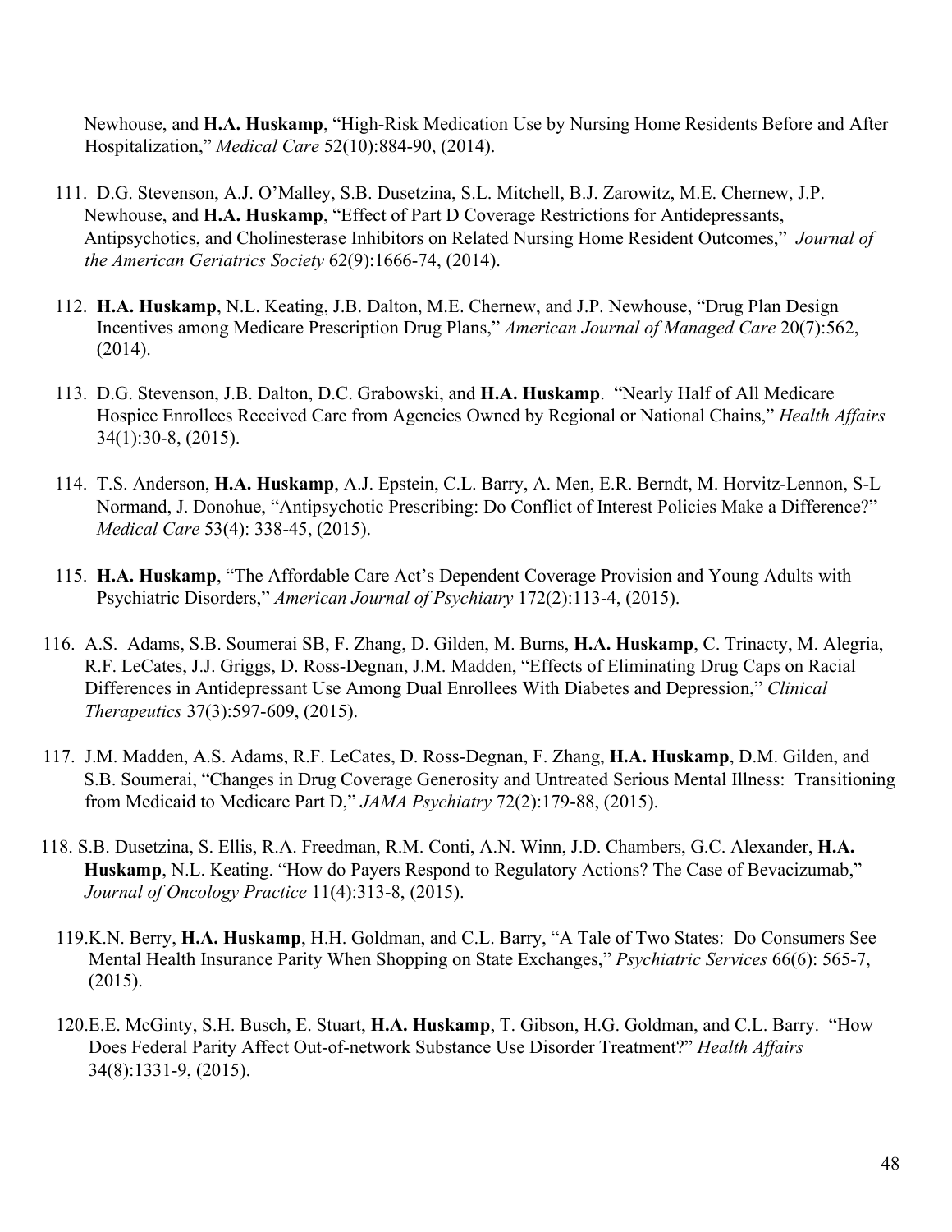Newhouse, and **H.A. Huskamp**, "High-Risk Medication Use by Nursing Home Residents Before and After Hospitalization," *Medical Care* 52(10):884-90, (2014).

111. D.G. Stevenson, A.J. O'Malley, S.B. Dusetzina, S.L. Mitchell, B.J. Zarowitz, M.E. Chernew, J.P. Newhouse, and **H.A. Huskamp**, "Effect of Part D Coverage Restrictions for Antidepressants, Antipsychotics, and Cholinesterase Inhibitors on Related Nursing Home Resident Outcomes," *Journal of the American Geriatrics Society* 62(9):1666-74, (2014).

112. **H.A. Huskamp**, N.L. Keating, J.B. Dalton, M.E. Chernew, and J.P. Newhouse, "Drug Plan Design Incentives among Medicare Prescription Drug Plans," *American Journal of Managed Care* 20(7):562, (2014).

113. D.G. Stevenson, J.B. Dalton, D.C. Grabowski, and **H.A. Huskamp**. "Nearly Half of All Medicare Hospice Enrollees Received Care from Agencies Owned by Regional or National Chains," *Health Affairs* 34(1):30-8, (2015).

114. T.S. Anderson, **H.A. Huskamp**, A.J. Epstein, C.L. Barry, A. Men, E.R. Berndt, M. Horvitz-Lennon, S-L Normand, J. Donohue, "Antipsychotic Prescribing: Do Conflict of Interest Policies Make a Difference?" *Medical Care* 53(4): 338-45, (2015).

115. **H.A. Huskamp**, "The Affordable Care Act's Dependent Coverage Provision and Young Adults with Psychiatric Disorders," *American Journal of Psychiatry* 172(2):113-4, (2015).

116. A.S. Adams, S.B. Soumerai SB, F. Zhang, D. Gilden, M. Burns, **H.A. Huskamp**, C. Trinacty, M. Alegria, R.F. LeCates, J.J. Griggs, D. Ross-Degnan, J.M. Madden, "Effects of Eliminating Drug Caps on Racial Differences in Antidepressant Use Among Dual Enrollees With Diabetes and Depression," *Clinical Therapeutics* 37(3):597-609, (2015).

117. J.M. Madden, A.S. Adams, R.F. LeCates, D. Ross-Degnan, F. Zhang, **H.A. Huskamp**, D.M. Gilden, and S.B. Soumerai, "Changes in Drug Coverage Generosity and Untreated Serious Mental Illness: Transitioning from Medicaid to Medicare Part D," *JAMA Psychiatry* 72(2):179-88, (2015).

118. S.B. Dusetzina, S. Ellis, R.A. Freedman, R.M. Conti, A.N. Winn, J.D. Chambers, G.C. Alexander, **H.A. Huskamp**, N.L. Keating. "How do Payers Respond to Regulatory Actions? The Case of Bevacizumab," *Journal of Oncology Practice* 11(4):313-8, (2015).

119. K.N. Berry, **H.A. Huskamp**, H.H. Goldman, and C.L. Barry, "A Tale of Two States: Do Consumers See Mental Health Insurance Parity When Shopping on State Exchanges," *Psychiatric Services* 66(6): 565-7, (2015).

120. E.E. McGinty, S.H. Busch, E. Stuart, **H.A. Huskamp**, T. Gibson, H.G. Goldman, and C.L. Barry. "How Does Federal Parity Affect Out-of-network Substance Use Disorder Treatment?" *Health Affairs* 34(8):1331-9, (2015).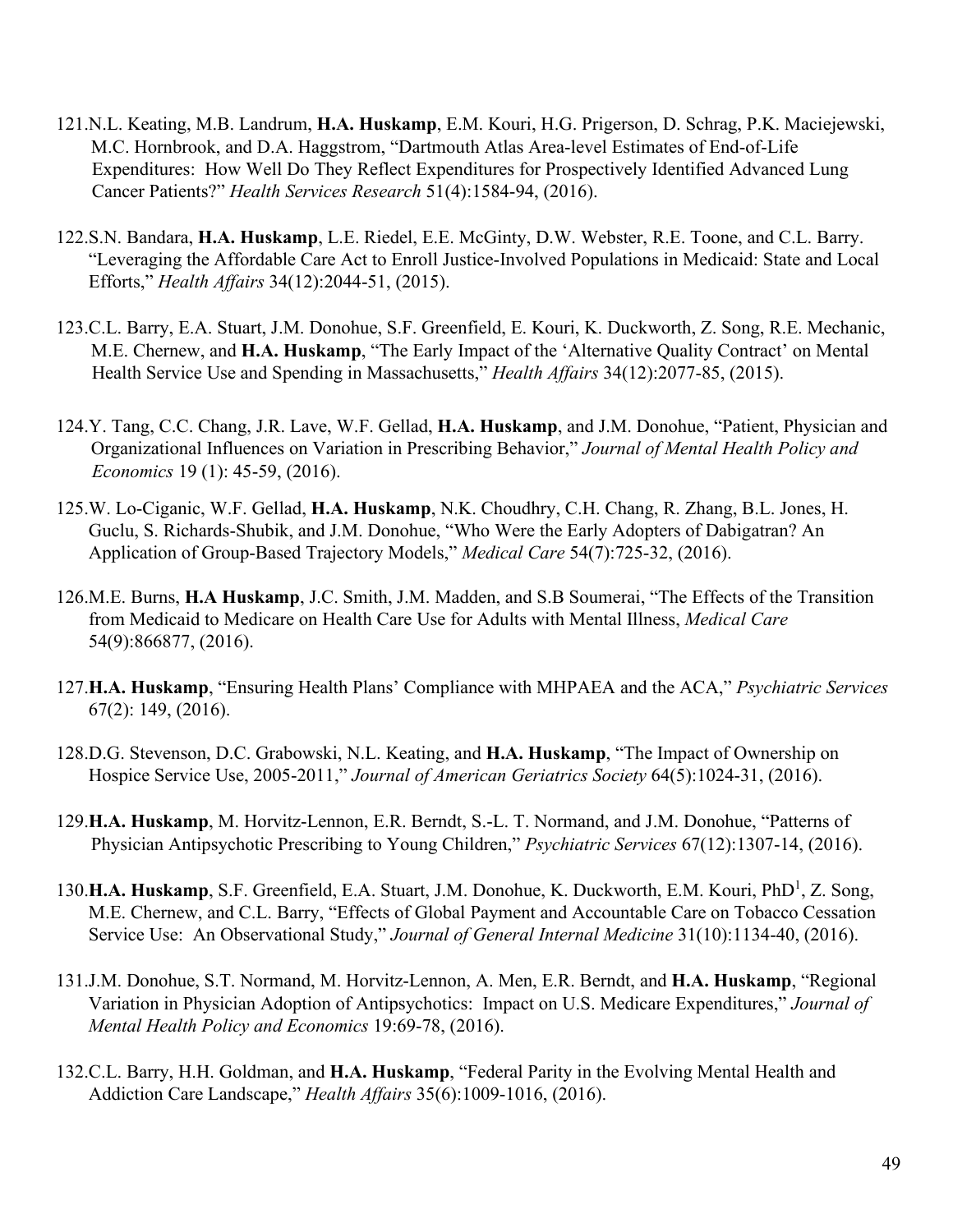121. N.L. Keating, M.B. Landrum, **H.A. Huskamp**, E.M. Kouri, H.G. Prigerson, D. Schrag, P.K. Maciejewski, M.C. Hornbrook, and D.A. Haggstrom, "Dartmouth Atlas Area-level Estimates of End-of-Life Expenditures: How Well Do They Reflect Expenditures for Prospectively Identified Advanced Lung Cancer Patients?" *Health Services Research* 51(4):1584-94, (2016).

122. S.N. Bandara, **H.A. Huskamp**, L.E. Riedel, E.E. McGinty, D.W. Webster, R.E. Toone, and C.L. Barry. "Leveraging the Affordable Care Act to Enroll Justice-Involved Populations in Medicaid: State and Local Efforts," *Health Affairs* 34(12):2044-51, (2015).

123. C.L. Barry, E.A. Stuart, J.M. Donohue, S.F. Greenfield, E. Kouri, K. Duckworth, Z. Song, R.E. Mechanic, M.E. Chernew, and **H.A. Huskamp**, "The Early Impact of the 'Alternative Quality Contract' on Mental Health Service Use and Spending in Massachusetts," *Health Affairs* 34(12):2077-85, (2015).

124. Y. Tang, C.C. Chang, J.R. Lave, W.F. Gellad, **H.A. Huskamp**, and J.M. Donohue, "Patient, Physician and Organizational Influences on Variation in Prescribing Behavior," *Journal of Mental Health Policy and Economics* 19 (1): 45-59, (2016).

125. W. Lo-Ciganic, W.F. Gellad, **H.A. Huskamp**, N.K. Choudhry, C.H. Chang, R. Zhang, B.L. Jones, H. Guclu, S. Richards-Shubik, and J.M. Donohue, "Who Were the Early Adopters of Dabigatran? An Application of Group-Based Trajectory Models," *Medical Care* 54(7):725-32, (2016).

126. M.E. Burns, **H.A Huskamp**, J.C. Smith, J.M. Madden, and S.B Soumerai, "The Effects of the Transition from Medicaid to Medicare on Health Care Use for Adults with Mental Illness, *Medical Care* 54(9):866877, (2016).

127. **H.A. Huskamp**, "Ensuring Health Plans' Compliance with MHPAEA and the ACA," *Psychiatric Services* 67(2): 149, (2016).

128. D.G. Stevenson, D.C. Grabowski, N.L. Keating, and **H.A. Huskamp**, "The Impact of Ownership on Hospice Service Use, 2005-2011," *Journal of American Geriatrics Society* 64(5):1024-31, (2016).

129. **H.A. Huskamp**, M. Horvitz-Lennon, E.R. Berndt, S.-L. T. Normand, and J.M. Donohue, "Patterns of Physician Antipsychotic Prescribing to Young Children," *Psychiatric Services* 67(12):1307-14, (2016).

130. **H.A. Huskamp**, S.F. Greenfield, E.A. Stuart, J.M. Donohue, K. Duckworth, E.M. Kouri, PhD[1], Z. Song, M.E. Chernew, and C.L. Barry, "Effects of Global Payment and Accountable Care on Tobacco Cessation Service Use: An Observational Study," *Journal of General Internal Medicine* 31(10):1134-40, (2016).

131. J.M. Donohue, S.T. Normand, M. Horvitz-Lennon, A. Men, E.R. Berndt, and **H.A. Huskamp**, "Regional Variation in Physician Adoption of Antipsychotics: Impact on U.S. Medicare Expenditures," *Journal of Mental Health Policy and Economics* 19:69-78, (2016).

132. C.L. Barry, H.H. Goldman, and **H.A. Huskamp**, "Federal Parity in the Evolving Mental Health and Addiction Care Landscape," *Health Affairs* 35(6):1009-1016, (2016).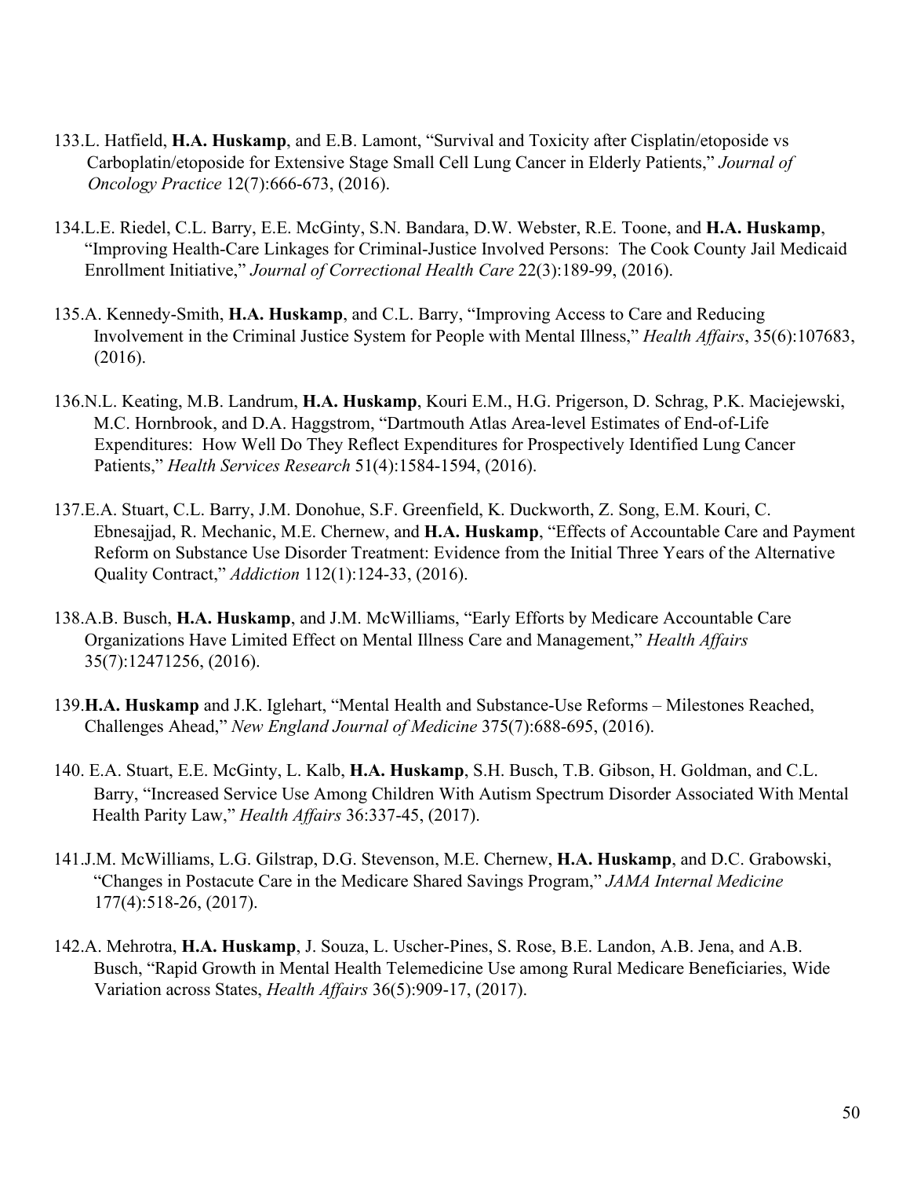133. L. Hatfield, **H.A. Huskamp**, and E.B. Lamont, "Survival and Toxicity after Cisplatin/etoposide vs Carboplatin/etoposide for Extensive Stage Small Cell Lung Cancer in Elderly Patients," *Journal of Oncology Practice* 12(7):666-673, (2016).

134. L.E. Riedel, C.L. Barry, E.E. McGinty, S.N. Bandara, D.W. Webster, R.E. Toone, and **H.A. Huskamp**, "Improving Health-Care Linkages for Criminal-Justice Involved Persons: The Cook County Jail Medicaid Enrollment Initiative," *Journal of Correctional Health Care* 22(3):189-99, (2016).

135. A. Kennedy-Smith, **H.A. Huskamp**, and C.L. Barry, "Improving Access to Care and Reducing Involvement in the Criminal Justice System for People with Mental Illness," *Health Affairs*, 35(6):107683, (2016).

136. N.L. Keating, M.B. Landrum, **H.A. Huskamp**, Kouri E.M., H.G. Prigerson, D. Schrag, P.K. Maciejewski, M.C. Hornbrook, and D.A. Haggstrom, "Dartmouth Atlas Area-level Estimates of End-of-Life Expenditures: How Well Do They Reflect Expenditures for Prospectively Identified Lung Cancer Patients," *Health Services Research* 51(4):1584-1594, (2016).

137. E.A. Stuart, C.L. Barry, J.M. Donohue, S.F. Greenfield, K. Duckworth, Z. Song, E.M. Kouri, C. Ebnesajjad, R. Mechanic, M.E. Chernew, and **H.A. Huskamp**, "Effects of Accountable Care and Payment Reform on Substance Use Disorder Treatment: Evidence from the Initial Three Years of the Alternative Quality Contract," *Addiction* 112(1):124-33, (2016).

138. A.B. Busch, **H.A. Huskamp**, and J.M. McWilliams, "Early Efforts by Medicare Accountable Care Organizations Have Limited Effect on Mental Illness Care and Management," *Health Affairs* 35(7):12471256, (2016).

139. **H.A. Huskamp** and J.K. Iglehart, "Mental Health and Substance-Use Reforms – Milestones Reached, Challenges Ahead," *New England Journal of Medicine* 375(7):688-695, (2016).

140. E.A. Stuart, E.E. McGinty, L. Kalb, **H.A. Huskamp**, S.H. Busch, T.B. Gibson, H. Goldman, and C.L. Barry, "Increased Service Use Among Children With Autism Spectrum Disorder Associated With Mental Health Parity Law," *Health Affairs* 36:337-45, (2017).

141. J.M. McWilliams, L.G. Gilstrap, D.G. Stevenson, M.E. Chernew, **H.A. Huskamp**, and D.C. Grabowski, "Changes in Postacute Care in the Medicare Shared Savings Program," *JAMA Internal Medicine* 177(4):518-26, (2017).

142. A. Mehrotra, **H.A. Huskamp**, J. Souza, L. Uscher-Pines, S. Rose, B.E. Landon, A.B. Jena, and A.B. Busch, "Rapid Growth in Mental Health Telemedicine Use among Rural Medicare Beneficiaries, Wide Variation across States, *Health Affairs* 36(5):909-17, (2017).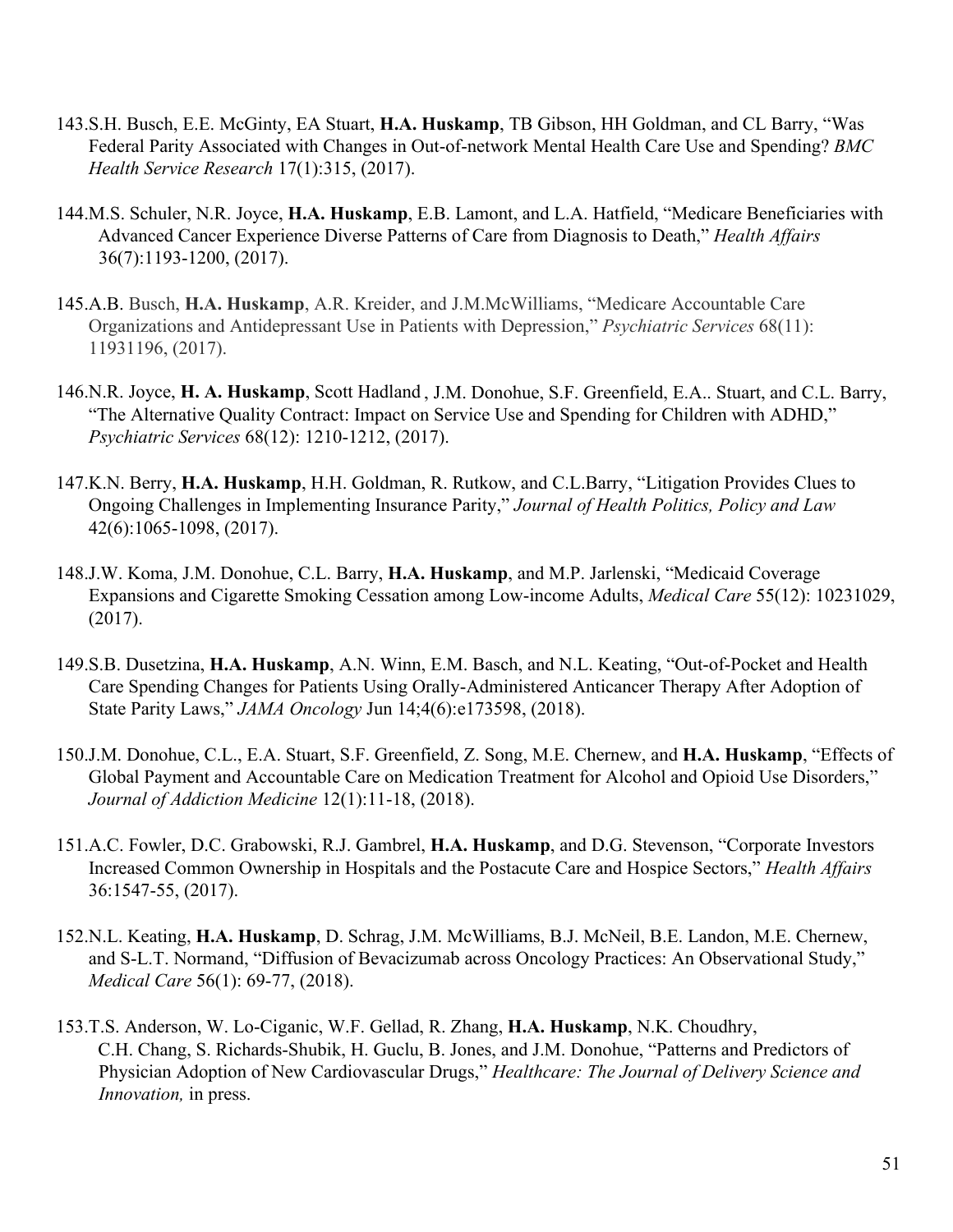143. S.H. Busch, E.E. McGinty, EA Stuart, **H.A. Huskamp**, TB Gibson, HH Goldman, and CL Barry, "Was Federal Parity Associated with Changes in Out-of-network Mental Health Care Use and Spending? *BMC Health Service Research* 17(1):315, (2017).

144. M.S. Schuler, N.R. Joyce, **H.A. Huskamp**, E.B. Lamont, and L.A. Hatfield, "Medicare Beneficiaries with Advanced Cancer Experience Diverse Patterns of Care from Diagnosis to Death," *Health Affairs* 36(7):1193-1200, (2017).

145. A.B. Busch, **H.A. Huskamp**, A.R. Kreider, and J.M.McWilliams, "Medicare Accountable Care Organizations and Antidepressant Use in Patients with Depression," *Psychiatric Services* 68(11): 11931196, (2017).

146. N.R. Joyce, **H. A. Huskamp**, Scott Hadland , J.M. Donohue, S.F. Greenfield, E.A.. Stuart, and C.L. Barry, "The Alternative Quality Contract: Impact on Service Use and Spending for Children with ADHD," *Psychiatric Services* 68(12): 1210-1212, (2017).

147. K.N. Berry, **H.A. Huskamp**, H.H. Goldman, R. Rutkow, and C.L.Barry, "Litigation Provides Clues to Ongoing Challenges in Implementing Insurance Parity," *Journal of Health Politics, Policy and Law* 42(6):1065-1098, (2017).

148. J.W. Koma, J.M. Donohue, C.L. Barry, **H.A. Huskamp**, and M.P. Jarlenski, "Medicaid Coverage Expansions and Cigarette Smoking Cessation among Low-income Adults, *Medical Care* 55(12): 10231029, (2017).

149. S.B. Dusetzina, **H.A. Huskamp**, A.N. Winn, E.M. Basch, and N.L. Keating, "Out-of-Pocket and Health Care Spending Changes for Patients Using Orally-Administered Anticancer Therapy After Adoption of State Parity Laws," *JAMA Oncology* Jun 14;4(6):e173598, (2018).

150. J.M. Donohue, C.L., E.A. Stuart, S.F. Greenfield, Z. Song, M.E. Chernew, and **H.A. Huskamp**, "Effects of Global Payment and Accountable Care on Medication Treatment for Alcohol and Opioid Use Disorders," *Journal of Addiction Medicine* 12(1):11-18, (2018).

151. A.C. Fowler, D.C. Grabowski, R.J. Gambrel, **H.A. Huskamp**, and D.G. Stevenson, "Corporate Investors Increased Common Ownership in Hospitals and the Postacute Care and Hospice Sectors," *Health Affairs* 36:1547-55, (2017).

152. N.L. Keating, **H.A. Huskamp**, D. Schrag, J.M. McWilliams, B.J. McNeil, B.E. Landon, M.E. Chernew, and S-L.T. Normand, "Diffusion of Bevacizumab across Oncology Practices: An Observational Study," *Medical Care* 56(1): 69-77, (2018).

153. T.S. Anderson, W. Lo-Ciganic, W.F. Gellad, R. Zhang, **H.A. Huskamp**, N.K. Choudhry, C.H. Chang, S. Richards-Shubik, H. Guclu, B. Jones, and J.M. Donohue, "Patterns and Predictors of Physician Adoption of New Cardiovascular Drugs," *Healthcare: The Journal of Delivery Science and Innovation,* in press.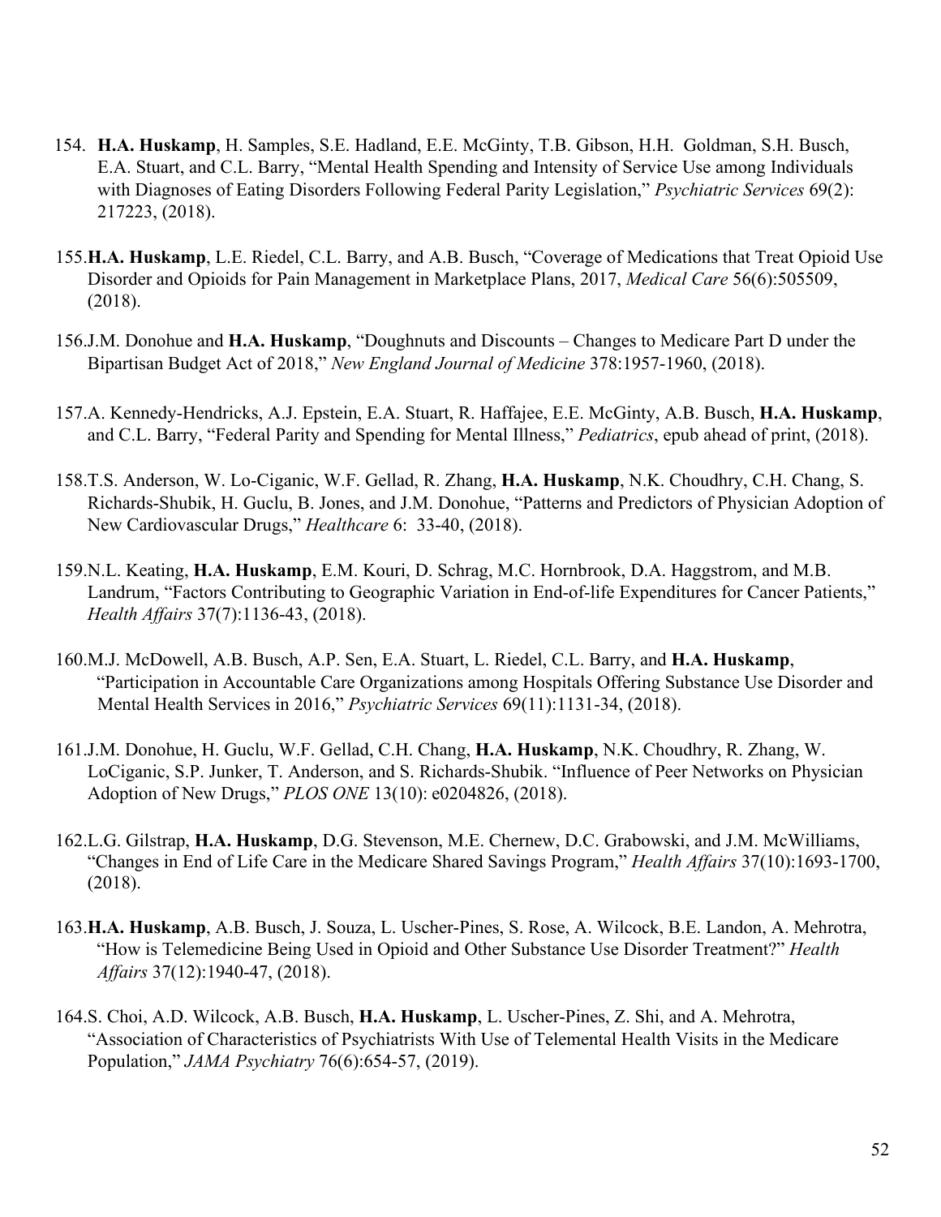154. **H.A. Huskamp**, H. Samples, S.E. Hadland, E.E. McGinty, T.B. Gibson, H.H. Goldman, S.H. Busch, E.A. Stuart, and C.L. Barry, "Mental Health Spending and Intensity of Service Use among Individuals with Diagnoses of Eating Disorders Following Federal Parity Legislation," *Psychiatric Services* 69(2): 217223, (2018).

155. **H.A. Huskamp**, L.E. Riedel, C.L. Barry, and A.B. Busch, "Coverage of Medications that Treat Opioid Use Disorder and Opioids for Pain Management in Marketplace Plans, 2017, *Medical Care* 56(6):505509, (2018).

156. J.M. Donohue and **H.A. Huskamp**, "Doughnuts and Discounts – Changes to Medicare Part D under the Bipartisan Budget Act of 2018," *New England Journal of Medicine* 378:1957-1960, (2018).

157. A. Kennedy-Hendricks, A.J. Epstein, E.A. Stuart, R. Haffajee, E.E. McGinty, A.B. Busch, **H.A. Huskamp**, and C.L. Barry, "Federal Parity and Spending for Mental Illness," *Pediatrics*, epub ahead of print, (2018).

158. T.S. Anderson, W. Lo-Ciganic, W.F. Gellad, R. Zhang, **H.A. Huskamp**, N.K. Choudhry, C.H. Chang, S. Richards-Shubik, H. Guclu, B. Jones, and J.M. Donohue, "Patterns and Predictors of Physician Adoption of New Cardiovascular Drugs," *Healthcare* 6: 33-40, (2018).

159. N.L. Keating, **H.A. Huskamp**, E.M. Kouri, D. Schrag, M.C. Hornbrook, D.A. Haggstrom, and M.B. Landrum, "Factors Contributing to Geographic Variation in End-of-life Expenditures for Cancer Patients," *Health Affairs* 37(7):1136-43, (2018).

160. M.J. McDowell, A.B. Busch, A.P. Sen, E.A. Stuart, L. Riedel, C.L. Barry, and **H.A. Huskamp**, "Participation in Accountable Care Organizations among Hospitals Offering Substance Use Disorder and Mental Health Services in 2016," *Psychiatric Services* 69(11):1131-34, (2018).

161. J.M. Donohue, H. Guclu, W.F. Gellad, C.H. Chang, **H.A. Huskamp**, N.K. Choudhry, R. Zhang, W. LoCiganic, S.P. Junker, T. Anderson, and S. Richards-Shubik. "Influence of Peer Networks on Physician Adoption of New Drugs," *PLOS ONE* 13(10): e0204826, (2018).

162. L.G. Gilstrap, **H.A. Huskamp**, D.G. Stevenson, M.E. Chernew, D.C. Grabowski, and J.M. McWilliams, "Changes in End of Life Care in the Medicare Shared Savings Program," *Health Affairs* 37(10):1693-1700, (2018).

163. **H.A. Huskamp**, A.B. Busch, J. Souza, L. Uscher-Pines, S. Rose, A. Wilcock, B.E. Landon, A. Mehrotra, "How is Telemedicine Being Used in Opioid and Other Substance Use Disorder Treatment?" *Health Affairs* 37(12):1940-47, (2018).

164. S. Choi, A.D. Wilcock, A.B. Busch, **H.A. Huskamp**, L. Uscher-Pines, Z. Shi, and A. Mehrotra, "Association of Characteristics of Psychiatrists With Use of Telemental Health Visits in the Medicare Population," *JAMA Psychiatry* 76(6):654-57, (2019).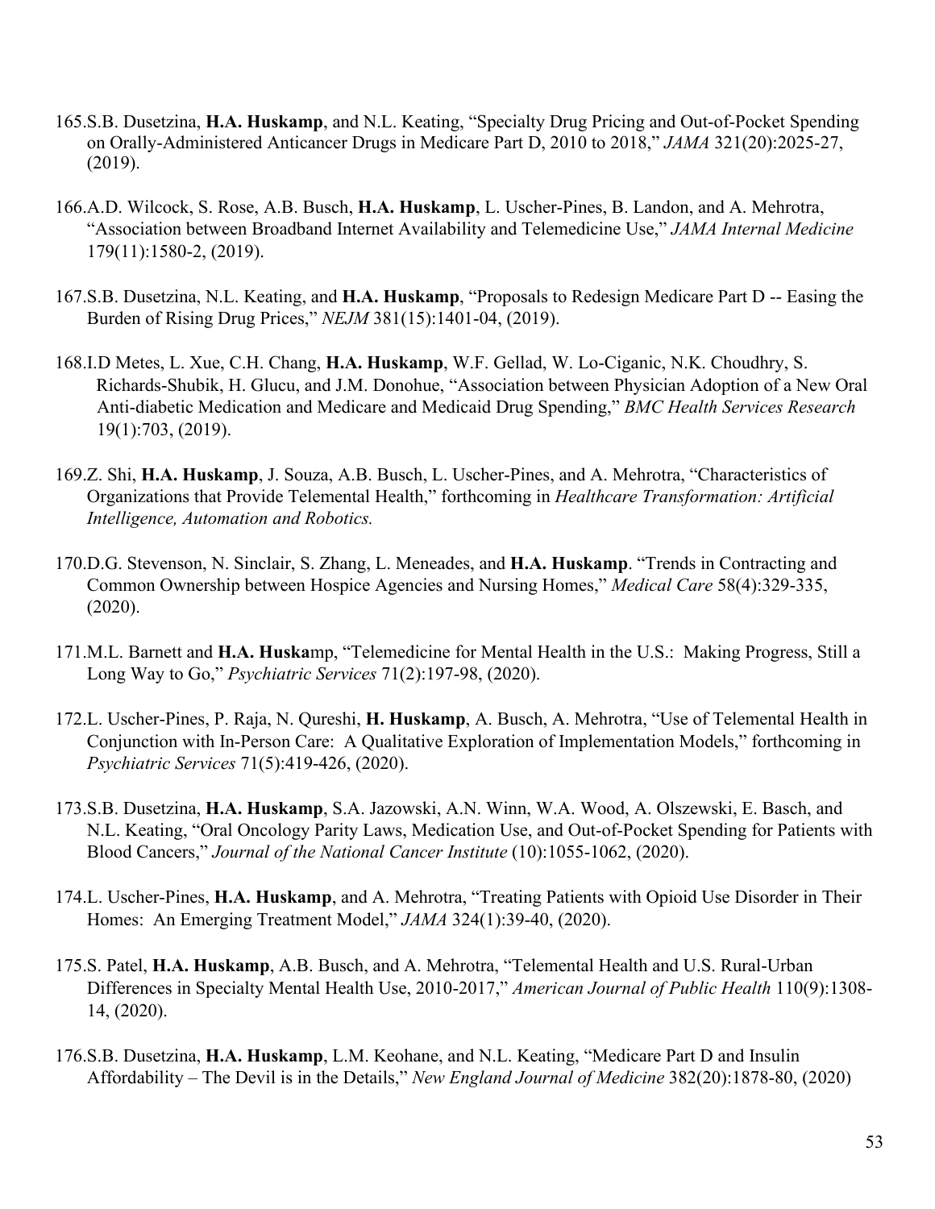165. S.B. Dusetzina, **H.A. Huskamp**, and N.L. Keating, "Specialty Drug Pricing and Out-of-Pocket Spending on Orally-Administered Anticancer Drugs in Medicare Part D, 2010 to 2018," *JAMA* 321(20):2025-27, (2019).

166. A.D. Wilcock, S. Rose, A.B. Busch, **H.A. Huskamp**, L. Uscher-Pines, B. Landon, and A. Mehrotra, "Association between Broadband Internet Availability and Telemedicine Use," *JAMA Internal Medicine* 179(11):1580-2, (2019).

167. S.B. Dusetzina, N.L. Keating, and **H.A. Huskamp**, "Proposals to Redesign Medicare Part D -- Easing the Burden of Rising Drug Prices," *NEJM* 381(15):1401-04, (2019).

168. I.D Metes, L. Xue, C.H. Chang, **H.A. Huskamp**, W.F. Gellad, W. Lo-Ciganic, N.K. Choudhry, S. Richards-Shubik, H. Glucu, and J.M. Donohue, "Association between Physician Adoption of a New Oral Anti-diabetic Medication and Medicare and Medicaid Drug Spending," *BMC Health Services Research* 19(1):703, (2019).

169. Z. Shi, **H.A. Huskamp**, J. Souza, A.B. Busch, L. Uscher-Pines, and A. Mehrotra, "Characteristics of Organizations that Provide Telemental Health," forthcoming in *Healthcare Transformation: Artificial Intelligence, Automation and Robotics.*

170. D.G. Stevenson, N. Sinclair, S. Zhang, L. Meneades, and **H.A. Huskamp**. "Trends in Contracting and Common Ownership between Hospice Agencies and Nursing Homes," *Medical Care* 58(4):329-335, (2020).

171. M.L. Barnett and **H.A. Huska**mp, "Telemedicine for Mental Health in the U.S.: Making Progress, Still a Long Way to Go," *Psychiatric Services* 71(2):197-98, (2020).

172. L. Uscher-Pines, P. Raja, N. Qureshi, **H. Huskamp**, A. Busch, A. Mehrotra, "Use of Telemental Health in Conjunction with In-Person Care: A Qualitative Exploration of Implementation Models," forthcoming in *Psychiatric Services* 71(5):419-426, (2020).

173. S.B. Dusetzina, **H.A. Huskamp**, S.A. Jazowski, A.N. Winn, W.A. Wood, A. Olszewski, E. Basch, and N.L. Keating, "Oral Oncology Parity Laws, Medication Use, and Out-of-Pocket Spending for Patients with Blood Cancers," *Journal of the National Cancer Institute* (10):1055-1062, (2020).

174. L. Uscher-Pines, **H.A. Huskamp**, and A. Mehrotra, "Treating Patients with Opioid Use Disorder in Their Homes: An Emerging Treatment Model," *JAMA* 324(1):39-40, (2020).

175. S. Patel, **H.A. Huskamp**, A.B. Busch, and A. Mehrotra, "Telemental Health and U.S. Rural-Urban Differences in Specialty Mental Health Use, 2010-2017," *American Journal of Public Health* 110(9):1308-14, (2020).

176. S.B. Dusetzina, **H.A. Huskamp**, L.M. Keohane, and N.L. Keating, "Medicare Part D and Insulin Affordability – The Devil is in the Details," *New England Journal of Medicine* 382(20):1878-80, (2020)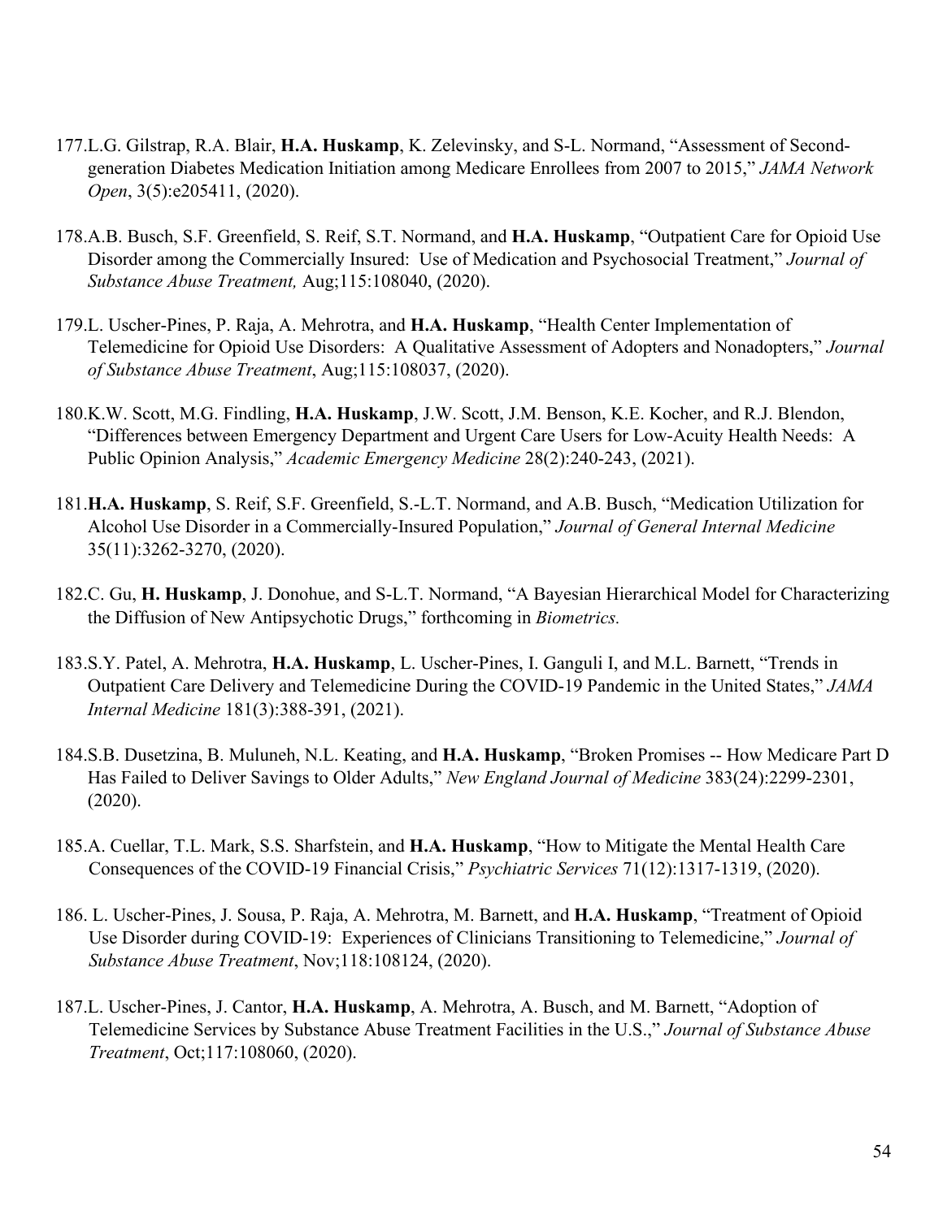177. L.G. Gilstrap, R.A. Blair, **H.A. Huskamp**, K. Zelevinsky, and S-L. Normand, "Assessment of Second-generation Diabetes Medication Initiation among Medicare Enrollees from 2007 to 2015," *JAMA Network Open*, 3(5):e205411, (2020).

178. A.B. Busch, S.F. Greenfield, S. Reif, S.T. Normand, and **H.A. Huskamp**, "Outpatient Care for Opioid Use Disorder among the Commercially Insured: Use of Medication and Psychosocial Treatment," *Journal of Substance Abuse Treatment,* Aug;115:108040, (2020).

179. L. Uscher-Pines, P. Raja, A. Mehrotra, and **H.A. Huskamp**, "Health Center Implementation of Telemedicine for Opioid Use Disorders: A Qualitative Assessment of Adopters and Nonadopters," *Journal of Substance Abuse Treatment*, Aug;115:108037, (2020).

180. K.W. Scott, M.G. Findling, **H.A. Huskamp**, J.W. Scott, J.M. Benson, K.E. Kocher, and R.J. Blendon, "Differences between Emergency Department and Urgent Care Users for Low-Acuity Health Needs: A Public Opinion Analysis," *Academic Emergency Medicine* 28(2):240-243, (2021).

181. **H.A. Huskamp**, S. Reif, S.F. Greenfield, S.-L.T. Normand, and A.B. Busch, "Medication Utilization for Alcohol Use Disorder in a Commercially-Insured Population," *Journal of General Internal Medicine* 35(11):3262-3270, (2020).

182. C. Gu, **H. Huskamp**, J. Donohue, and S-L.T. Normand, "A Bayesian Hierarchical Model for Characterizing the Diffusion of New Antipsychotic Drugs," forthcoming in *Biometrics.*

183. S.Y. Patel, A. Mehrotra, **H.A. Huskamp**, L. Uscher-Pines, I. Ganguli I, and M.L. Barnett, "Trends in Outpatient Care Delivery and Telemedicine During the COVID-19 Pandemic in the United States," *JAMA Internal Medicine* 181(3):388-391, (2021).

184. S.B. Dusetzina, B. Muluneh, N.L. Keating, and **H.A. Huskamp**, "Broken Promises -- How Medicare Part D Has Failed to Deliver Savings to Older Adults," *New England Journal of Medicine* 383(24):2299-2301, (2020).

185. A. Cuellar, T.L. Mark, S.S. Sharfstein, and **H.A. Huskamp**, "How to Mitigate the Mental Health Care Consequences of the COVID-19 Financial Crisis," *Psychiatric Services* 71(12):1317-1319, (2020).

186. L. Uscher-Pines, J. Sousa, P. Raja, A. Mehrotra, M. Barnett, and **H.A. Huskamp**, "Treatment of Opioid Use Disorder during COVID-19: Experiences of Clinicians Transitioning to Telemedicine," *Journal of Substance Abuse Treatment*, Nov;118:108124, (2020).

187. L. Uscher-Pines, J. Cantor, **H.A. Huskamp**, A. Mehrotra, A. Busch, and M. Barnett, "Adoption of Telemedicine Services by Substance Abuse Treatment Facilities in the U.S.," *Journal of Substance Abuse Treatment*, Oct;117:108060, (2020).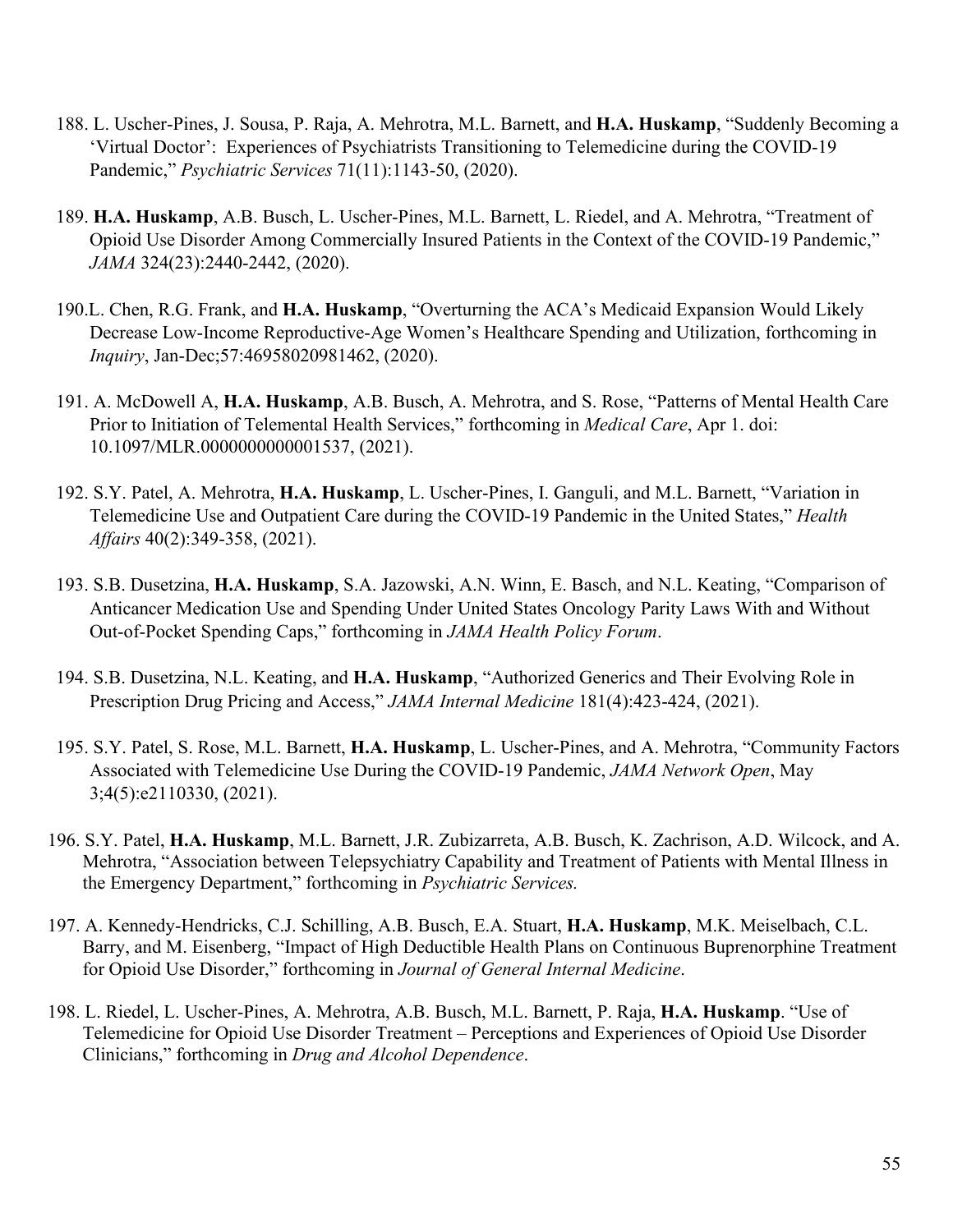188. L. Uscher-Pines, J. Sousa, P. Raja, A. Mehrotra, M.L. Barnett, and **H.A. Huskamp**, "Suddenly Becoming a 'Virtual Doctor': Experiences of Psychiatrists Transitioning to Telemedicine during the COVID-19 Pandemic," *Psychiatric Services* 71(11):1143-50, (2020).

189. **H.A. Huskamp**, A.B. Busch, L. Uscher-Pines, M.L. Barnett, L. Riedel, and A. Mehrotra, "Treatment of Opioid Use Disorder Among Commercially Insured Patients in the Context of the COVID-19 Pandemic," *JAMA* 324(23):2440-2442, (2020).

190. L. Chen, R.G. Frank, and **H.A. Huskamp**, "Overturning the ACA's Medicaid Expansion Would Likely Decrease Low-Income Reproductive-Age Women's Healthcare Spending and Utilization, forthcoming in *Inquiry*, Jan-Dec;57:46958020981462, (2020).

191. A. McDowell A, **H.A. Huskamp**, A.B. Busch, A. Mehrotra, and S. Rose, "Patterns of Mental Health Care Prior to Initiation of Telemental Health Services," forthcoming in *Medical Care*, Apr 1. doi: 10.1097/MLR.0000000000001537, (2021).

192. S.Y. Patel, A. Mehrotra, **H.A. Huskamp**, L. Uscher-Pines, I. Ganguli, and M.L. Barnett, "Variation in Telemedicine Use and Outpatient Care during the COVID-19 Pandemic in the United States," *Health Affairs* 40(2):349-358, (2021).

193. S.B. Dusetzina, **H.A. Huskamp**, S.A. Jazowski, A.N. Winn, E. Basch, and N.L. Keating, "Comparison of Anticancer Medication Use and Spending Under United States Oncology Parity Laws With and Without Out-of-Pocket Spending Caps," forthcoming in *JAMA Health Policy Forum*.

194. S.B. Dusetzina, N.L. Keating, and **H.A. Huskamp**, "Authorized Generics and Their Evolving Role in Prescription Drug Pricing and Access," *JAMA Internal Medicine* 181(4):423-424, (2021).

195. S.Y. Patel, S. Rose, M.L. Barnett, **H.A. Huskamp**, L. Uscher-Pines, and A. Mehrotra, "Community Factors Associated with Telemedicine Use During the COVID-19 Pandemic, *JAMA Network Open*, May 3;4(5):e2110330, (2021).

196. S.Y. Patel, **H.A. Huskamp**, M.L. Barnett, J.R. Zubizarreta, A.B. Busch, K. Zachrison, A.D. Wilcock, and A. Mehrotra, "Association between Telepsychiatry Capability and Treatment of Patients with Mental Illness in the Emergency Department," forthcoming in *Psychiatric Services.*

197. A. Kennedy-Hendricks, C.J. Schilling, A.B. Busch, E.A. Stuart, **H.A. Huskamp**, M.K. Meiselbach, C.L. Barry, and M. Eisenberg, "Impact of High Deductible Health Plans on Continuous Buprenorphine Treatment for Opioid Use Disorder," forthcoming in *Journal of General Internal Medicine*.

198. L. Riedel, L. Uscher-Pines, A. Mehrotra, A.B. Busch, M.L. Barnett, P. Raja, **H.A. Huskamp**. "Use of Telemedicine for Opioid Use Disorder Treatment – Perceptions and Experiences of Opioid Use Disorder Clinicians," forthcoming in *Drug and Alcohol Dependence*.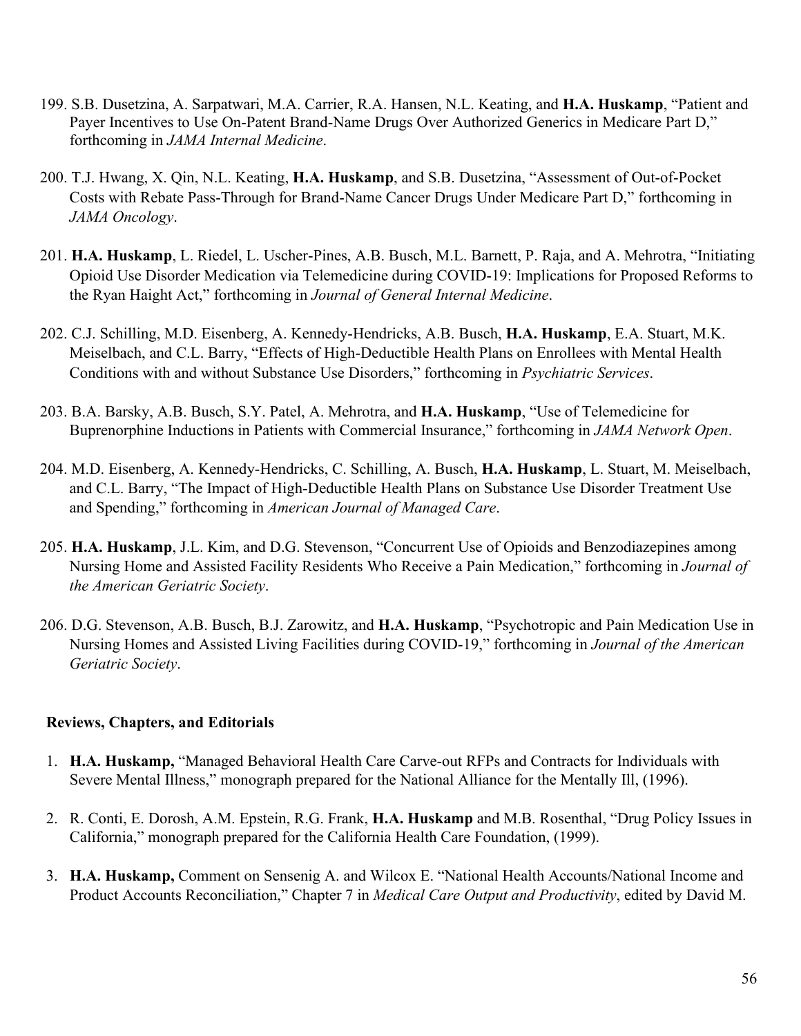199. S.B. Dusetzina, A. Sarpatwari, M.A. Carrier, R.A. Hansen, N.L. Keating, and **H.A. Huskamp**, "Patient and Payer Incentives to Use On-Patent Brand-Name Drugs Over Authorized Generics in Medicare Part D," forthcoming in *JAMA Internal Medicine*.

200. T.J. Hwang, X. Qin, N.L. Keating, **H.A. Huskamp**, and S.B. Dusetzina, "Assessment of Out-of-Pocket Costs with Rebate Pass-Through for Brand-Name Cancer Drugs Under Medicare Part D," forthcoming in *JAMA Oncology*.

201. **H.A. Huskamp**, L. Riedel, L. Uscher-Pines, A.B. Busch, M.L. Barnett, P. Raja, and A. Mehrotra, "Initiating Opioid Use Disorder Medication via Telemedicine during COVID-19: Implications for Proposed Reforms to the Ryan Haight Act," forthcoming in *Journal of General Internal Medicine*.

202. C.J. Schilling, M.D. Eisenberg, A. Kennedy-Hendricks, A.B. Busch, **H.A. Huskamp**, E.A. Stuart, M.K. Meiselbach, and C.L. Barry, "Effects of High-Deductible Health Plans on Enrollees with Mental Health Conditions with and without Substance Use Disorders," forthcoming in *Psychiatric Services*.

203. B.A. Barsky, A.B. Busch, S.Y. Patel, A. Mehrotra, and **H.A. Huskamp**, "Use of Telemedicine for Buprenorphine Inductions in Patients with Commercial Insurance," forthcoming in *JAMA Network Open*.

204. M.D. Eisenberg, A. Kennedy-Hendricks, C. Schilling, A. Busch, **H.A. Huskamp**, L. Stuart, M. Meiselbach, and C.L. Barry, "The Impact of High-Deductible Health Plans on Substance Use Disorder Treatment Use and Spending," forthcoming in *American Journal of Managed Care*.

205. **H.A. Huskamp**, J.L. Kim, and D.G. Stevenson, "Concurrent Use of Opioids and Benzodiazepines among Nursing Home and Assisted Facility Residents Who Receive a Pain Medication," forthcoming in *Journal of the American Geriatric Society*.

206. D.G. Stevenson, A.B. Busch, B.J. Zarowitz, and **H.A. Huskamp**, "Psychotropic and Pain Medication Use in Nursing Homes and Assisted Living Facilities during COVID-19," forthcoming in *Journal of the American Geriatric Society*.

### Reviews, Chapters, and Editorials

1. **H.A. Huskamp,** "Managed Behavioral Health Care Carve-out RFPs and Contracts for Individuals with Severe Mental Illness," monograph prepared for the National Alliance for the Mentally Ill, (1996).

2. R. Conti, E. Dorosh, A.M. Epstein, R.G. Frank, **H.A. Huskamp** and M.B. Rosenthal, "Drug Policy Issues in California," monograph prepared for the California Health Care Foundation, (1999).

3. **H.A. Huskamp,** Comment on Sensenig A. and Wilcox E. "National Health Accounts/National Income and Product Accounts Reconciliation," Chapter 7 in *Medical Care Output and Productivity*, edited by David M.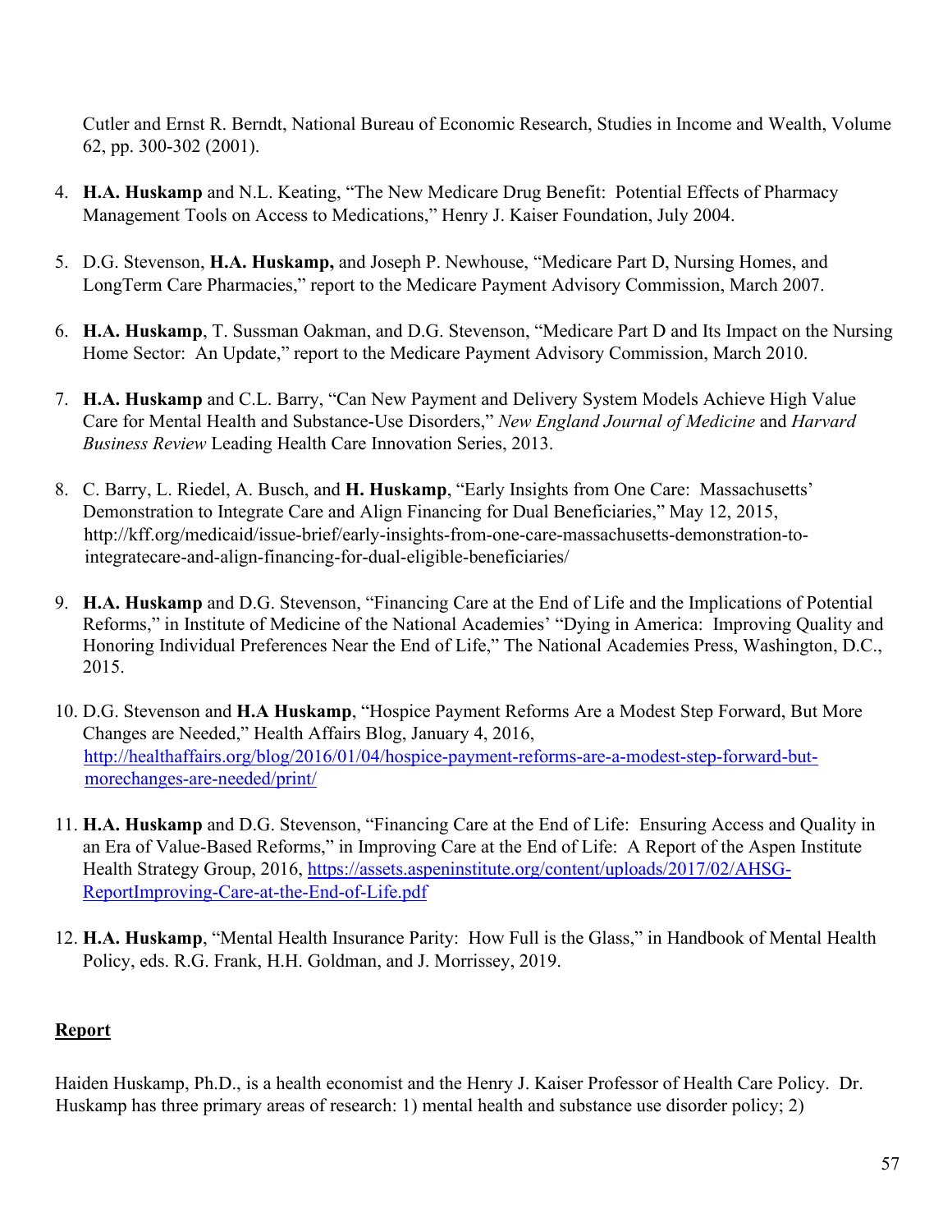Cutler and Ernst R. Berndt, National Bureau of Economic Research, Studies in Income and Wealth, Volume 62, pp. 300-302 (2001).

4. **H.A. Huskamp** and N.L. Keating, "The New Medicare Drug Benefit: Potential Effects of Pharmacy Management Tools on Access to Medications," Henry J. Kaiser Foundation, July 2004.

5. D.G. Stevenson, **H.A. Huskamp,** and Joseph P. Newhouse, "Medicare Part D, Nursing Homes, and LongTerm Care Pharmacies," report to the Medicare Payment Advisory Commission, March 2007.

6. **H.A. Huskamp**, T. Sussman Oakman, and D.G. Stevenson, "Medicare Part D and Its Impact on the Nursing Home Sector: An Update," report to the Medicare Payment Advisory Commission, March 2010.

7. **H.A. Huskamp** and C.L. Barry, "Can New Payment and Delivery System Models Achieve High Value Care for Mental Health and Substance-Use Disorders," *New England Journal of Medicine* and *Harvard Business Review* Leading Health Care Innovation Series, 2013.

8. C. Barry, L. Riedel, A. Busch, and **H. Huskamp**, "Early Insights from One Care: Massachusetts' Demonstration to Integrate Care and Align Financing for Dual Beneficiaries," May 12, 2015, http://kff.org/medicaid/issue-brief/early-insights-from-one-care-massachusetts-demonstration-to-integratecare-and-align-financing-for-dual-eligible-beneficiaries/

9. **H.A. Huskamp** and D.G. Stevenson, "Financing Care at the End of Life and the Implications of Potential Reforms," in Institute of Medicine of the National Academies' "Dying in America: Improving Quality and Honoring Individual Preferences Near the End of Life," The National Academies Press, Washington, D.C., 2015.

10. D.G. Stevenson and **H.A Huskamp**, "Hospice Payment Reforms Are a Modest Step Forward, But More Changes are Needed," Health Affairs Blog, January 4, 2016, http://healthaffairs.org/blog/2016/01/04/hospice-payment-reforms-are-a-modest-step-forward-but-morechanges-are-needed/print/

11. **H.A. Huskamp** and D.G. Stevenson, "Financing Care at the End of Life: Ensuring Access and Quality in an Era of Value-Based Reforms," in Improving Care at the End of Life: A Report of the Aspen Institute Health Strategy Group, 2016, https://assets.aspeninstitute.org/content/uploads/2017/02/AHSG-ReportImproving-Care-at-the-End-of-Life.pdf

12. **H.A. Huskamp**, "Mental Health Insurance Parity: How Full is the Glass," in Handbook of Mental Health Policy, eds. R.G. Frank, H.H. Goldman, and J. Morrissey, 2019.

## Report

Haiden Huskamp, Ph.D., is a health economist and the Henry J. Kaiser Professor of Health Care Policy. Dr. Huskamp has three primary areas of research: 1) mental health and substance use disorder policy; 2)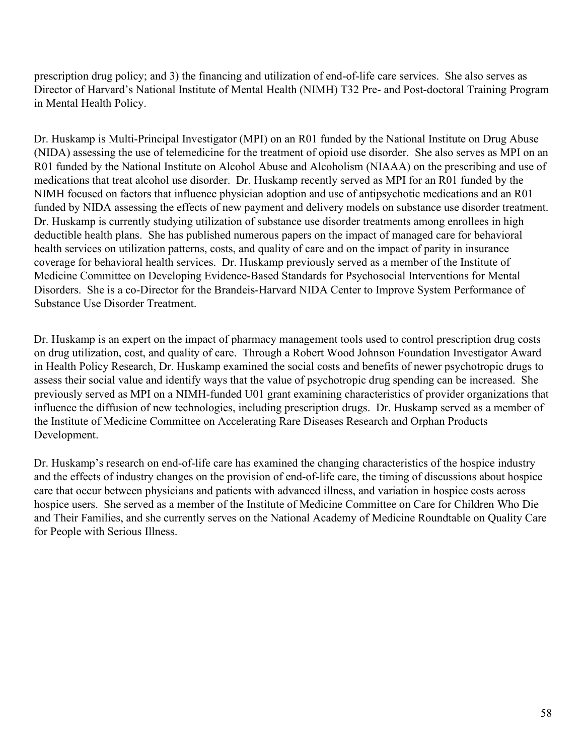prescription drug policy; and 3) the financing and utilization of end-of-life care services. She also serves as Director of Harvard's National Institute of Mental Health (NIMH) T32 Pre- and Post-doctoral Training Program in Mental Health Policy.

Dr. Huskamp is Multi-Principal Investigator (MPI) on an R01 funded by the National Institute on Drug Abuse (NIDA) assessing the use of telemedicine for the treatment of opioid use disorder. She also serves as MPI on an R01 funded by the National Institute on Alcohol Abuse and Alcoholism (NIAAA) on the prescribing and use of medications that treat alcohol use disorder. Dr. Huskamp recently served as MPI for an R01 funded by the NIMH focused on factors that influence physician adoption and use of antipsychotic medications and an R01 funded by NIDA assessing the effects of new payment and delivery models on substance use disorder treatment. Dr. Huskamp is currently studying utilization of substance use disorder treatments among enrollees in high deductible health plans. She has published numerous papers on the impact of managed care for behavioral health services on utilization patterns, costs, and quality of care and on the impact of parity in insurance coverage for behavioral health services. Dr. Huskamp previously served as a member of the Institute of Medicine Committee on Developing Evidence-Based Standards for Psychosocial Interventions for Mental Disorders. She is a co-Director for the Brandeis-Harvard NIDA Center to Improve System Performance of Substance Use Disorder Treatment.

Dr. Huskamp is an expert on the impact of pharmacy management tools used to control prescription drug costs on drug utilization, cost, and quality of care. Through a Robert Wood Johnson Foundation Investigator Award in Health Policy Research, Dr. Huskamp examined the social costs and benefits of newer psychotropic drugs to assess their social value and identify ways that the value of psychotropic drug spending can be increased. She previously served as MPI on a NIMH-funded U01 grant examining characteristics of provider organizations that influence the diffusion of new technologies, including prescription drugs. Dr. Huskamp served as a member of the Institute of Medicine Committee on Accelerating Rare Diseases Research and Orphan Products Development.

Dr. Huskamp's research on end-of-life care has examined the changing characteristics of the hospice industry and the effects of industry changes on the provision of end-of-life care, the timing of discussions about hospice care that occur between physicians and patients with advanced illness, and variation in hospice costs across hospice users. She served as a member of the Institute of Medicine Committee on Care for Children Who Die and Their Families, and she currently serves on the National Academy of Medicine Roundtable on Quality Care for People with Serious Illness.